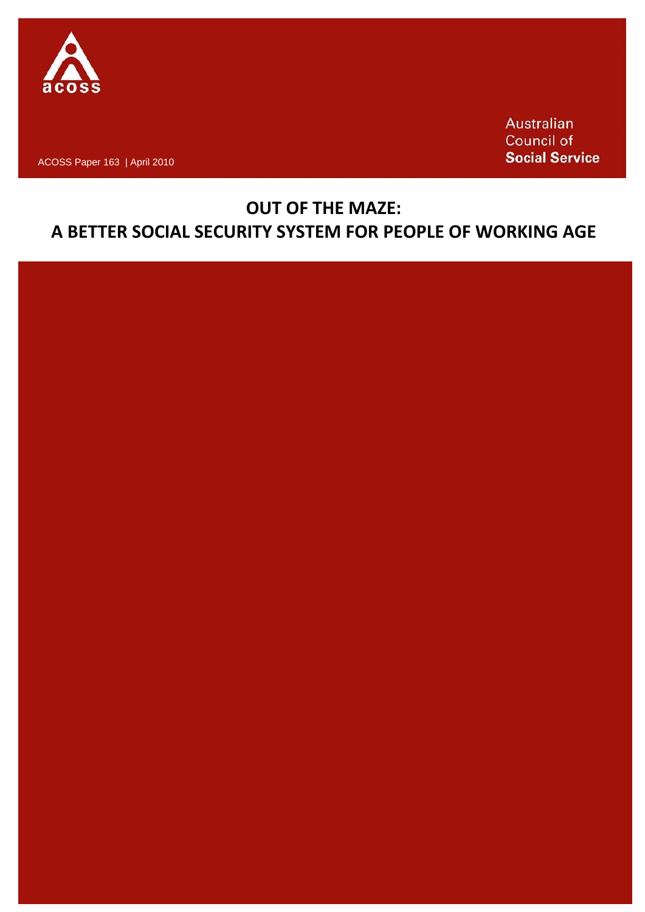acoss

Australian Council of **Social Service**

ACOSS Paper 163 | April 2010

# OUT OF THE MAZE: A BETTER SOCIAL SECURITY SYSTEM FOR PEOPLE OF WORKING AGE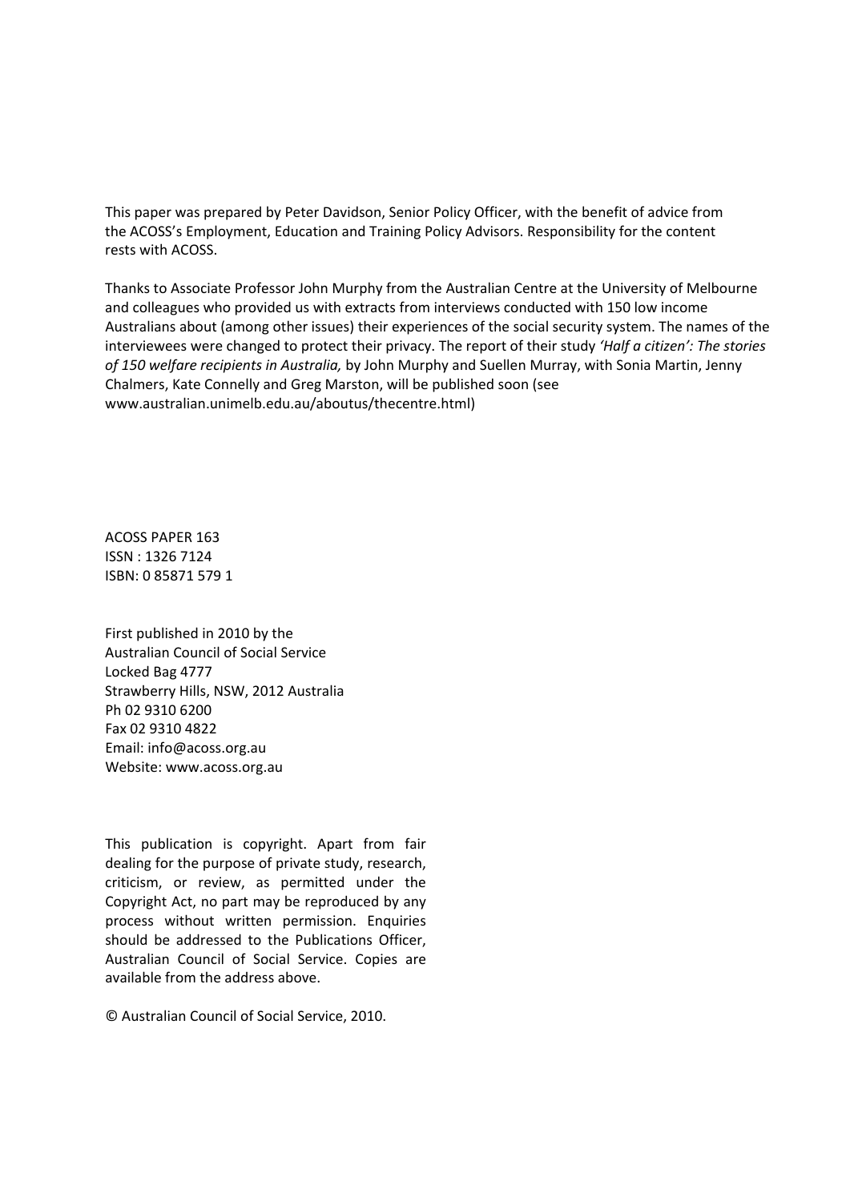This paper was prepared by Peter Davidson, Senior Policy Officer, with the benefit of advice from the ACOSS's Employment, Education and Training Policy Advisors. Responsibility for the content rests with ACOSS.

Thanks to Associate Professor John Murphy from the Australian Centre at the University of Melbourne and colleagues who provided us with extracts from interviews conducted with 150 low income Australians about (among other issues) their experiences of the social security system. The names of the interviewees were changed to protect their privacy. The report of their study *'Half a citizen': The stories of 150 welfare recipients in Australia,* by John Murphy and Suellen Murray, with Sonia Martin, Jenny Chalmers, Kate Connelly and Greg Marston, will be published soon (see www.australian.unimelb.edu.au/aboutus/thecentre.html)

ACOSS PAPER 163
ISSN : 1326 7124
ISBN: 0 85871 579 1

First published in 2010 by the
Australian Council of Social Service
Locked Bag 4777
Strawberry Hills, NSW, 2012 Australia
Ph 02 9310 6200
Fax 02 9310 4822
Email: info@acoss.org.au
Website: www.acoss.org.au

This publication is copyright. Apart from fair dealing for the purpose of private study, research, criticism, or review, as permitted under the Copyright Act, no part may be reproduced by any process without written permission. Enquiries should be addressed to the Publications Officer, Australian Council of Social Service. Copies are available from the address above.

© Australian Council of Social Service, 2010.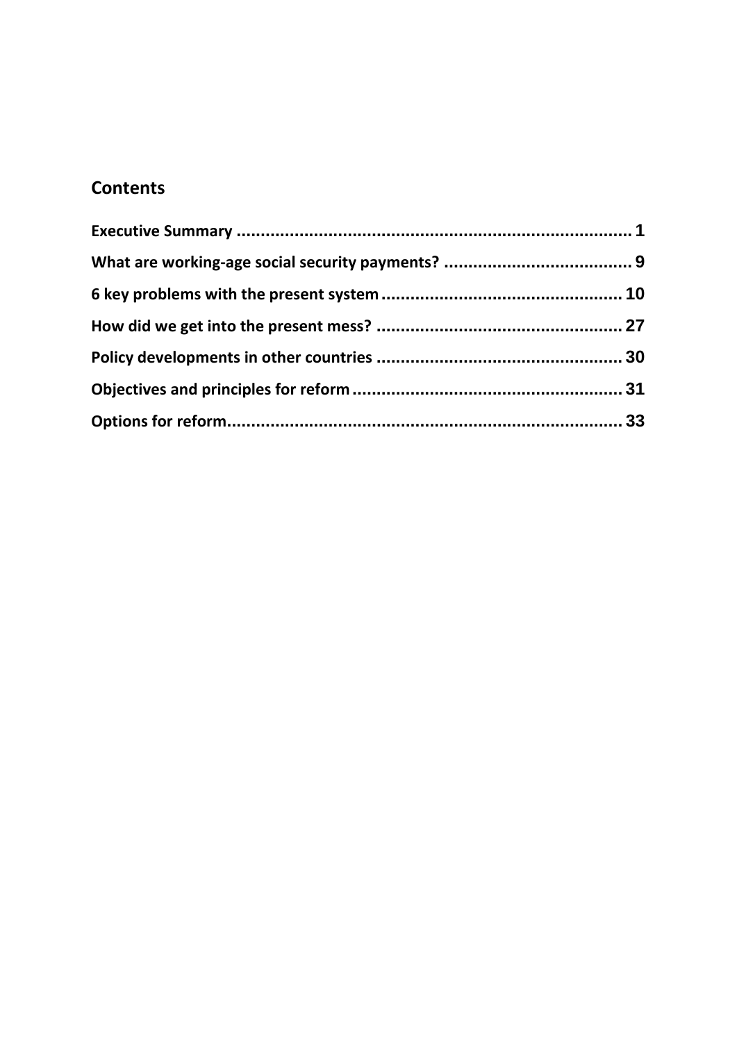## Contents

**Executive Summary .................................................................................. 1**

**What are working-age social security payments? ....................................... 9**

**6 key problems with the present system ................................................. 10**

**How did we get into the present mess? .................................................. 27**

**Policy developments in other countries ................................................... 30**

**Objectives and principles for reform ........................................................ 31**

**Options for reform.................................................................................. 33**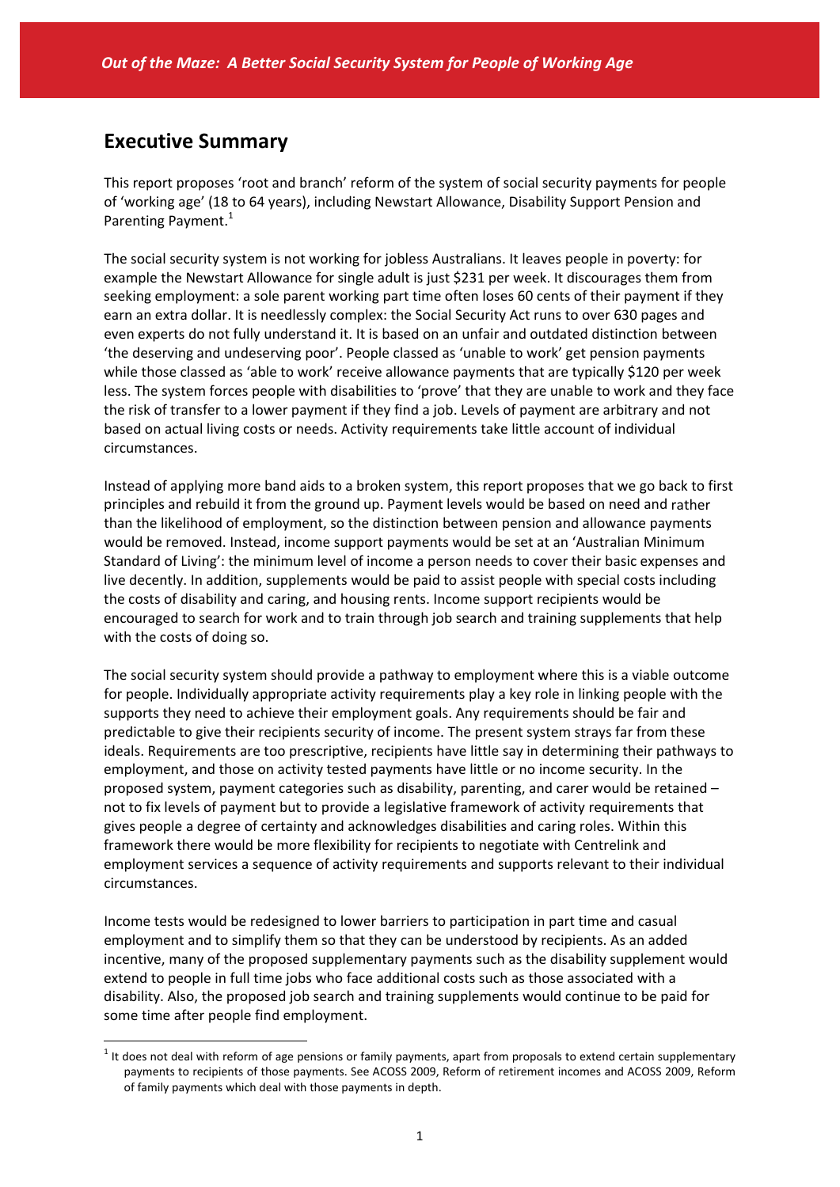## Executive Summary

This report proposes 'root and branch' reform of the system of social security payments for people of 'working age' (18 to 64 years), including Newstart Allowance, Disability Support Pension and Parenting Payment.[1]

The social security system is not working for jobless Australians. It leaves people in poverty: for example the Newstart Allowance for single adult is just $231 per week. It discourages them from seeking employment: a sole parent working part time often loses 60 cents of their payment if they earn an extra dollar. It is needlessly complex: the Social Security Act runs to over 630 pages and even experts do not fully understand it. It is based on an unfair and outdated distinction between 'the deserving and undeserving poor'. People classed as 'unable to work' get pension payments while those classed as 'able to work' receive allowance payments that are typically $120 per week less. The system forces people with disabilities to 'prove' that they are unable to work and they face the risk of transfer to a lower payment if they find a job. Levels of payment are arbitrary and not based on actual living costs or needs. Activity requirements take little account of individual circumstances.

Instead of applying more band aids to a broken system, this report proposes that we go back to first principles and rebuild it from the ground up. Payment levels would be based on need and rather than the likelihood of employment, so the distinction between pension and allowance payments would be removed. Instead, income support payments would be set at an 'Australian Minimum Standard of Living': the minimum level of income a person needs to cover their basic expenses and live decently. In addition, supplements would be paid to assist people with special costs including the costs of disability and caring, and housing rents. Income support recipients would be encouraged to search for work and to train through job search and training supplements that help with the costs of doing so.

The social security system should provide a pathway to employment where this is a viable outcome for people. Individually appropriate activity requirements play a key role in linking people with the supports they need to achieve their employment goals. Any requirements should be fair and predictable to give their recipients security of income. The present system strays far from these ideals. Requirements are too prescriptive, recipients have little say in determining their pathways to employment, and those on activity tested payments have little or no income security. In the proposed system, payment categories such as disability, parenting, and carer would be retained – not to fix levels of payment but to provide a legislative framework of activity requirements that gives people a degree of certainty and acknowledges disabilities and caring roles. Within this framework there would be more flexibility for recipients to negotiate with Centrelink and employment services a sequence of activity requirements and supports relevant to their individual circumstances.

Income tests would be redesigned to lower barriers to participation in part time and casual employment and to simplify them so that they can be understood by recipients. As an added incentive, many of the proposed supplementary payments such as the disability supplement would extend to people in full time jobs who face additional costs such as those associated with a disability. Also, the proposed job search and training supplements would continue to be paid for some time after people find employment.

[1] It does not deal with reform of age pensions or family payments, apart from proposals to extend certain supplementary payments to recipients of those payments. See ACOSS 2009, Reform of retirement incomes and ACOSS 2009, Reform of family payments which deal with those payments in depth.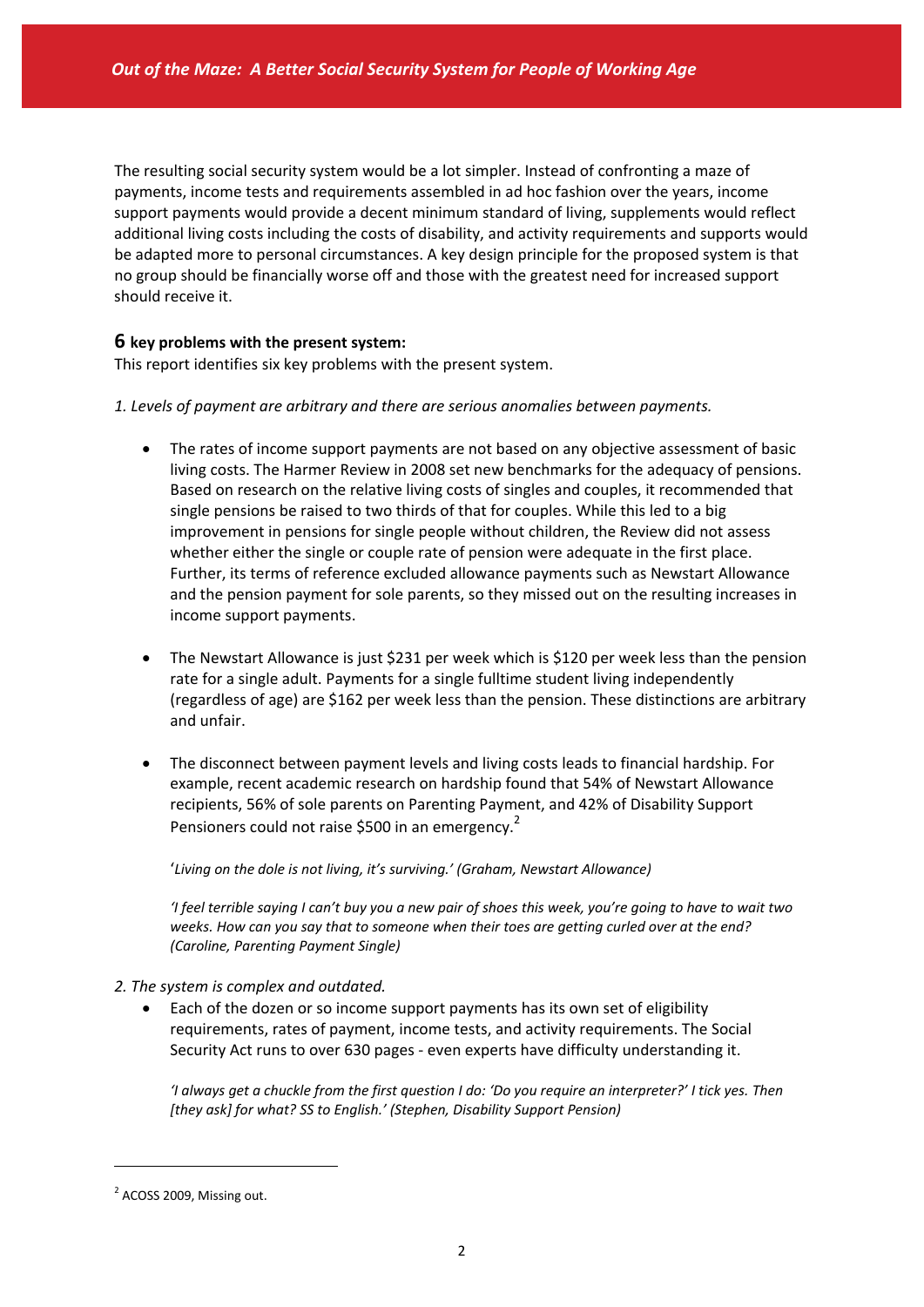The resulting social security system would be a lot simpler. Instead of confronting a maze of payments, income tests and requirements assembled in ad hoc fashion over the years, income support payments would provide a decent minimum standard of living, supplements would reflect additional living costs including the costs of disability, and activity requirements and supports would be adapted more to personal circumstances. A key design principle for the proposed system is that no group should be financially worse off and those with the greatest need for increased support should receive it.

### 6 key problems with the present system:

This report identifies six key problems with the present system.

*1. Levels of payment are arbitrary and there are serious anomalies between payments.*

- The rates of income support payments are not based on any objective assessment of basic living costs. The Harmer Review in 2008 set new benchmarks for the adequacy of pensions. Based on research on the relative living costs of singles and couples, it recommended that single pensions be raised to two thirds of that for couples. While this led to a big improvement in pensions for single people without children, the Review did not assess whether either the single or couple rate of pension were adequate in the first place. Further, its terms of reference excluded allowance payments such as Newstart Allowance and the pension payment for sole parents, so they missed out on the resulting increases in income support payments.

- The Newstart Allowance is just $231 per week which is $120 per week less than the pension rate for a single adult. Payments for a single fulltime student living independently (regardless of age) are $162 per week less than the pension. These distinctions are arbitrary and unfair.

- The disconnect between payment levels and living costs leads to financial hardship. For example, recent academic research on hardship found that 54% of Newstart Allowance recipients, 56% of sole parents on Parenting Payment, and 42% of Disability Support Pensioners could not raise $500 in an emergency.[2]

  '*Living on the dole is not living, it's surviving.' (Graham, Newstart Allowance)*

  *'I feel terrible saying I can't buy you a new pair of shoes this week, you're going to have to wait two weeks. How can you say that to someone when their toes are getting curled over at the end? (Caroline, Parenting Payment Single)*

*2. The system is complex and outdated.*

- Each of the dozen or so income support payments has its own set of eligibility requirements, rates of payment, income tests, and activity requirements. The Social Security Act runs to over 630 pages - even experts have difficulty understanding it.

  *'I always get a chuckle from the first question I do: 'Do you require an interpreter?' I tick yes. Then [they ask] for what? SS to English.' (Stephen, Disability Support Pension)*

---

[2] ACOSS 2009, Missing out.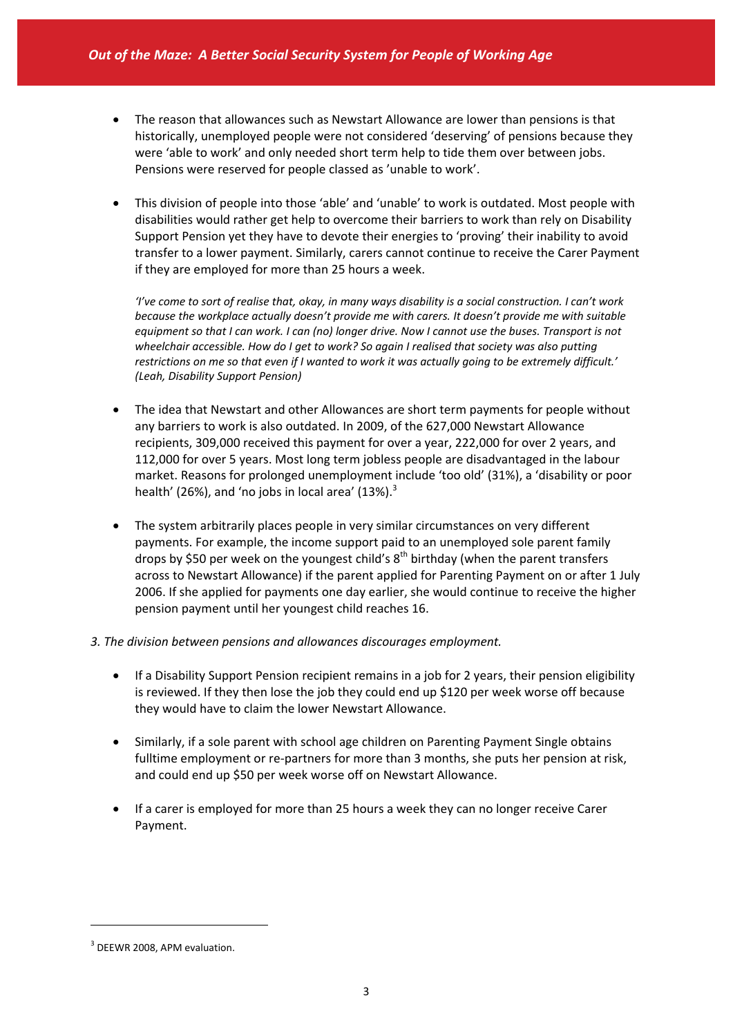- The reason that allowances such as Newstart Allowance are lower than pensions is that historically, unemployed people were not considered 'deserving' of pensions because they were 'able to work' and only needed short term help to tide them over between jobs. Pensions were reserved for people classed as 'unable to work'.

- This division of people into those 'able' and 'unable' to work is outdated. Most people with disabilities would rather get help to overcome their barriers to work than rely on Disability Support Pension yet they have to devote their energies to 'proving' their inability to avoid transfer to a lower payment. Similarly, carers cannot continue to receive the Carer Payment if they are employed for more than 25 hours a week.

  *'I've come to sort of realise that, okay, in many ways disability is a social construction. I can't work because the workplace actually doesn't provide me with carers. It doesn't provide me with suitable equipment so that I can work. I can (no) longer drive. Now I cannot use the buses. Transport is not wheelchair accessible. How do I get to work? So again I realised that society was also putting restrictions on me so that even if I wanted to work it was actually going to be extremely difficult.' (Leah, Disability Support Pension)*

- The idea that Newstart and other Allowances are short term payments for people without any barriers to work is also outdated. In 2009, of the 627,000 Newstart Allowance recipients, 309,000 received this payment for over a year, 222,000 for over 2 years, and 112,000 for over 5 years. Most long term jobless people are disadvantaged in the labour market. Reasons for prolonged unemployment include 'too old' (31%), a 'disability or poor health' (26%), and 'no jobs in local area' (13%).[3]

- The system arbitrarily places people in very similar circumstances on very different payments. For example, the income support paid to an unemployed sole parent family drops by $50 per week on the youngest child's 8th birthday (when the parent transfers across to Newstart Allowance) if the parent applied for Parenting Payment on or after 1 July 2006. If she applied for payments one day earlier, she would continue to receive the higher pension payment until her youngest child reaches 16.

*3. The division between pensions and allowances discourages employment.*

- If a Disability Support Pension recipient remains in a job for 2 years, their pension eligibility is reviewed. If they then lose the job they could end up $120 per week worse off because they would have to claim the lower Newstart Allowance.

- Similarly, if a sole parent with school age children on Parenting Payment Single obtains fulltime employment or re-partners for more than 3 months, she puts her pension at risk, and could end up $50 per week worse off on Newstart Allowance.

- If a carer is employed for more than 25 hours a week they can no longer receive Carer Payment.

---

[3] DEEWR 2008, APM evaluation.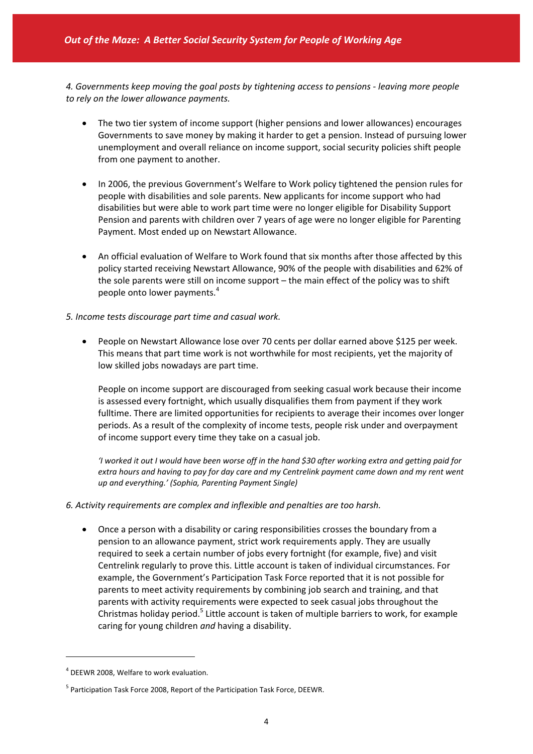*4. Governments keep moving the goal posts by tightening access to pensions - leaving more people to rely on the lower allowance payments.*

- The two tier system of income support (higher pensions and lower allowances) encourages Governments to save money by making it harder to get a pension. Instead of pursuing lower unemployment and overall reliance on income support, social security policies shift people from one payment to another.

- In 2006, the previous Government's Welfare to Work policy tightened the pension rules for people with disabilities and sole parents. New applicants for income support who had disabilities but were able to work part time were no longer eligible for Disability Support Pension and parents with children over 7 years of age were no longer eligible for Parenting Payment. Most ended up on Newstart Allowance.

- An official evaluation of Welfare to Work found that six months after those affected by this policy started receiving Newstart Allowance, 90% of the people with disabilities and 62% of the sole parents were still on income support – the main effect of the policy was to shift people onto lower payments.[4]

*5. Income tests discourage part time and casual work.*

- People on Newstart Allowance lose over 70 cents per dollar earned above $125 per week. This means that part time work is not worthwhile for most recipients, yet the majority of low skilled jobs nowadays are part time.

  People on income support are discouraged from seeking casual work because their income is assessed every fortnight, which usually disqualifies them from payment if they work fulltime. There are limited opportunities for recipients to average their incomes over longer periods. As a result of the complexity of income tests, people risk under and overpayment of income support every time they take on a casual job.

  *'I worked it out I would have been worse off in the hand $30 after working extra and getting paid for extra hours and having to pay for day care and my Centrelink payment came down and my rent went up and everything.' (Sophia, Parenting Payment Single)*

*6. Activity requirements are complex and inflexible and penalties are too harsh.*

- Once a person with a disability or caring responsibilities crosses the boundary from a pension to an allowance payment, strict work requirements apply. They are usually required to seek a certain number of jobs every fortnight (for example, five) and visit Centrelink regularly to prove this. Little account is taken of individual circumstances. For example, the Government's Participation Task Force reported that it is not possible for parents to meet activity requirements by combining job search and training, and that parents with activity requirements were expected to seek casual jobs throughout the Christmas holiday period.[5] Little account is taken of multiple barriers to work, for example caring for young children *and* having a disability.

---

[4] DEEWR 2008, Welfare to work evaluation.

[5] Participation Task Force 2008, Report of the Participation Task Force, DEEWR.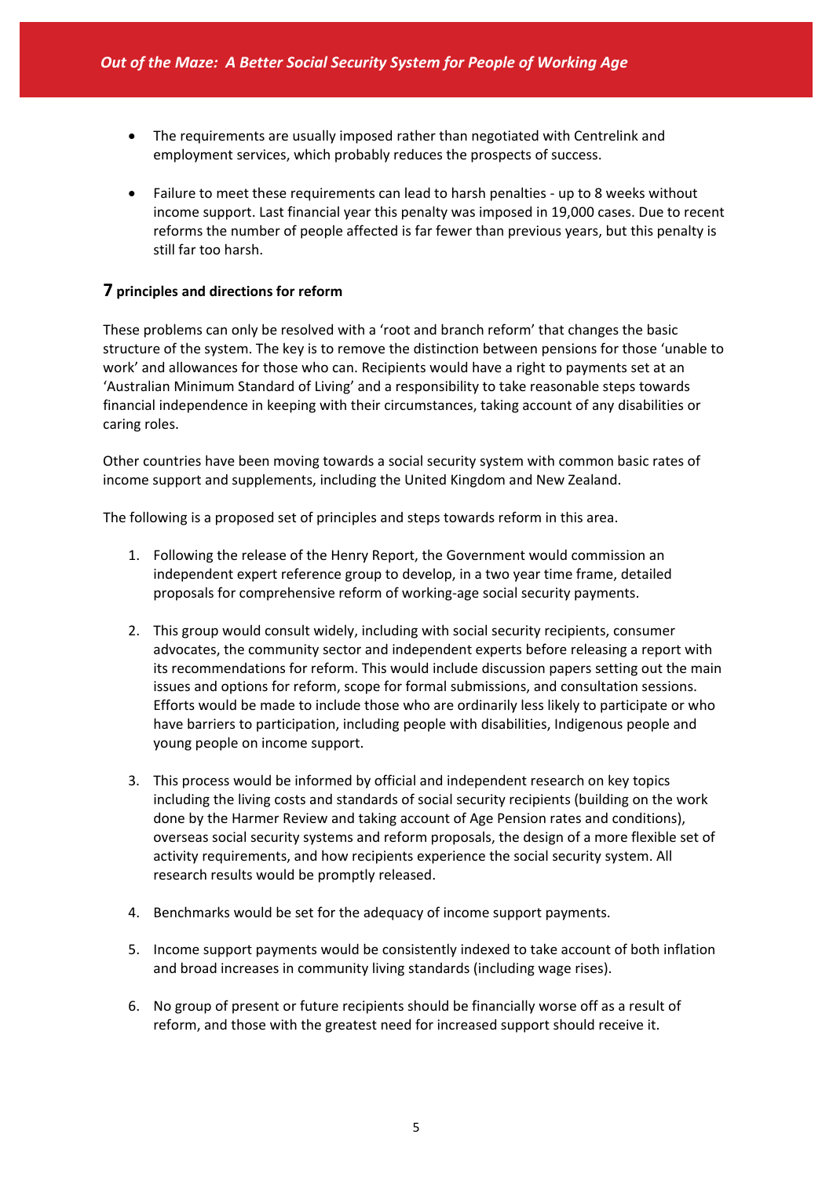- The requirements are usually imposed rather than negotiated with Centrelink and employment services, which probably reduces the prospects of success.

- Failure to meet these requirements can lead to harsh penalties - up to 8 weeks without income support. Last financial year this penalty was imposed in 19,000 cases. Due to recent reforms the number of people affected is far fewer than previous years, but this penalty is still far too harsh.

### 7 principles and directions for reform

These problems can only be resolved with a 'root and branch reform' that changes the basic structure of the system. The key is to remove the distinction between pensions for those 'unable to work' and allowances for those who can. Recipients would have a right to payments set at an 'Australian Minimum Standard of Living' and a responsibility to take reasonable steps towards financial independence in keeping with their circumstances, taking account of any disabilities or caring roles.

Other countries have been moving towards a social security system with common basic rates of income support and supplements, including the United Kingdom and New Zealand.

The following is a proposed set of principles and steps towards reform in this area.

1. Following the release of the Henry Report, the Government would commission an independent expert reference group to develop, in a two year time frame, detailed proposals for comprehensive reform of working-age social security payments.

2. This group would consult widely, including with social security recipients, consumer advocates, the community sector and independent experts before releasing a report with its recommendations for reform. This would include discussion papers setting out the main issues and options for reform, scope for formal submissions, and consultation sessions. Efforts would be made to include those who are ordinarily less likely to participate or who have barriers to participation, including people with disabilities, Indigenous people and young people on income support.

3. This process would be informed by official and independent research on key topics including the living costs and standards of social security recipients (building on the work done by the Harmer Review and taking account of Age Pension rates and conditions), overseas social security systems and reform proposals, the design of a more flexible set of activity requirements, and how recipients experience the social security system. All research results would be promptly released.

4. Benchmarks would be set for the adequacy of income support payments.

5. Income support payments would be consistently indexed to take account of both inflation and broad increases in community living standards (including wage rises).

6. No group of present or future recipients should be financially worse off as a result of reform, and those with the greatest need for increased support should receive it.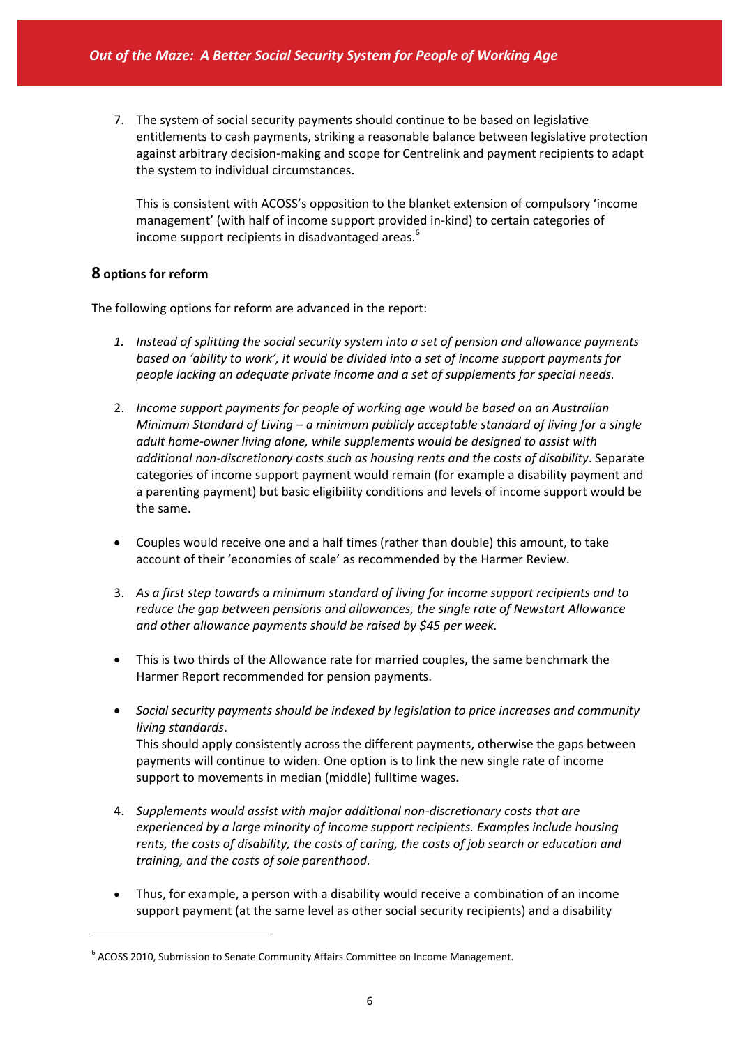7. The system of social security payments should continue to be based on legislative entitlements to cash payments, striking a reasonable balance between legislative protection against arbitrary decision-making and scope for Centrelink and payment recipients to adapt the system to individual circumstances.

   This is consistent with ACOSS's opposition to the blanket extension of compulsory 'income management' (with half of income support provided in-kind) to certain categories of income support recipients in disadvantaged areas.[6]

## 8 options for reform

The following options for reform are advanced in the report:

1. *Instead of splitting the social security system into a set of pension and allowance payments based on 'ability to work', it would be divided into a set of income support payments for people lacking an adequate private income and a set of supplements for special needs.*

2. *Income support payments for people of working age would be based on an Australian Minimum Standard of Living – a minimum publicly acceptable standard of living for a single adult home-owner living alone, while supplements would be designed to assist with additional non-discretionary costs such as housing rents and the costs of disability*. Separate categories of income support payment would remain (for example a disability payment and a parenting payment) but basic eligibility conditions and levels of income support would be the same.

- Couples would receive one and a half times (rather than double) this amount, to take account of their 'economies of scale' as recommended by the Harmer Review.

3. *As a first step towards a minimum standard of living for income support recipients and to reduce the gap between pensions and allowances, the single rate of Newstart Allowance and other allowance payments should be raised by $45 per week.*

- This is two thirds of the Allowance rate for married couples, the same benchmark the Harmer Report recommended for pension payments.

- *Social security payments should be indexed by legislation to price increases and community living standards*.
  This should apply consistently across the different payments, otherwise the gaps between payments will continue to widen. One option is to link the new single rate of income support to movements in median (middle) fulltime wages.

4. *Supplements would assist with major additional non-discretionary costs that are experienced by a large minority of income support recipients. Examples include housing rents, the costs of disability, the costs of caring, the costs of job search or education and training, and the costs of sole parenthood.*

- Thus, for example, a person with a disability would receive a combination of an income support payment (at the same level as other social security recipients) and a disability

[6] ACOSS 2010, Submission to Senate Community Affairs Committee on Income Management.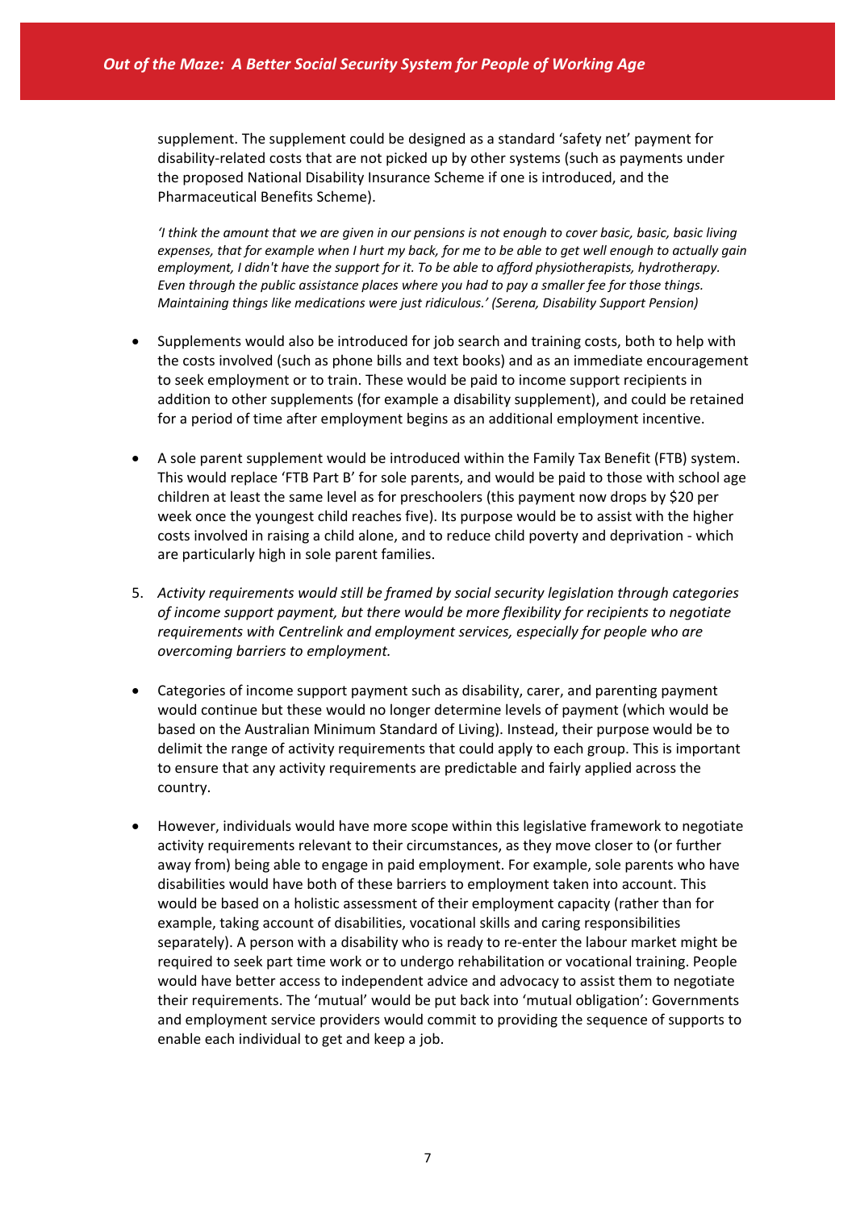supplement. The supplement could be designed as a standard 'safety net' payment for disability-related costs that are not picked up by other systems (such as payments under the proposed National Disability Insurance Scheme if one is introduced, and the Pharmaceutical Benefits Scheme).

*'I think the amount that we are given in our pensions is not enough to cover basic, basic, basic living expenses, that for example when I hurt my back, for me to be able to get well enough to actually gain employment, I didn't have the support for it. To be able to afford physiotherapists, hydrotherapy. Even through the public assistance places where you had to pay a smaller fee for those things. Maintaining things like medications were just ridiculous.' (Serena, Disability Support Pension)*

- Supplements would also be introduced for job search and training costs, both to help with the costs involved (such as phone bills and text books) and as an immediate encouragement to seek employment or to train. These would be paid to income support recipients in addition to other supplements (for example a disability supplement), and could be retained for a period of time after employment begins as an additional employment incentive.

- A sole parent supplement would be introduced within the Family Tax Benefit (FTB) system. This would replace 'FTB Part B' for sole parents, and would be paid to those with school age children at least the same level as for preschoolers (this payment now drops by $20 per week once the youngest child reaches five). Its purpose would be to assist with the higher costs involved in raising a child alone, and to reduce child poverty and deprivation - which are particularly high in sole parent families.

5. *Activity requirements would still be framed by social security legislation through categories of income support payment, but there would be more flexibility for recipients to negotiate requirements with Centrelink and employment services, especially for people who are overcoming barriers to employment.*

- Categories of income support payment such as disability, carer, and parenting payment would continue but these would no longer determine levels of payment (which would be based on the Australian Minimum Standard of Living). Instead, their purpose would be to delimit the range of activity requirements that could apply to each group. This is important to ensure that any activity requirements are predictable and fairly applied across the country.

- However, individuals would have more scope within this legislative framework to negotiate activity requirements relevant to their circumstances, as they move closer to (or further away from) being able to engage in paid employment. For example, sole parents who have disabilities would have both of these barriers to employment taken into account. This would be based on a holistic assessment of their employment capacity (rather than for example, taking account of disabilities, vocational skills and caring responsibilities separately). A person with a disability who is ready to re-enter the labour market might be required to seek part time work or to undergo rehabilitation or vocational training. People would have better access to independent advice and advocacy to assist them to negotiate their requirements. The 'mutual' would be put back into 'mutual obligation': Governments and employment service providers would commit to providing the sequence of supports to enable each individual to get and keep a job.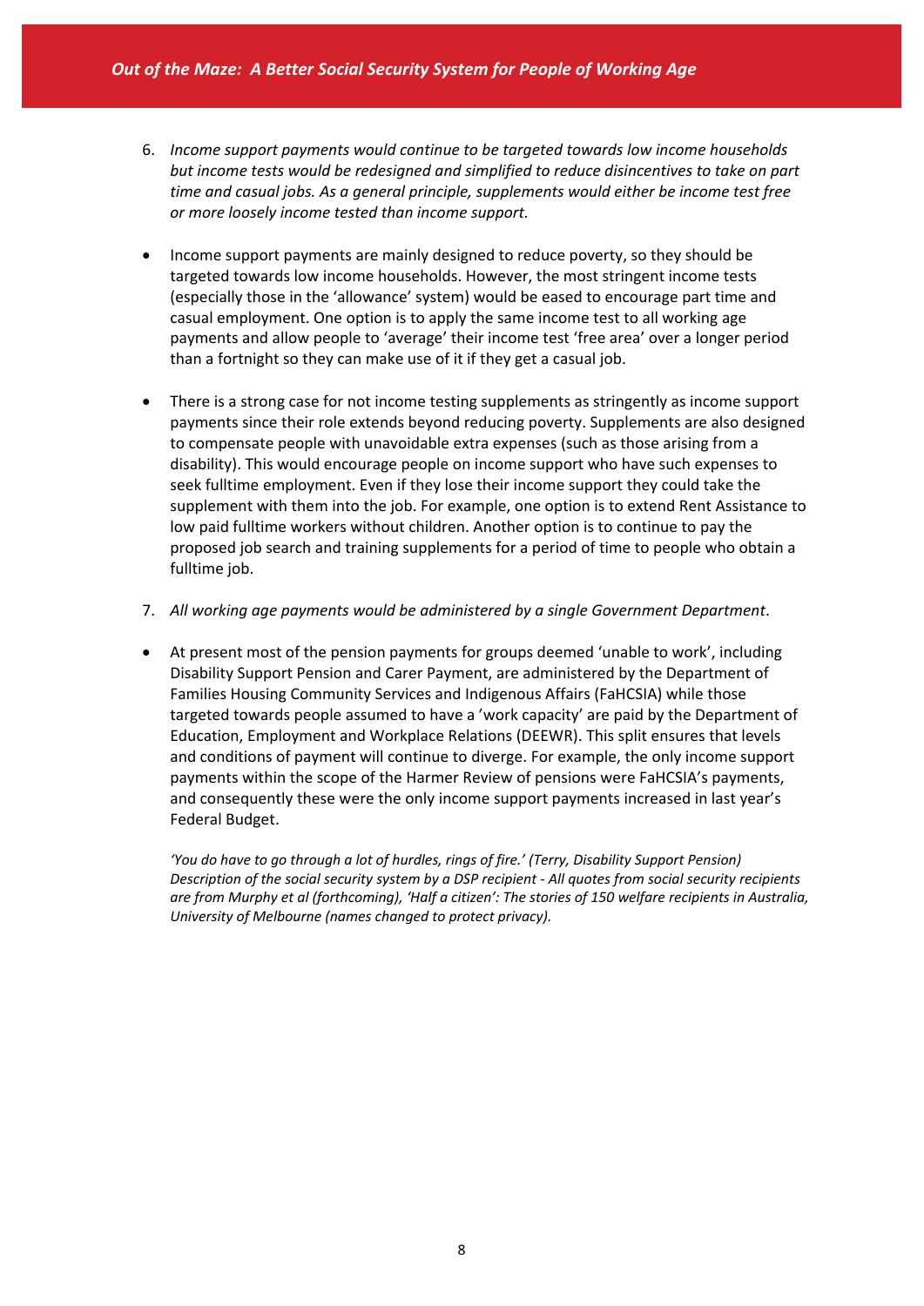6. *Income support payments would continue to be targeted towards low income households but income tests would be redesigned and simplified to reduce disincentives to take on part time and casual jobs. As a general principle, supplements would either be income test free or more loosely income tested than income support.*

- Income support payments are mainly designed to reduce poverty, so they should be targeted towards low income households. However, the most stringent income tests (especially those in the 'allowance' system) would be eased to encourage part time and casual employment. One option is to apply the same income test to all working age payments and allow people to 'average' their income test 'free area' over a longer period than a fortnight so they can make use of it if they get a casual job.

- There is a strong case for not income testing supplements as stringently as income support payments since their role extends beyond reducing poverty. Supplements are also designed to compensate people with unavoidable extra expenses (such as those arising from a disability). This would encourage people on income support who have such expenses to seek fulltime employment. Even if they lose their income support they could take the supplement with them into the job. For example, one option is to extend Rent Assistance to low paid fulltime workers without children. Another option is to continue to pay the proposed job search and training supplements for a period of time to people who obtain a fulltime job.

7. *All working age payments would be administered by a single Government Department*.

- At present most of the pension payments for groups deemed 'unable to work', including Disability Support Pension and Carer Payment, are administered by the Department of Families Housing Community Services and Indigenous Affairs (FaHCSIA) while those targeted towards people assumed to have a 'work capacity' are paid by the Department of Education, Employment and Workplace Relations (DEEWR). This split ensures that levels and conditions of payment will continue to diverge. For example, the only income support payments within the scope of the Harmer Review of pensions were FaHCSIA's payments, and consequently these were the only income support payments increased in last year's Federal Budget.

*'You do have to go through a lot of hurdles, rings of fire.' (Terry, Disability Support Pension) Description of the social security system by a DSP recipient - All quotes from social security recipients are from Murphy et al (forthcoming), 'Half a citizen': The stories of 150 welfare recipients in Australia, University of Melbourne (names changed to protect privacy).*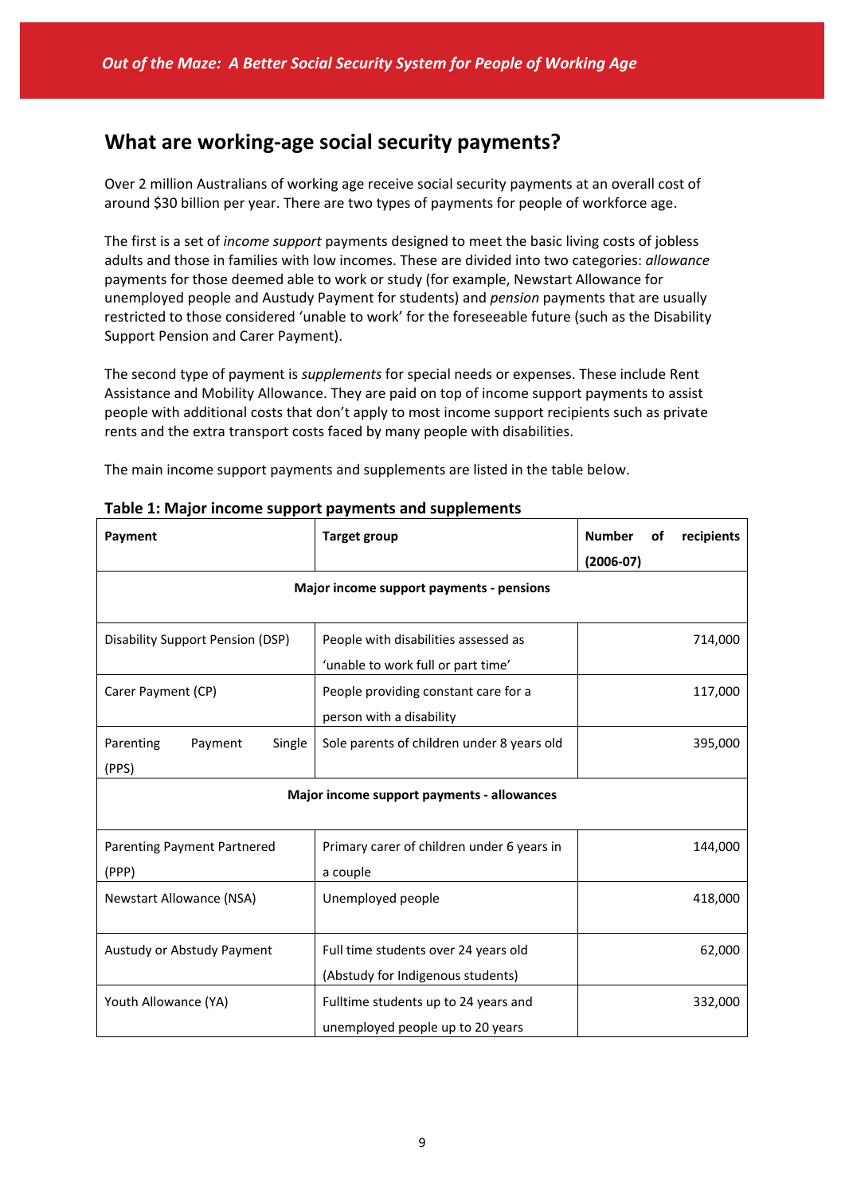## What are working-age social security payments?

Over 2 million Australians of working age receive social security payments at an overall cost of around $30 billion per year. There are two types of payments for people of workforce age.

The first is a set of *income support* payments designed to meet the basic living costs of jobless adults and those in families with low incomes. These are divided into two categories: *allowance* payments for those deemed able to work or study (for example, Newstart Allowance for unemployed people and Austudy Payment for students) and *pension* payments that are usually restricted to those considered 'unable to work' for the foreseeable future (such as the Disability Support Pension and Carer Payment).

The second type of payment is *supplements* for special needs or expenses. These include Rent Assistance and Mobility Allowance. They are paid on top of income support payments to assist people with additional costs that don't apply to most income support recipients such as private rents and the extra transport costs faced by many people with disabilities.

The main income support payments and supplements are listed in the table below.

**Table 1: Major income support payments and supplements**

| Payment | Target group | Number of recipients (2006-07) |
|---|---|---|
| **Major income support payments - pensions** | | |
| Disability Support Pension (DSP) | People with disabilities assessed as 'unable to work full or part time' | 714,000 |
| Carer Payment (CP) | People providing constant care for a person with a disability | 117,000 |
| Parenting Payment Single (PPS) | Sole parents of children under 8 years old | 395,000 |
| **Major income support payments - allowances** | | |
| Parenting Payment Partnered (PPP) | Primary carer of children under 6 years in a couple | 144,000 |
| Newstart Allowance (NSA) | Unemployed people | 418,000 |
| Austudy or Abstudy Payment | Full time students over 24 years old (Abstudy for Indigenous students) | 62,000 |
| Youth Allowance (YA) | Fulltime students up to 24 years and unemployed people up to 20 years | 332,000 |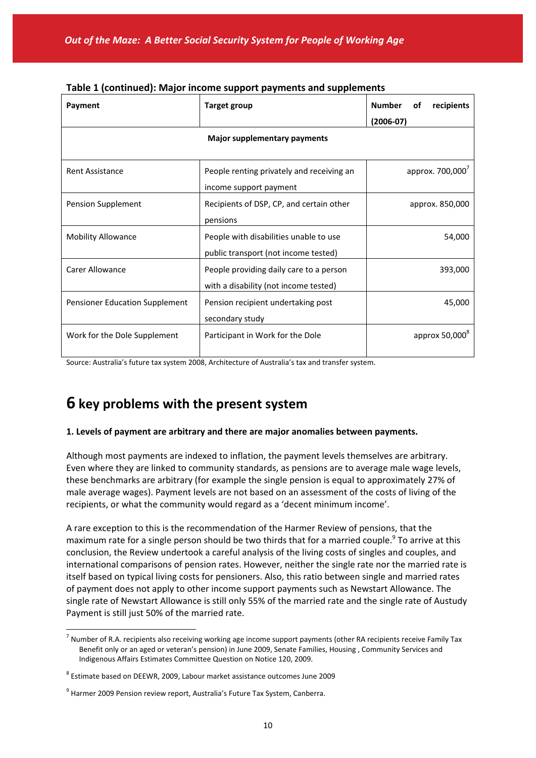**Table 1 (continued): Major income support payments and supplements**

| Payment | Target group | Number of recipients (2006-07) |
|---|---|---|
| **Major supplementary payments** | | |
| Rent Assistance | People renting privately and receiving an income support payment | approx. 700,000[7] |
| Pension Supplement | Recipients of DSP, CP, and certain other pensions | approx. 850,000 |
| Mobility Allowance | People with disabilities unable to use public transport (not income tested) | 54,000 |
| Carer Allowance | People providing daily care to a person with a disability (not income tested) | 393,000 |
| Pensioner Education Supplement | Pension recipient undertaking post secondary study | 45,000 |
| Work for the Dole Supplement | Participant in Work for the Dole | approx 50,000[8] |

Source: Australia's future tax system 2008, Architecture of Australia's tax and transfer system.

# 6 key problems with the present system

**1. Levels of payment are arbitrary and there are major anomalies between payments.**

Although most payments are indexed to inflation, the payment levels themselves are arbitrary. Even where they are linked to community standards, as pensions are to average male wage levels, these benchmarks are arbitrary (for example the single pension is equal to approximately 27% of male average wages). Payment levels are not based on an assessment of the costs of living of the recipients, or what the community would regard as a 'decent minimum income'.

A rare exception to this is the recommendation of the Harmer Review of pensions, that the maximum rate for a single person should be two thirds that for a married couple.[9] To arrive at this conclusion, the Review undertook a careful analysis of the living costs of singles and couples, and international comparisons of pension rates. However, neither the single rate nor the married rate is itself based on typical living costs for pensioners. Also, this ratio between single and married rates of payment does not apply to other income support payments such as Newstart Allowance. The single rate of Newstart Allowance is still only 55% of the married rate and the single rate of Austudy Payment is still just 50% of the married rate.

---

[7] Number of R.A. recipients also receiving working age income support payments (other RA recipients receive Family Tax Benefit only or an aged or veteran's pension) in June 2009, Senate Families, Housing , Community Services and Indigenous Affairs Estimates Committee Question on Notice 120, 2009.

[8] Estimate based on DEEWR, 2009, Labour market assistance outcomes June 2009

[9] Harmer 2009 Pension review report, Australia's Future Tax System, Canberra.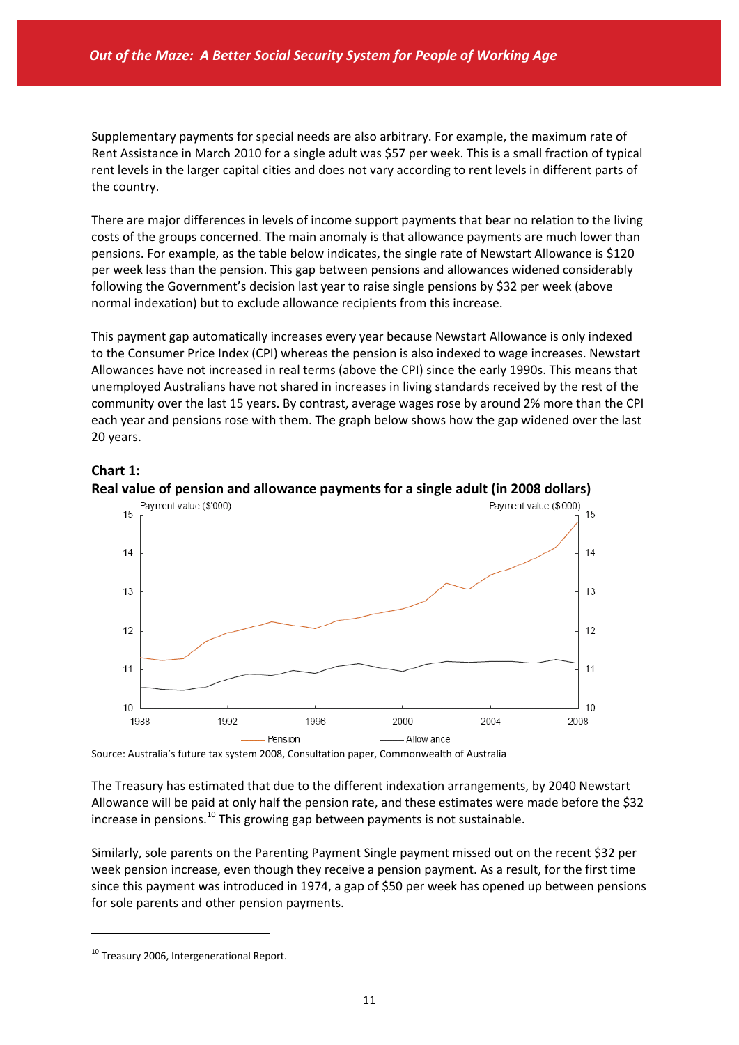Supplementary payments for special needs are also arbitrary. For example, the maximum rate of Rent Assistance in March 2010 for a single adult was $57 per week. This is a small fraction of typical rent levels in the larger capital cities and does not vary according to rent levels in different parts of the country.

There are major differences in levels of income support payments that bear no relation to the living costs of the groups concerned. The main anomaly is that allowance payments are much lower than pensions. For example, as the table below indicates, the single rate of Newstart Allowance is $120 per week less than the pension. This gap between pensions and allowances widened considerably following the Government's decision last year to raise single pensions by $32 per week (above normal indexation) but to exclude allowance recipients from this increase.

This payment gap automatically increases every year because Newstart Allowance is only indexed to the Consumer Price Index (CPI) whereas the pension is also indexed to wage increases. Newstart Allowances have not increased in real terms (above the CPI) since the early 1990s. This means that unemployed Australians have not shared in increases in living standards received by the rest of the community over the last 15 years. By contrast, average wages rose by around 2% more than the CPI each year and pensions rose with them. The graph below shows how the gap widened over the last 20 years.

**Chart 1:**
**Real value of pension and allowance payments for a single adult (in 2008 dollars)**

Source: Australia's future tax system 2008, Consultation paper, Commonwealth of Australia

The Treasury has estimated that due to the different indexation arrangements, by 2040 Newstart Allowance will be paid at only half the pension rate, and these estimates were made before the $32 increase in pensions.[10] This growing gap between payments is not sustainable.

Similarly, sole parents on the Parenting Payment Single payment missed out on the recent $32 per week pension increase, even though they receive a pension payment. As a result, for the first time since this payment was introduced in 1974, a gap of $50 per week has opened up between pensions for sole parents and other pension payments.

[10] Treasury 2006, Intergenerational Report.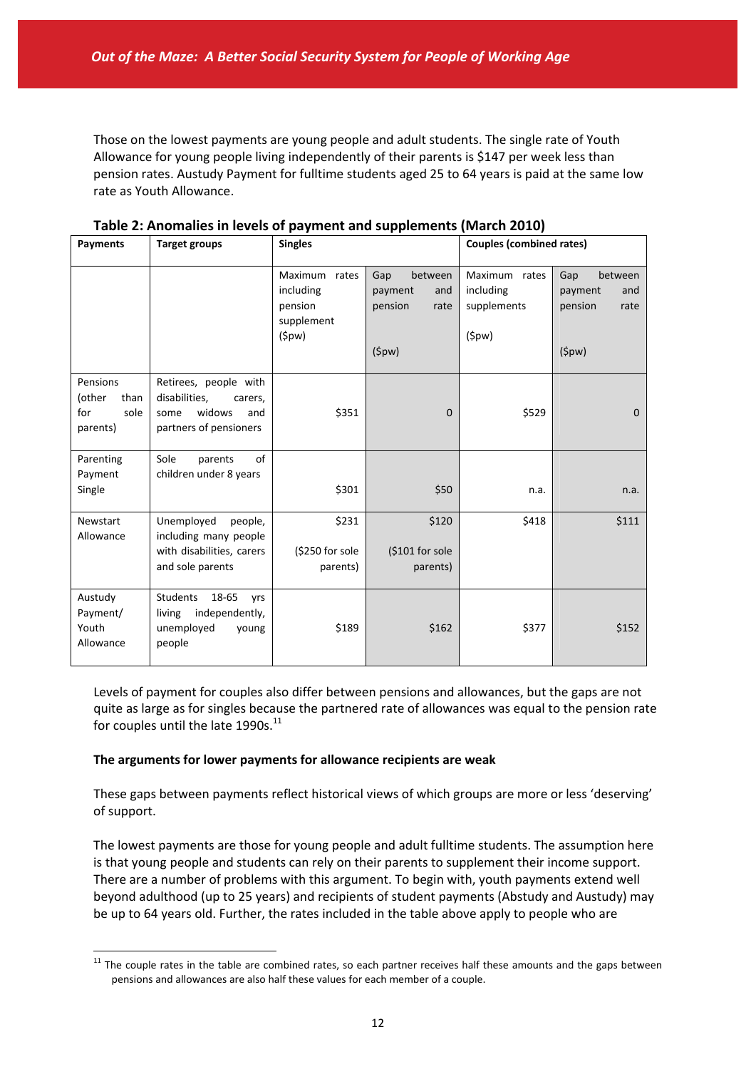Those on the lowest payments are young people and adult students. The single rate of Youth Allowance for young people living independently of their parents is $147 per week less than pension rates. Austudy Payment for fulltime students aged 25 to 64 years is paid at the same low rate as Youth Allowance.

**Table 2: Anomalies in levels of payment and supplements (March 2010)**

| Payments | Target groups | Singles | | Couples (combined rates) | |
|---|---|---|---|---|---|
| | | Maximum rates including pension supplement ($pw) | Gap between payment and pension rate ($pw) | Maximum rates including supplements ($pw) | Gap between payment and pension rate ($pw) |
| Pensions (other than for sole parents) | Retirees, people with disabilities, carers, some widows and partners of pensioners | $351 | 0 | $529 | 0 |
| Parenting Payment Single | Sole parents of children under 8 years | $301 | $50 | n.a. | n.a. |
| Newstart Allowance | Unemployed people, including many people with disabilities, carers and sole parents | $231 ($250 for sole parents) | $120 ($101 for sole parents) | $418 | $111 |
| Austudy Payment/ Youth Allowance | Students 18-65 yrs living independently, unemployed young people | $189 | $162 | $377 | $152 |

Levels of payment for couples also differ between pensions and allowances, but the gaps are not quite as large as for singles because the partnered rate of allowances was equal to the pension rate for couples until the late 1990s.[11]

**The arguments for lower payments for allowance recipients are weak**

These gaps between payments reflect historical views of which groups are more or less 'deserving' of support.

The lowest payments are those for young people and adult fulltime students. The assumption here is that young people and students can rely on their parents to supplement their income support. There are a number of problems with this argument. To begin with, youth payments extend well beyond adulthood (up to 25 years) and recipients of student payments (Abstudy and Austudy) may be up to 64 years old. Further, the rates included in the table above apply to people who are

[11] The couple rates in the table are combined rates, so each partner receives half these amounts and the gaps between pensions and allowances are also half these values for each member of a couple.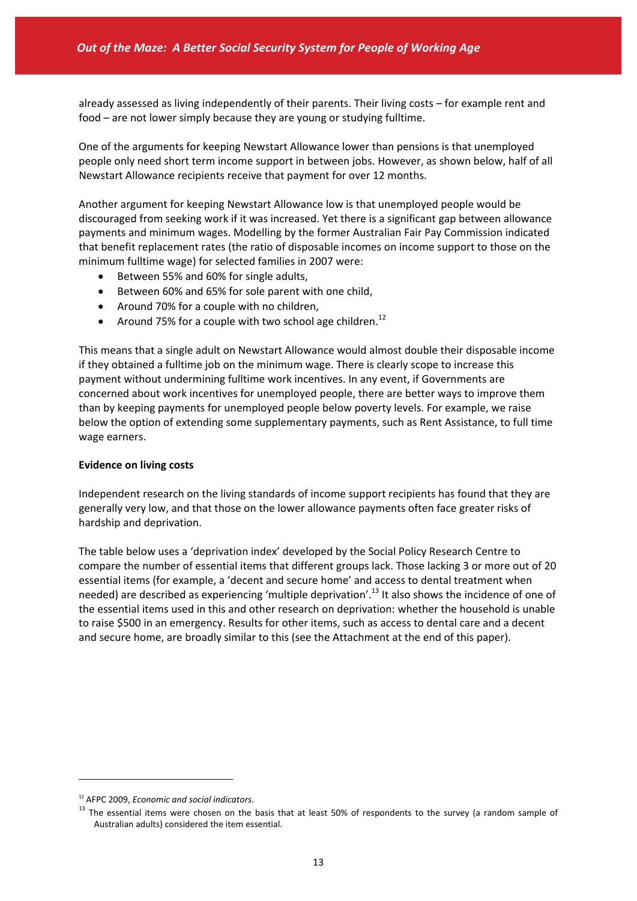already assessed as living independently of their parents. Their living costs – for example rent and food – are not lower simply because they are young or studying fulltime.

One of the arguments for keeping Newstart Allowance lower than pensions is that unemployed people only need short term income support in between jobs. However, as shown below, half of all Newstart Allowance recipients receive that payment for over 12 months.

Another argument for keeping Newstart Allowance low is that unemployed people would be discouraged from seeking work if it was increased. Yet there is a significant gap between allowance payments and minimum wages. Modelling by the former Australian Fair Pay Commission indicated that benefit replacement rates (the ratio of disposable incomes on income support to those on the minimum fulltime wage) for selected families in 2007 were:

- Between 55% and 60% for single adults,
- Between 60% and 65% for sole parent with one child,
- Around 70% for a couple with no children,
- Around 75% for a couple with two school age children.[12]

This means that a single adult on Newstart Allowance would almost double their disposable income if they obtained a fulltime job on the minimum wage. There is clearly scope to increase this payment without undermining fulltime work incentives. In any event, if Governments are concerned about work incentives for unemployed people, there are better ways to improve them than by keeping payments for unemployed people below poverty levels. For example, we raise below the option of extending some supplementary payments, such as Rent Assistance, to full time wage earners.

**Evidence on living costs**

Independent research on the living standards of income support recipients has found that they are generally very low, and that those on the lower allowance payments often face greater risks of hardship and deprivation.

The table below uses a 'deprivation index' developed by the Social Policy Research Centre to compare the number of essential items that different groups lack. Those lacking 3 or more out of 20 essential items (for example, a 'decent and secure home' and access to dental treatment when needed) are described as experiencing 'multiple deprivation'.[13] It also shows the incidence of one of the essential items used in this and other research on deprivation: whether the household is unable to raise $500 in an emergency. Results for other items, such as access to dental care and a decent and secure home, are broadly similar to this (see the Attachment at the end of this paper).

---

[12] AFPC 2009, *Economic and social indicators*.

[13] The essential items were chosen on the basis that at least 50% of respondents to the survey (a random sample of Australian adults) considered the item essential.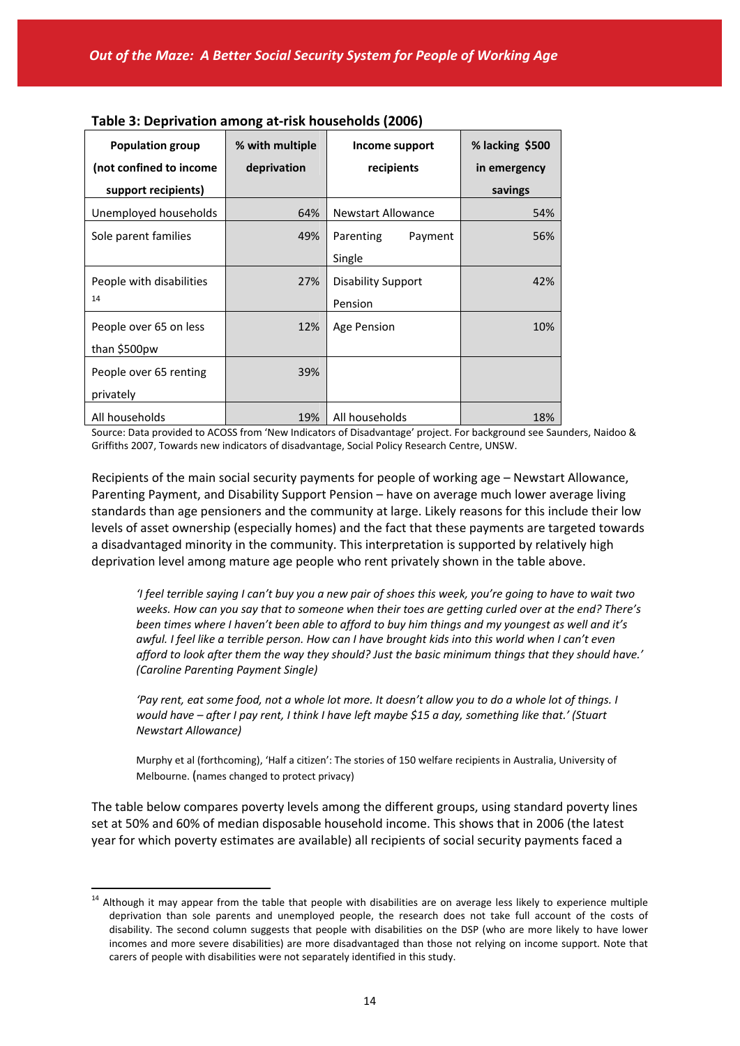**Table 3: Deprivation among at-risk households (2006)**

| Population group (not confined to income support recipients) | % with multiple deprivation | Income support recipients | % lacking $500 in emergency savings |
|---|---|---|---|
| Unemployed households | 64% | Newstart Allowance | 54% |
| Sole parent families | 49% | Parenting Payment Single | 56% |
| People with disabilities [14] | 27% | Disability Support Pension | 42% |
| People over 65 on less than $500pw | 12% | Age Pension | 10% |
| People over 65 renting privately | 39% | | |
| All households | 19% | All households | 18% |

Source: Data provided to ACOSS from 'New Indicators of Disadvantage' project. For background see Saunders, Naidoo & Griffiths 2007, Towards new indicators of disadvantage, Social Policy Research Centre, UNSW.

Recipients of the main social security payments for people of working age – Newstart Allowance, Parenting Payment, and Disability Support Pension – have on average much lower average living standards than age pensioners and the community at large. Likely reasons for this include their low levels of asset ownership (especially homes) and the fact that these payments are targeted towards a disadvantaged minority in the community. This interpretation is supported by relatively high deprivation level among mature age people who rent privately shown in the table above.

> *'I feel terrible saying I can't buy you a new pair of shoes this week, you're going to have to wait two weeks. How can you say that to someone when their toes are getting curled over at the end? There's been times where I haven't been able to afford to buy him things and my youngest as well and it's awful. I feel like a terrible person. How can I have brought kids into this world when I can't even afford to look after them the way they should? Just the basic minimum things that they should have.' (Caroline Parenting Payment Single)*
>
> *'Pay rent, eat some food, not a whole lot more. It doesn't allow you to do a whole lot of things. I would have – after I pay rent, I think I have left maybe $15 a day, something like that.' (Stuart Newstart Allowance)*
>
> Murphy et al (forthcoming), 'Half a citizen': The stories of 150 welfare recipients in Australia, University of Melbourne. (names changed to protect privacy)

The table below compares poverty levels among the different groups, using standard poverty lines set at 50% and 60% of median disposable household income. This shows that in 2006 (the latest year for which poverty estimates are available) all recipients of social security payments faced a

[14] Although it may appear from the table that people with disabilities are on average less likely to experience multiple deprivation than sole parents and unemployed people, the research does not take full account of the costs of disability. The second column suggests that people with disabilities on the DSP (who are more likely to have lower incomes and more severe disabilities) are more disadvantaged than those not relying on income support. Note that carers of people with disabilities were not separately identified in this study.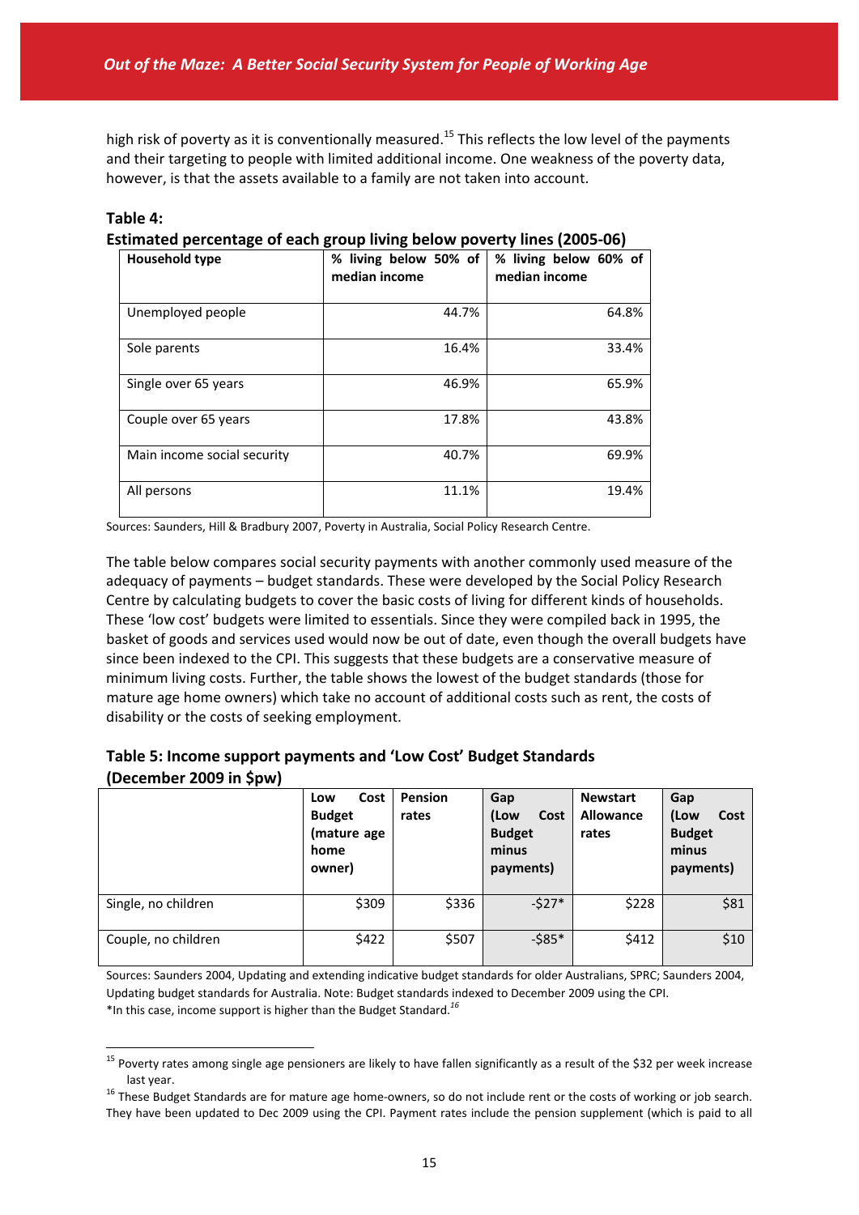high risk of poverty as it is conventionally measured.[15] This reflects the low level of the payments and their targeting to people with limited additional income. One weakness of the poverty data, however, is that the assets available to a family are not taken into account.

**Table 4:**
**Estimated percentage of each group living below poverty lines (2005-06)**

| Household type | % living below 50% of median income | % living below 60% of median income |
|---|---|---|
| Unemployed people | 44.7% | 64.8% |
| Sole parents | 16.4% | 33.4% |
| Single over 65 years | 46.9% | 65.9% |
| Couple over 65 years | 17.8% | 43.8% |
| Main income social security | 40.7% | 69.9% |
| All persons | 11.1% | 19.4% |

Sources: Saunders, Hill & Bradbury 2007, Poverty in Australia, Social Policy Research Centre.

The table below compares social security payments with another commonly used measure of the adequacy of payments – budget standards. These were developed by the Social Policy Research Centre by calculating budgets to cover the basic costs of living for different kinds of households. These 'low cost' budgets were limited to essentials. Since they were compiled back in 1995, the basket of goods and services used would now be out of date, even though the overall budgets have since been indexed to the CPI. This suggests that these budgets are a conservative measure of minimum living costs. Further, the table shows the lowest of the budget standards (those for mature age home owners) which take no account of additional costs such as rent, the costs of disability or the costs of seeking employment.

**Table 5: Income support payments and 'Low Cost' Budget Standards (December 2009 in $pw)**

| | Low Cost Budget (mature age home owner) | Pension rates | Gap (Low Cost Budget minus payments) | Newstart Allowance rates | Gap (Low Cost Budget minus payments) |
|---|---|---|---|---|---|
| Single, no children | $309 | $336 | -$27* | $228 | $81 |
| Couple, no children | $422 | $507 | -$85* | $412 | $10 |

Sources: Saunders 2004, Updating and extending indicative budget standards for older Australians, SPRC; Saunders 2004, Updating budget standards for Australia. Note: Budget standards indexed to December 2009 using the CPI.
*In this case, income support is higher than the Budget Standard.[16]

---

[15] Poverty rates among single age pensioners are likely to have fallen significantly as a result of the $32 per week increase last year.

[16] These Budget Standards are for mature age home-owners, so do not include rent or the costs of working or job search. They have been updated to Dec 2009 using the CPI. Payment rates include the pension supplement (which is paid to all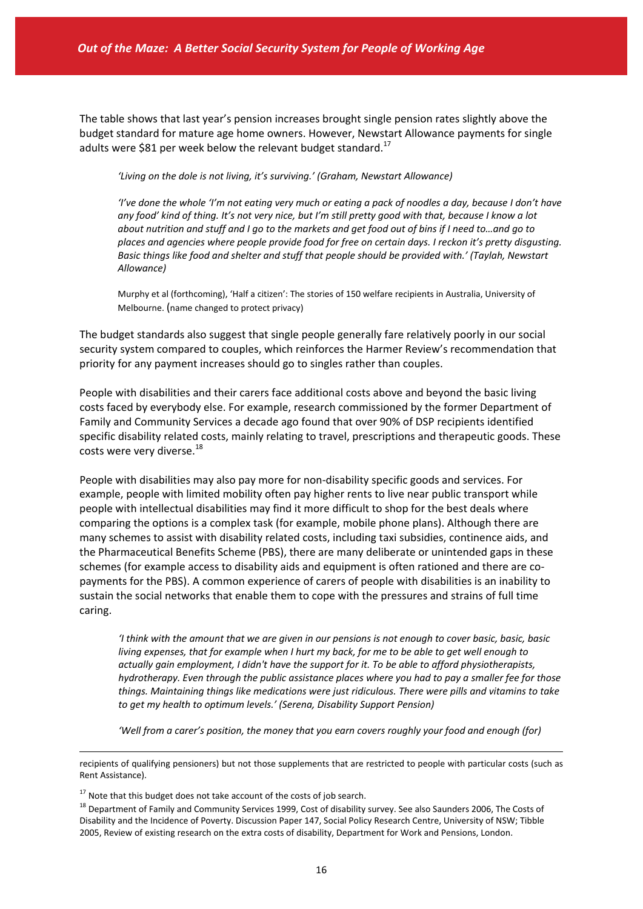The table shows that last year's pension increases brought single pension rates slightly above the budget standard for mature age home owners. However, Newstart Allowance payments for single adults were $81 per week below the relevant budget standard.[17]

> *'Living on the dole is not living, it's surviving.' (Graham, Newstart Allowance)*
>
> *'I've done the whole 'I'm not eating very much or eating a pack of noodles a day, because I don't have any food' kind of thing. It's not very nice, but I'm still pretty good with that, because I know a lot about nutrition and stuff and I go to the markets and get food out of bins if I need to…and go to places and agencies where people provide food for free on certain days. I reckon it's pretty disgusting. Basic things like food and shelter and stuff that people should be provided with.' (Taylah, Newstart Allowance)*
>
> Murphy et al (forthcoming), 'Half a citizen': The stories of 150 welfare recipients in Australia, University of Melbourne. (name changed to protect privacy)

The budget standards also suggest that single people generally fare relatively poorly in our social security system compared to couples, which reinforces the Harmer Review's recommendation that priority for any payment increases should go to singles rather than couples.

People with disabilities and their carers face additional costs above and beyond the basic living costs faced by everybody else. For example, research commissioned by the former Department of Family and Community Services a decade ago found that over 90% of DSP recipients identified specific disability related costs, mainly relating to travel, prescriptions and therapeutic goods. These costs were very diverse.[18]

People with disabilities may also pay more for non-disability specific goods and services. For example, people with limited mobility often pay higher rents to live near public transport while people with intellectual disabilities may find it more difficult to shop for the best deals where comparing the options is a complex task (for example, mobile phone plans). Although there are many schemes to assist with disability related costs, including taxi subsidies, continence aids, and the Pharmaceutical Benefits Scheme (PBS), there are many deliberate or unintended gaps in these schemes (for example access to disability aids and equipment is often rationed and there are co-payments for the PBS). A common experience of carers of people with disabilities is an inability to sustain the social networks that enable them to cope with the pressures and strains of full time caring.

> *'I think with the amount that we are given in our pensions is not enough to cover basic, basic, basic living expenses, that for example when I hurt my back, for me to be able to get well enough to actually gain employment, I didn't have the support for it. To be able to afford physiotherapists, hydrotherapy. Even through the public assistance places where you had to pay a smaller fee for those things. Maintaining things like medications were just ridiculous. There were pills and vitamins to take to get my health to optimum levels.' (Serena, Disability Support Pension)*
>
> *'Well from a carer's position, the money that you earn covers roughly your food and enough (for)*

---

recipients of qualifying pensioners) but not those supplements that are restricted to people with particular costs (such as Rent Assistance).

[17] Note that this budget does not take account of the costs of job search.

[18] Department of Family and Community Services 1999, Cost of disability survey. See also Saunders 2006, The Costs of Disability and the Incidence of Poverty. Discussion Paper 147, Social Policy Research Centre, University of NSW; Tibble 2005, Review of existing research on the extra costs of disability, Department for Work and Pensions, London.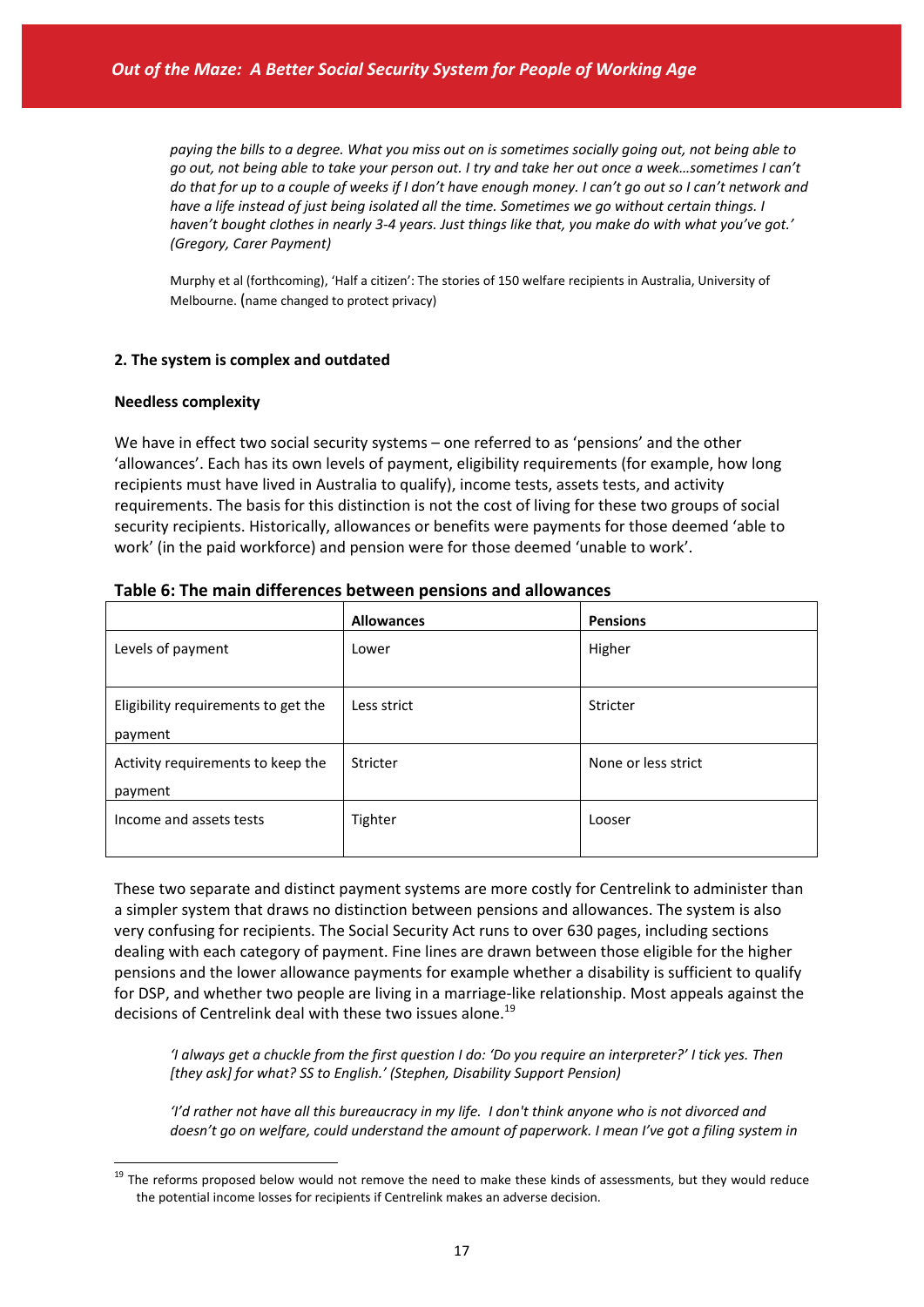*paying the bills to a degree. What you miss out on is sometimes socially going out, not being able to go out, not being able to take your person out. I try and take her out once a week…sometimes I can't do that for up to a couple of weeks if I don't have enough money. I can't go out so I can't network and have a life instead of just being isolated all the time. Sometimes we go without certain things. I haven't bought clothes in nearly 3-4 years. Just things like that, you make do with what you've got.' (Gregory, Carer Payment)*

Murphy et al (forthcoming), 'Half a citizen': The stories of 150 welfare recipients in Australia, University of Melbourne. (name changed to protect privacy)

**2. The system is complex and outdated**

**Needless complexity**

We have in effect two social security systems – one referred to as 'pensions' and the other 'allowances'. Each has its own levels of payment, eligibility requirements (for example, how long recipients must have lived in Australia to qualify), income tests, assets tests, and activity requirements. The basis for this distinction is not the cost of living for these two groups of social security recipients. Historically, allowances or benefits were payments for those deemed 'able to work' (in the paid workforce) and pension were for those deemed 'unable to work'.

**Table 6: The main differences between pensions and allowances**

| | **Allowances** | **Pensions** |
|---|---|---|
| Levels of payment | Lower | Higher |
| Eligibility requirements to get the payment | Less strict | Stricter |
| Activity requirements to keep the payment | Stricter | None or less strict |
| Income and assets tests | Tighter | Looser |

These two separate and distinct payment systems are more costly for Centrelink to administer than a simpler system that draws no distinction between pensions and allowances. The system is also very confusing for recipients. The Social Security Act runs to over 630 pages, including sections dealing with each category of payment. Fine lines are drawn between those eligible for the higher pensions and the lower allowance payments for example whether a disability is sufficient to qualify for DSP, and whether two people are living in a marriage-like relationship. Most appeals against the decisions of Centrelink deal with these two issues alone.[19]

*'I always get a chuckle from the first question I do: 'Do you require an interpreter?' I tick yes. Then [they ask] for what? SS to English.' (Stephen, Disability Support Pension)*

*'I'd rather not have all this bureaucracy in my life. I don't think anyone who is not divorced and doesn't go on welfare, could understand the amount of paperwork. I mean I've got a filing system in*

[19] The reforms proposed below would not remove the need to make these kinds of assessments, but they would reduce the potential income losses for recipients if Centrelink makes an adverse decision.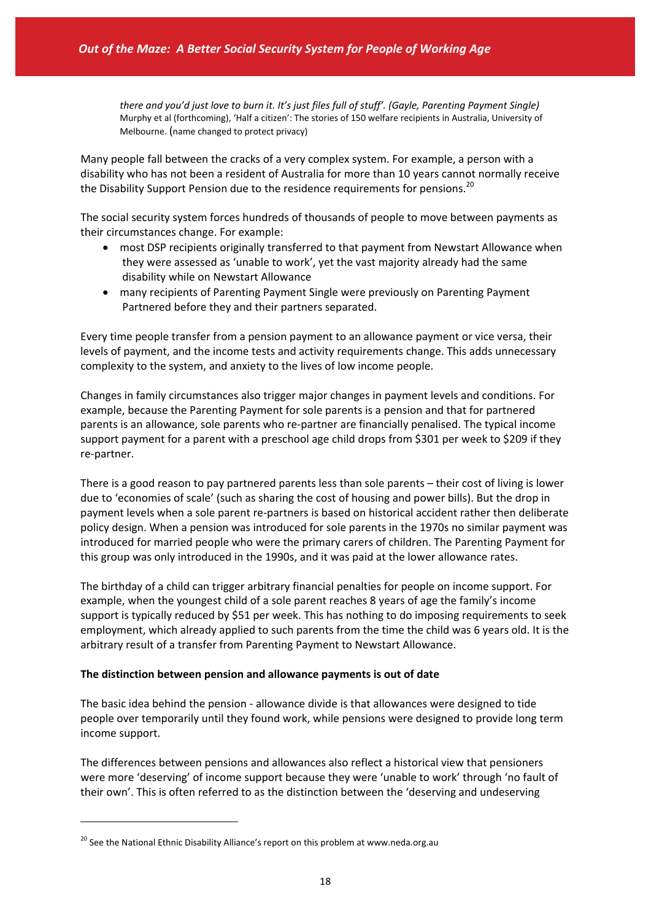*there and you'd just love to burn it. It's just files full of stuff'. (Gayle, Parenting Payment Single)*
Murphy et al (forthcoming), 'Half a citizen': The stories of 150 welfare recipients in Australia, University of Melbourne. (name changed to protect privacy)

Many people fall between the cracks of a very complex system. For example, a person with a disability who has not been a resident of Australia for more than 10 years cannot normally receive the Disability Support Pension due to the residence requirements for pensions.[20]

The social security system forces hundreds of thousands of people to move between payments as their circumstances change. For example:

- most DSP recipients originally transferred to that payment from Newstart Allowance when they were assessed as 'unable to work', yet the vast majority already had the same disability while on Newstart Allowance
- many recipients of Parenting Payment Single were previously on Parenting Payment Partnered before they and their partners separated.

Every time people transfer from a pension payment to an allowance payment or vice versa, their levels of payment, and the income tests and activity requirements change. This adds unnecessary complexity to the system, and anxiety to the lives of low income people.

Changes in family circumstances also trigger major changes in payment levels and conditions. For example, because the Parenting Payment for sole parents is a pension and that for partnered parents is an allowance, sole parents who re-partner are financially penalised. The typical income support payment for a parent with a preschool age child drops from $301 per week to $209 if they re-partner.

There is a good reason to pay partnered parents less than sole parents – their cost of living is lower due to 'economies of scale' (such as sharing the cost of housing and power bills). But the drop in payment levels when a sole parent re-partners is based on historical accident rather then deliberate policy design. When a pension was introduced for sole parents in the 1970s no similar payment was introduced for married people who were the primary carers of children. The Parenting Payment for this group was only introduced in the 1990s, and it was paid at the lower allowance rates.

The birthday of a child can trigger arbitrary financial penalties for people on income support. For example, when the youngest child of a sole parent reaches 8 years of age the family's income support is typically reduced by $51 per week. This has nothing to do imposing requirements to seek employment, which already applied to such parents from the time the child was 6 years old. It is the arbitrary result of a transfer from Parenting Payment to Newstart Allowance.

**The distinction between pension and allowance payments is out of date**

The basic idea behind the pension - allowance divide is that allowances were designed to tide people over temporarily until they found work, while pensions were designed to provide long term income support.

The differences between pensions and allowances also reflect a historical view that pensioners were more 'deserving' of income support because they were 'unable to work' through 'no fault of their own'. This is often referred to as the distinction between the 'deserving and undeserving

[20] See the National Ethnic Disability Alliance's report on this problem at www.neda.org.au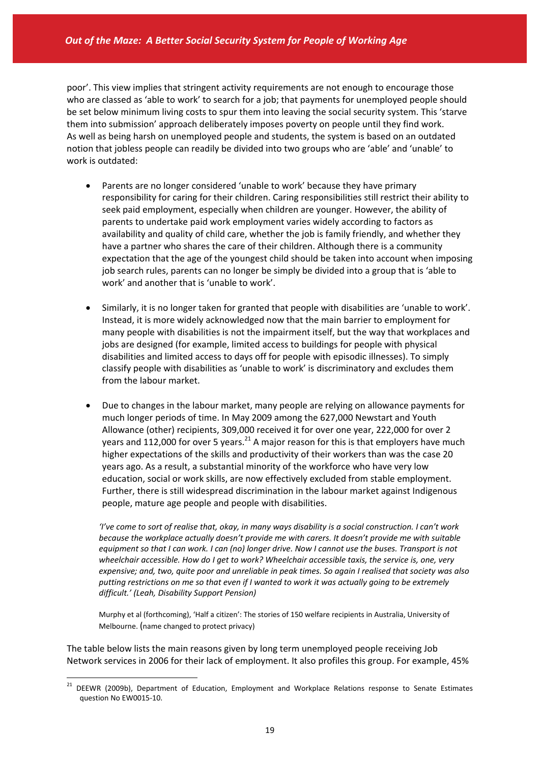poor'. This view implies that stringent activity requirements are not enough to encourage those who are classed as 'able to work' to search for a job; that payments for unemployed people should be set below minimum living costs to spur them into leaving the social security system. This 'starve them into submission' approach deliberately imposes poverty on people until they find work. As well as being harsh on unemployed people and students, the system is based on an outdated notion that jobless people can readily be divided into two groups who are 'able' and 'unable' to work is outdated:

- Parents are no longer considered 'unable to work' because they have primary responsibility for caring for their children. Caring responsibilities still restrict their ability to seek paid employment, especially when children are younger. However, the ability of parents to undertake paid work employment varies widely according to factors as availability and quality of child care, whether the job is family friendly, and whether they have a partner who shares the care of their children. Although there is a community expectation that the age of the youngest child should be taken into account when imposing job search rules, parents can no longer be simply be divided into a group that is 'able to work' and another that is 'unable to work'.

- Similarly, it is no longer taken for granted that people with disabilities are 'unable to work'. Instead, it is more widely acknowledged now that the main barrier to employment for many people with disabilities is not the impairment itself, but the way that workplaces and jobs are designed (for example, limited access to buildings for people with physical disabilities and limited access to days off for people with episodic illnesses). To simply classify people with disabilities as 'unable to work' is discriminatory and excludes them from the labour market.

- Due to changes in the labour market, many people are relying on allowance payments for much longer periods of time. In May 2009 among the 627,000 Newstart and Youth Allowance (other) recipients, 309,000 received it for over one year, 222,000 for over 2 years and 112,000 for over 5 years.[21] A major reason for this is that employers have much higher expectations of the skills and productivity of their workers than was the case 20 years ago. As a result, a substantial minority of the workforce who have very low education, social or work skills, are now effectively excluded from stable employment. Further, there is still widespread discrimination in the labour market against Indigenous people, mature age people and people with disabilities.

*'I've come to sort of realise that, okay, in many ways disability is a social construction. I can't work because the workplace actually doesn't provide me with carers. It doesn't provide me with suitable equipment so that I can work. I can (no) longer drive. Now I cannot use the buses. Transport is not wheelchair accessible. How do I get to work? Wheelchair accessible taxis, the service is, one, very expensive; and, two, quite poor and unreliable in peak times. So again I realised that society was also putting restrictions on me so that even if I wanted to work it was actually going to be extremely difficult.' (Leah, Disability Support Pension)*

Murphy et al (forthcoming), 'Half a citizen': The stories of 150 welfare recipients in Australia, University of Melbourne. (name changed to protect privacy)

The table below lists the main reasons given by long term unemployed people receiving Job Network services in 2006 for their lack of employment. It also profiles this group. For example, 45%

[21] DEEWR (2009b), Department of Education, Employment and Workplace Relations response to Senate Estimates question No EW0015-10.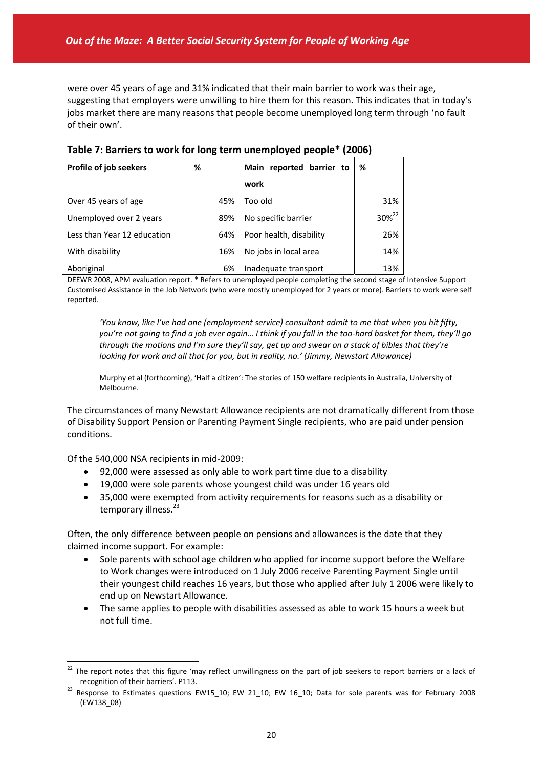were over 45 years of age and 31% indicated that their main barrier to work was their age, suggesting that employers were unwilling to hire them for this reason. This indicates that in today's jobs market there are many reasons that people become unemployed long term through 'no fault of their own'.

**Table 7: Barriers to work for long term unemployed people* (2006)**

| Profile of job seekers | % | Main reported barrier to work | % |
|---|---|---|---|
| Over 45 years of age | 45% | Too old | 31% |
| Unemployed over 2 years | 89% | No specific barrier | 30%[22] |
| Less than Year 12 education | 64% | Poor health, disability | 26% |
| With disability | 16% | No jobs in local area | 14% |
| Aboriginal | 6% | Inadequate transport | 13% |

DEEWR 2008, APM evaluation report. * Refers to unemployed people completing the second stage of Intensive Support Customised Assistance in the Job Network (who were mostly unemployed for 2 years or more). Barriers to work were self reported.

> *'You know, like I've had one (employment service) consultant admit to me that when you hit fifty, you're not going to find a job ever again… I think if you fall in the too-hard basket for them, they'll go through the motions and I'm sure they'll say, get up and swear on a stack of bibles that they're looking for work and all that for you, but in reality, no.' (Jimmy, Newstart Allowance)*
>
> Murphy et al (forthcoming), 'Half a citizen': The stories of 150 welfare recipients in Australia, University of Melbourne.

The circumstances of many Newstart Allowance recipients are not dramatically different from those of Disability Support Pension or Parenting Payment Single recipients, who are paid under pension conditions.

Of the 540,000 NSA recipients in mid-2009:

- 92,000 were assessed as only able to work part time due to a disability
- 19,000 were sole parents whose youngest child was under 16 years old
- 35,000 were exempted from activity requirements for reasons such as a disability or temporary illness.[23]

Often, the only difference between people on pensions and allowances is the date that they claimed income support. For example:

- Sole parents with school age children who applied for income support before the Welfare to Work changes were introduced on 1 July 2006 receive Parenting Payment Single until their youngest child reaches 16 years, but those who applied after July 1 2006 were likely to end up on Newstart Allowance.
- The same applies to people with disabilities assessed as able to work 15 hours a week but not full time.

---

[22] The report notes that this figure 'may reflect unwillingness on the part of job seekers to report barriers or a lack of recognition of their barriers'. P113.

[23] Response to Estimates questions EW15_10; EW 21_10; EW 16_10; Data for sole parents was for February 2008 (EW138_08)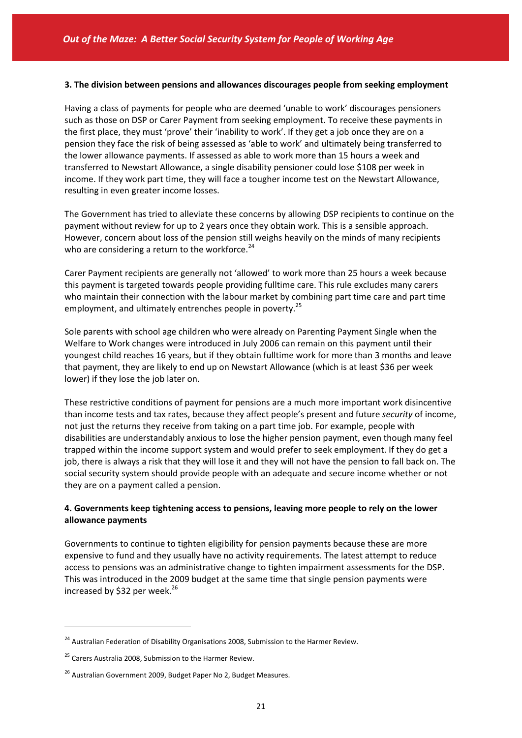### 3. The division between pensions and allowances discourages people from seeking employment

Having a class of payments for people who are deemed 'unable to work' discourages pensioners such as those on DSP or Carer Payment from seeking employment. To receive these payments in the first place, they must 'prove' their 'inability to work'. If they get a job once they are on a pension they face the risk of being assessed as 'able to work' and ultimately being transferred to the lower allowance payments. If assessed as able to work more than 15 hours a week and transferred to Newstart Allowance, a single disability pensioner could lose $108 per week in income. If they work part time, they will face a tougher income test on the Newstart Allowance, resulting in even greater income losses.

The Government has tried to alleviate these concerns by allowing DSP recipients to continue on the payment without review for up to 2 years once they obtain work. This is a sensible approach. However, concern about loss of the pension still weighs heavily on the minds of many recipients who are considering a return to the workforce.[24]

Carer Payment recipients are generally not 'allowed' to work more than 25 hours a week because this payment is targeted towards people providing fulltime care. This rule excludes many carers who maintain their connection with the labour market by combining part time care and part time employment, and ultimately entrenches people in poverty.[25]

Sole parents with school age children who were already on Parenting Payment Single when the Welfare to Work changes were introduced in July 2006 can remain on this payment until their youngest child reaches 16 years, but if they obtain fulltime work for more than 3 months and leave that payment, they are likely to end up on Newstart Allowance (which is at least $36 per week lower) if they lose the job later on.

These restrictive conditions of payment for pensions are a much more important work disincentive than income tests and tax rates, because they affect people's present and future *security* of income, not just the returns they receive from taking on a part time job. For example, people with disabilities are understandably anxious to lose the higher pension payment, even though many feel trapped within the income support system and would prefer to seek employment. If they do get a job, there is always a risk that they will lose it and they will not have the pension to fall back on. The social security system should provide people with an adequate and secure income whether or not they are on a payment called a pension.

### 4. Governments keep tightening access to pensions, leaving more people to rely on the lower allowance payments

Governments to continue to tighten eligibility for pension payments because these are more expensive to fund and they usually have no activity requirements. The latest attempt to reduce access to pensions was an administrative change to tighten impairment assessments for the DSP. This was introduced in the 2009 budget at the same time that single pension payments were increased by $32 per week.[26]

---

[24] Australian Federation of Disability Organisations 2008, Submission to the Harmer Review.

[25] Carers Australia 2008, Submission to the Harmer Review.

[26] Australian Government 2009, Budget Paper No 2, Budget Measures.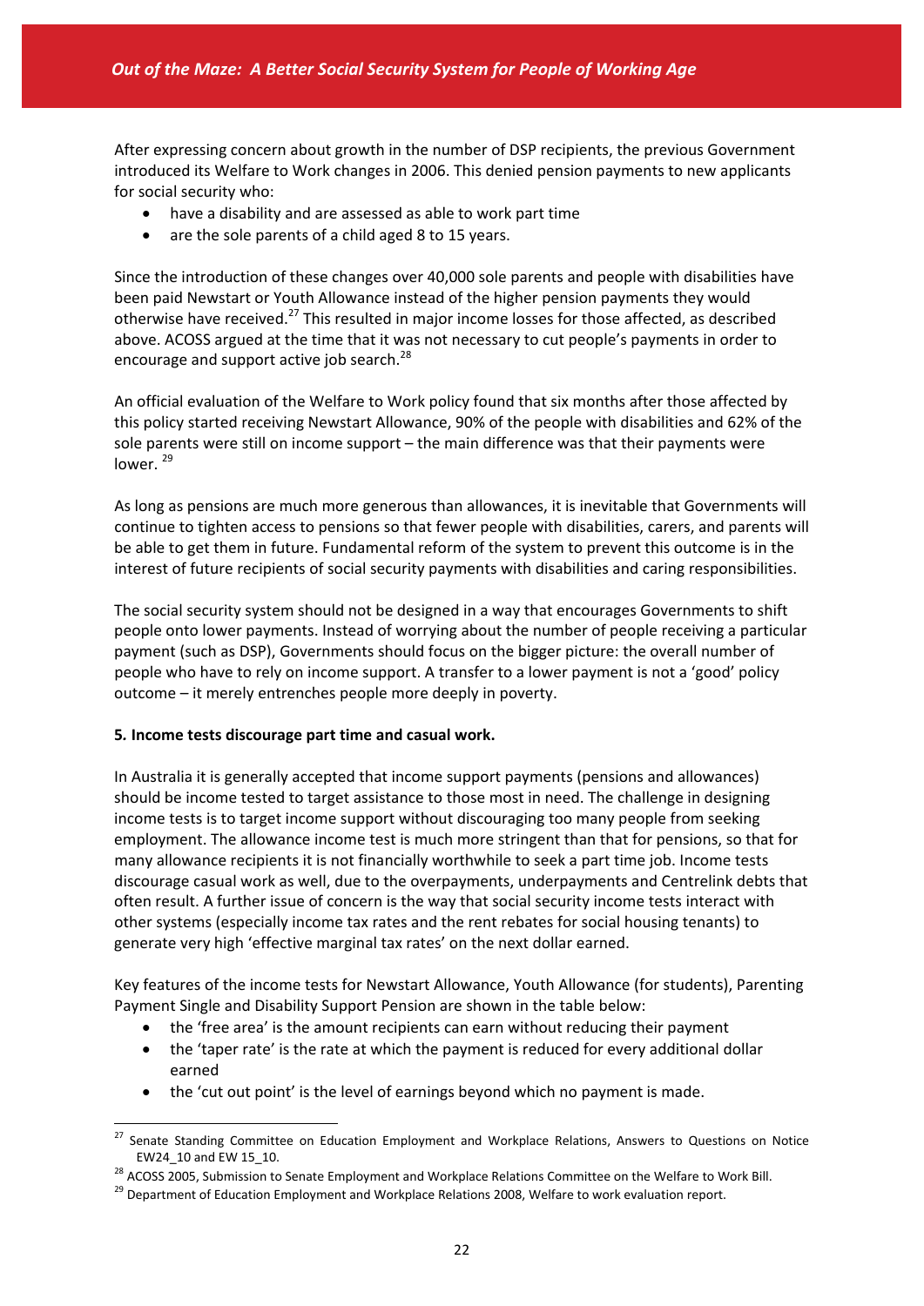After expressing concern about growth in the number of DSP recipients, the previous Government introduced its Welfare to Work changes in 2006. This denied pension payments to new applicants for social security who:

- have a disability and are assessed as able to work part time
- are the sole parents of a child aged 8 to 15 years.

Since the introduction of these changes over 40,000 sole parents and people with disabilities have been paid Newstart or Youth Allowance instead of the higher pension payments they would otherwise have received.[27] This resulted in major income losses for those affected, as described above. ACOSS argued at the time that it was not necessary to cut people's payments in order to encourage and support active job search.[28]

An official evaluation of the Welfare to Work policy found that six months after those affected by this policy started receiving Newstart Allowance, 90% of the people with disabilities and 62% of the sole parents were still on income support – the main difference was that their payments were lower. [29]

As long as pensions are much more generous than allowances, it is inevitable that Governments will continue to tighten access to pensions so that fewer people with disabilities, carers, and parents will be able to get them in future. Fundamental reform of the system to prevent this outcome is in the interest of future recipients of social security payments with disabilities and caring responsibilities.

The social security system should not be designed in a way that encourages Governments to shift people onto lower payments. Instead of worrying about the number of people receiving a particular payment (such as DSP), Governments should focus on the bigger picture: the overall number of people who have to rely on income support. A transfer to a lower payment is not a 'good' policy outcome – it merely entrenches people more deeply in poverty.

**5. Income tests discourage part time and casual work.**

In Australia it is generally accepted that income support payments (pensions and allowances) should be income tested to target assistance to those most in need. The challenge in designing income tests is to target income support without discouraging too many people from seeking employment. The allowance income test is much more stringent than that for pensions, so that for many allowance recipients it is not financially worthwhile to seek a part time job. Income tests discourage casual work as well, due to the overpayments, underpayments and Centrelink debts that often result. A further issue of concern is the way that social security income tests interact with other systems (especially income tax rates and the rent rebates for social housing tenants) to generate very high 'effective marginal tax rates' on the next dollar earned.

Key features of the income tests for Newstart Allowance, Youth Allowance (for students), Parenting Payment Single and Disability Support Pension are shown in the table below:

- the 'free area' is the amount recipients can earn without reducing their payment
- the 'taper rate' is the rate at which the payment is reduced for every additional dollar earned
- the 'cut out point' is the level of earnings beyond which no payment is made.

[27] Senate Standing Committee on Education Employment and Workplace Relations, Answers to Questions on Notice EW24_10 and EW 15_10.

[28] ACOSS 2005, Submission to Senate Employment and Workplace Relations Committee on the Welfare to Work Bill.

[29] Department of Education Employment and Workplace Relations 2008, Welfare to work evaluation report.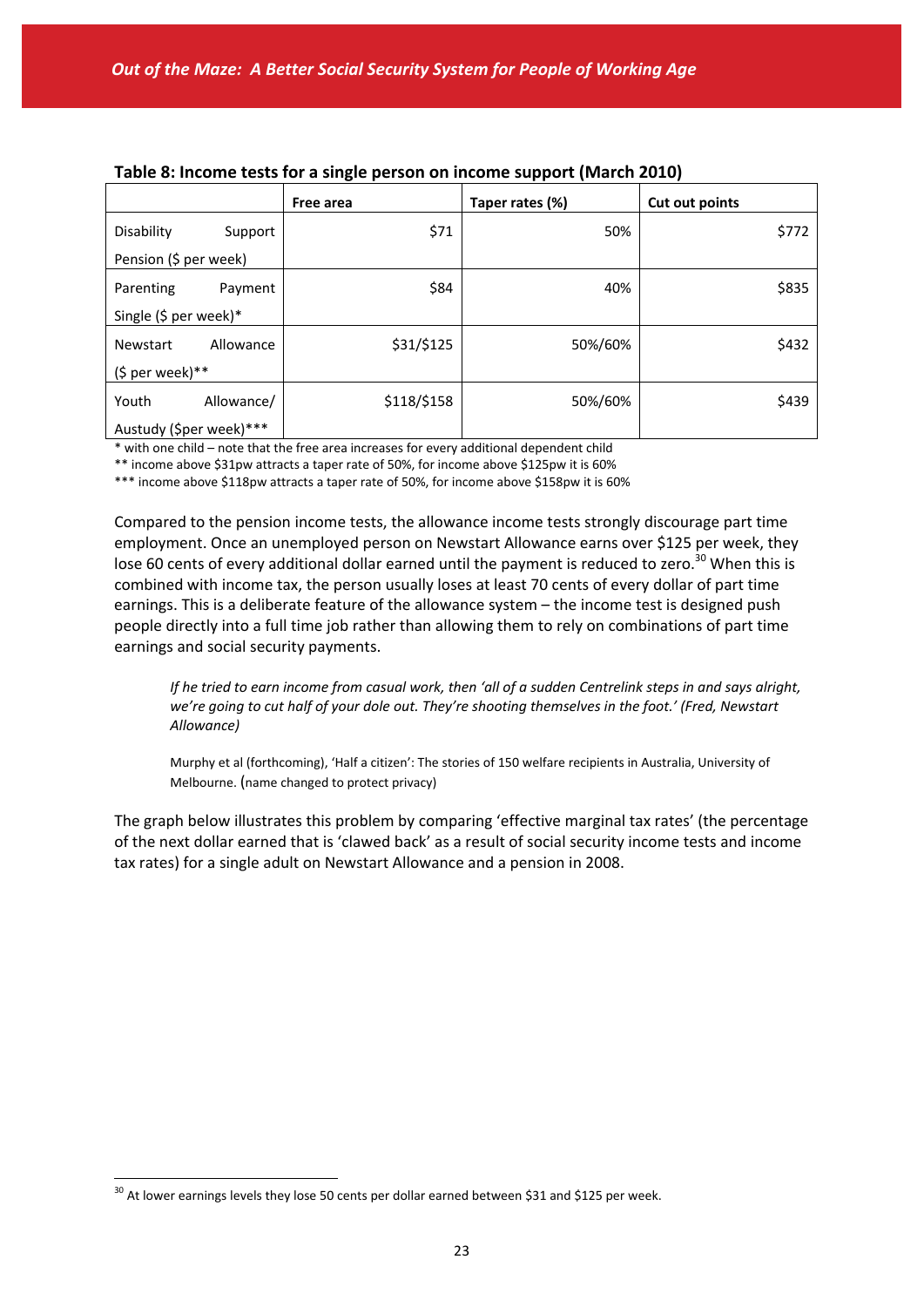**Table 8: Income tests for a single person on income support (March 2010)**

| | Free area | Taper rates (%) | Cut out points |
|---|---|---|---|
| Disability Support Pension ($ per week) | $71 | 50% | $772 |
| Parenting Payment Single ($ per week)* | $84 | 40% | $835 |
| Newstart Allowance ($ per week)** | $31/$125 | 50%/60% | $432 |
| Youth Allowance/ Austudy ($per week)*** | $118/$158 | 50%/60% | $439 |

\* with one child – note that the free area increases for every additional dependent child

** income above $31pw attracts a taper rate of 50%, for income above $125pw it is 60%

*** income above $118pw attracts a taper rate of 50%, for income above $158pw it is 60%

Compared to the pension income tests, the allowance income tests strongly discourage part time employment. Once an unemployed person on Newstart Allowance earns over $125 per week, they lose 60 cents of every additional dollar earned until the payment is reduced to zero.[30] When this is combined with income tax, the person usually loses at least 70 cents of every dollar of part time earnings. This is a deliberate feature of the allowance system – the income test is designed push people directly into a full time job rather than allowing them to rely on combinations of part time earnings and social security payments.

> *If he tried to earn income from casual work, then 'all of a sudden Centrelink steps in and says alright, we're going to cut half of your dole out. They're shooting themselves in the foot.' (Fred, Newstart Allowance)*
>
> Murphy et al (forthcoming), 'Half a citizen': The stories of 150 welfare recipients in Australia, University of Melbourne. (name changed to protect privacy)

The graph below illustrates this problem by comparing 'effective marginal tax rates' (the percentage of the next dollar earned that is 'clawed back' as a result of social security income tests and income tax rates) for a single adult on Newstart Allowance and a pension in 2008.

[30] At lower earnings levels they lose 50 cents per dollar earned between $31 and $125 per week.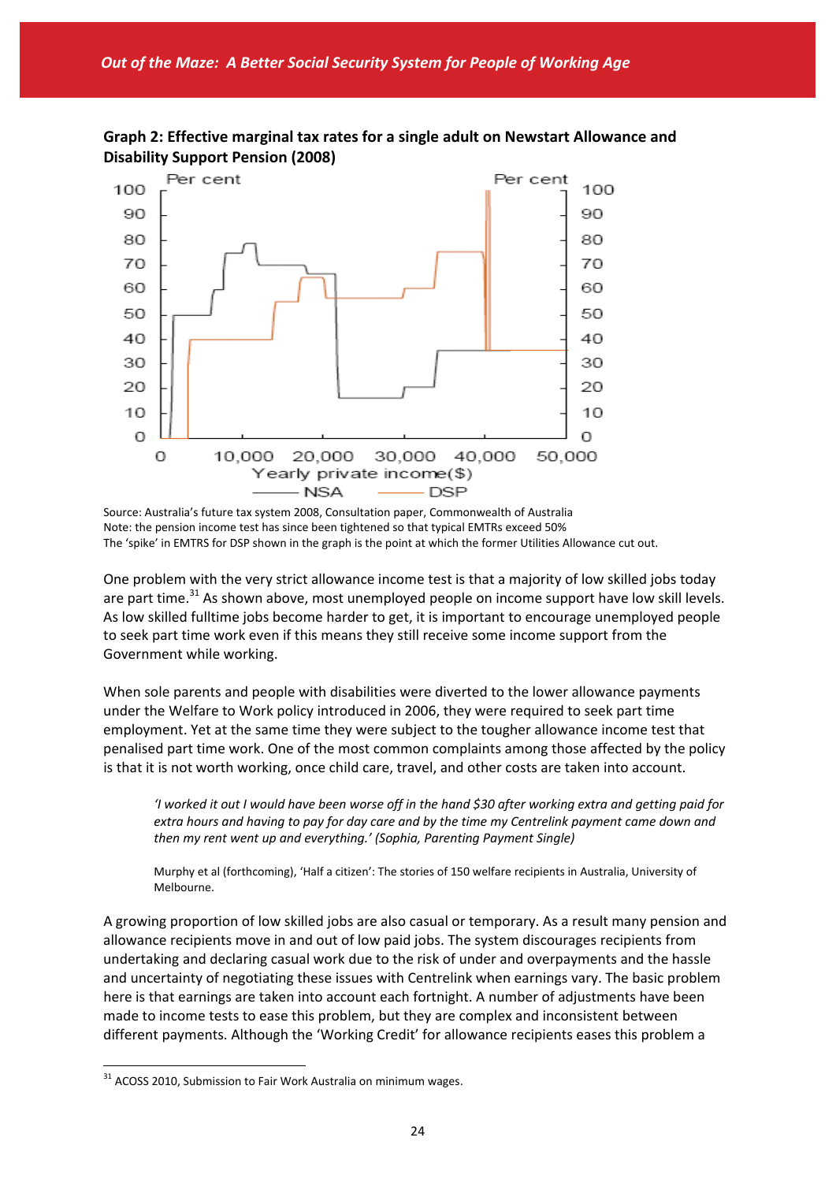**Graph 2: Effective marginal tax rates for a single adult on Newstart Allowance and Disability Support Pension (2008)**

Source: Australia's future tax system 2008, Consultation paper, Commonwealth of Australia
Note: the pension income test has since been tightened so that typical EMTRs exceed 50%
The 'spike' in EMTRS for DSP shown in the graph is the point at which the former Utilities Allowance cut out.

One problem with the very strict allowance income test is that a majority of low skilled jobs today are part time.[31] As shown above, most unemployed people on income support have low skill levels. As low skilled fulltime jobs become harder to get, it is important to encourage unemployed people to seek part time work even if this means they still receive some income support from the Government while working.

When sole parents and people with disabilities were diverted to the lower allowance payments under the Welfare to Work policy introduced in 2006, they were required to seek part time employment. Yet at the same time they were subject to the tougher allowance income test that penalised part time work. One of the most common complaints among those affected by the policy is that it is not worth working, once child care, travel, and other costs are taken into account.

> *'I worked it out I would have been worse off in the hand $30 after working extra and getting paid for extra hours and having to pay for day care and by the time my Centrelink payment came down and then my rent went up and everything.' (Sophia, Parenting Payment Single)*
>
> Murphy et al (forthcoming), 'Half a citizen': The stories of 150 welfare recipients in Australia, University of Melbourne.

A growing proportion of low skilled jobs are also casual or temporary. As a result many pension and allowance recipients move in and out of low paid jobs. The system discourages recipients from undertaking and declaring casual work due to the risk of under and overpayments and the hassle and uncertainty of negotiating these issues with Centrelink when earnings vary. The basic problem here is that earnings are taken into account each fortnight. A number of adjustments have been made to income tests to ease this problem, but they are complex and inconsistent between different payments. Although the 'Working Credit' for allowance recipients eases this problem a

[31] ACOSS 2010, Submission to Fair Work Australia on minimum wages.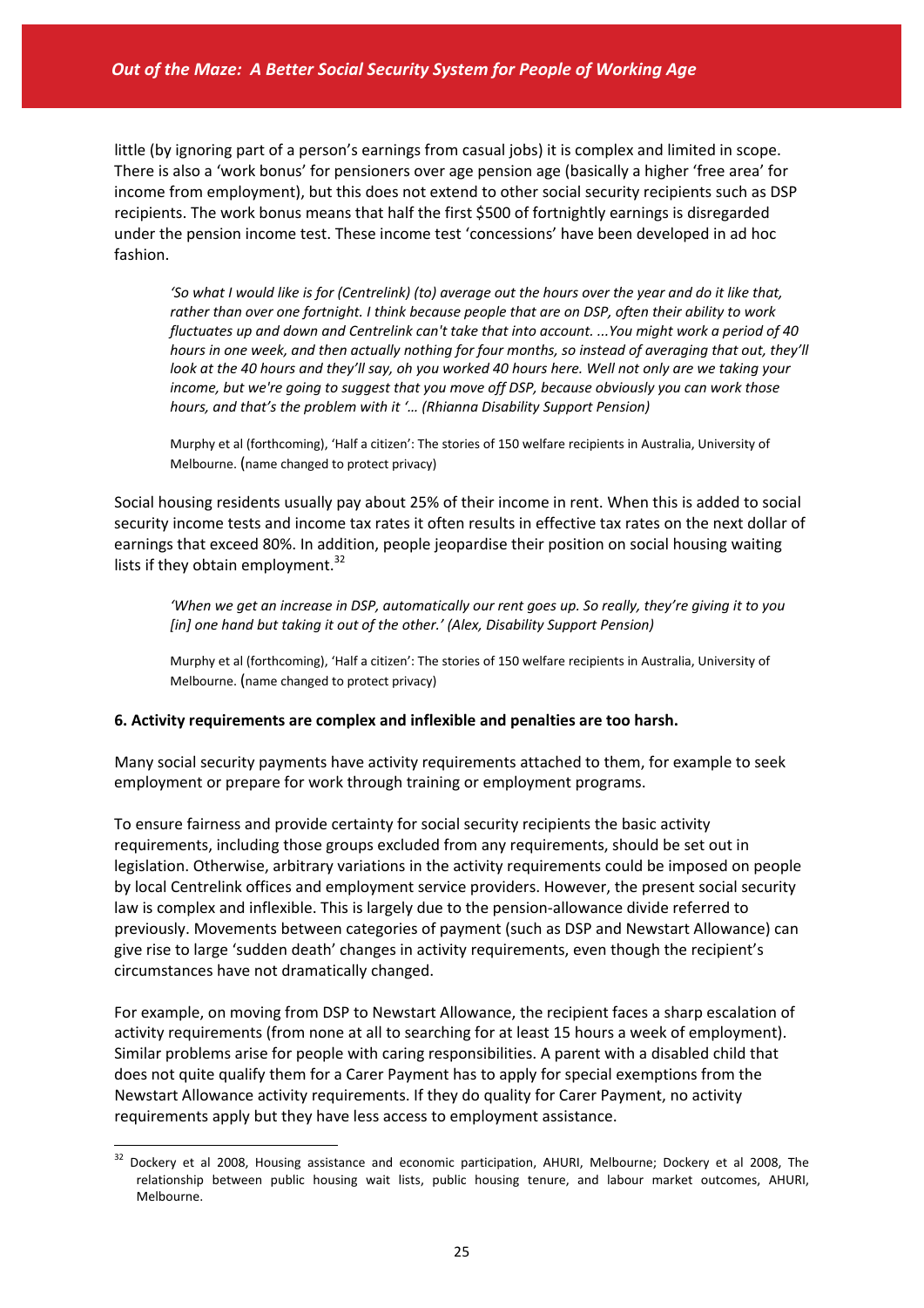little (by ignoring part of a person's earnings from casual jobs) it is complex and limited in scope. There is also a 'work bonus' for pensioners over age pension age (basically a higher 'free area' for income from employment), but this does not extend to other social security recipients such as DSP recipients. The work bonus means that half the first $500 of fortnightly earnings is disregarded under the pension income test. These income test 'concessions' have been developed in ad hoc fashion.

> *'So what I would like is for (Centrelink) (to) average out the hours over the year and do it like that, rather than over one fortnight. I think because people that are on DSP, often their ability to work fluctuates up and down and Centrelink can't take that into account. ...You might work a period of 40 hours in one week, and then actually nothing for four months, so instead of averaging that out, they'll look at the 40 hours and they'll say, oh you worked 40 hours here. Well not only are we taking your income, but we're going to suggest that you move off DSP, because obviously you can work those hours, and that's the problem with it '… (Rhianna Disability Support Pension)*
>
> Murphy et al (forthcoming), 'Half a citizen': The stories of 150 welfare recipients in Australia, University of Melbourne. (name changed to protect privacy)

Social housing residents usually pay about 25% of their income in rent. When this is added to social security income tests and income tax rates it often results in effective tax rates on the next dollar of earnings that exceed 80%. In addition, people jeopardise their position on social housing waiting lists if they obtain employment.[32]

> *'When we get an increase in DSP, automatically our rent goes up. So really, they're giving it to you [in] one hand but taking it out of the other.' (Alex, Disability Support Pension)*
>
> Murphy et al (forthcoming), 'Half a citizen': The stories of 150 welfare recipients in Australia, University of Melbourne. (name changed to protect privacy)

**6. Activity requirements are complex and inflexible and penalties are too harsh.**

Many social security payments have activity requirements attached to them, for example to seek employment or prepare for work through training or employment programs.

To ensure fairness and provide certainty for social security recipients the basic activity requirements, including those groups excluded from any requirements, should be set out in legislation. Otherwise, arbitrary variations in the activity requirements could be imposed on people by local Centrelink offices and employment service providers. However, the present social security law is complex and inflexible. This is largely due to the pension-allowance divide referred to previously. Movements between categories of payment (such as DSP and Newstart Allowance) can give rise to large 'sudden death' changes in activity requirements, even though the recipient's circumstances have not dramatically changed.

For example, on moving from DSP to Newstart Allowance, the recipient faces a sharp escalation of activity requirements (from none at all to searching for at least 15 hours a week of employment). Similar problems arise for people with caring responsibilities. A parent with a disabled child that does not quite qualify them for a Carer Payment has to apply for special exemptions from the Newstart Allowance activity requirements. If they do quality for Carer Payment, no activity requirements apply but they have less access to employment assistance.

[32] Dockery et al 2008, Housing assistance and economic participation, AHURI, Melbourne; Dockery et al 2008, The relationship between public housing wait lists, public housing tenure, and labour market outcomes, AHURI, Melbourne.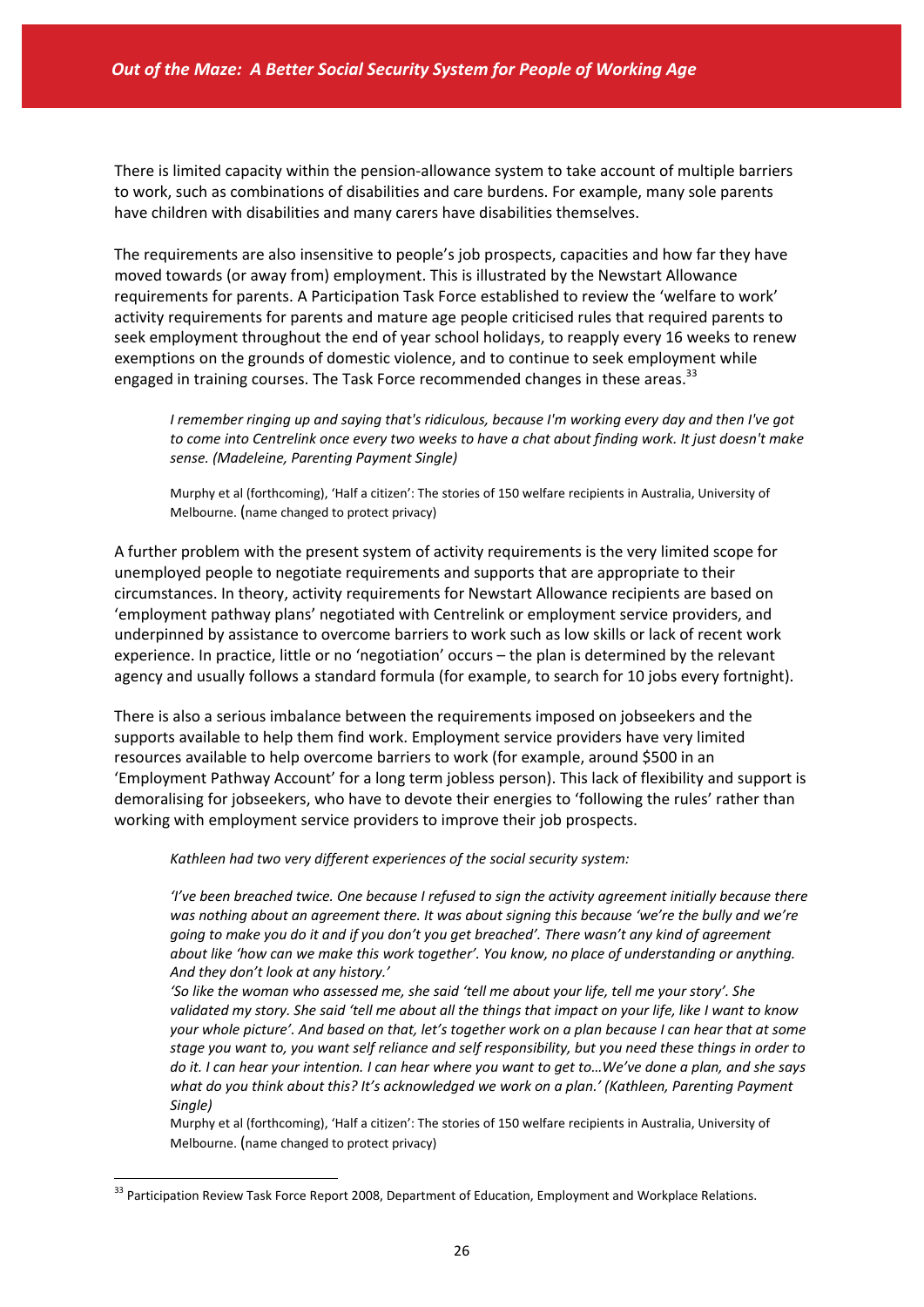There is limited capacity within the pension-allowance system to take account of multiple barriers to work, such as combinations of disabilities and care burdens. For example, many sole parents have children with disabilities and many carers have disabilities themselves.

The requirements are also insensitive to people's job prospects, capacities and how far they have moved towards (or away from) employment. This is illustrated by the Newstart Allowance requirements for parents. A Participation Task Force established to review the 'welfare to work' activity requirements for parents and mature age people criticised rules that required parents to seek employment throughout the end of year school holidays, to reapply every 16 weeks to renew exemptions on the grounds of domestic violence, and to continue to seek employment while engaged in training courses. The Task Force recommended changes in these areas.[33]

> *I remember ringing up and saying that's ridiculous, because I'm working every day and then I've got to come into Centrelink once every two weeks to have a chat about finding work. It just doesn't make sense. (Madeleine, Parenting Payment Single)*
>
> Murphy et al (forthcoming), 'Half a citizen': The stories of 150 welfare recipients in Australia, University of Melbourne. (name changed to protect privacy)

A further problem with the present system of activity requirements is the very limited scope for unemployed people to negotiate requirements and supports that are appropriate to their circumstances. In theory, activity requirements for Newstart Allowance recipients are based on 'employment pathway plans' negotiated with Centrelink or employment service providers, and underpinned by assistance to overcome barriers to work such as low skills or lack of recent work experience. In practice, little or no 'negotiation' occurs – the plan is determined by the relevant agency and usually follows a standard formula (for example, to search for 10 jobs every fortnight).

There is also a serious imbalance between the requirements imposed on jobseekers and the supports available to help them find work. Employment service providers have very limited resources available to help overcome barriers to work (for example, around $500 in an 'Employment Pathway Account' for a long term jobless person). This lack of flexibility and support is demoralising for jobseekers, who have to devote their energies to 'following the rules' rather than working with employment service providers to improve their job prospects.

> *Kathleen had two very different experiences of the social security system:*
>
> *'I've been breached twice. One because I refused to sign the activity agreement initially because there was nothing about an agreement there. It was about signing this because 'we're the bully and we're going to make you do it and if you don't you get breached'. There wasn't any kind of agreement about like 'how can we make this work together'. You know, no place of understanding or anything. And they don't look at any history.'*
>
> *'So like the woman who assessed me, she said 'tell me about your life, tell me your story'. She validated my story. She said 'tell me about all the things that impact on your life, like I want to know your whole picture'. And based on that, let's together work on a plan because I can hear that at some stage you want to, you want self reliance and self responsibility, but you need these things in order to do it. I can hear your intention. I can hear where you want to get to…We've done a plan, and she says what do you think about this? It's acknowledged we work on a plan.' (Kathleen, Parenting Payment Single)*
>
> Murphy et al (forthcoming), 'Half a citizen': The stories of 150 welfare recipients in Australia, University of Melbourne. (name changed to protect privacy)

[33] Participation Review Task Force Report 2008, Department of Education, Employment and Workplace Relations.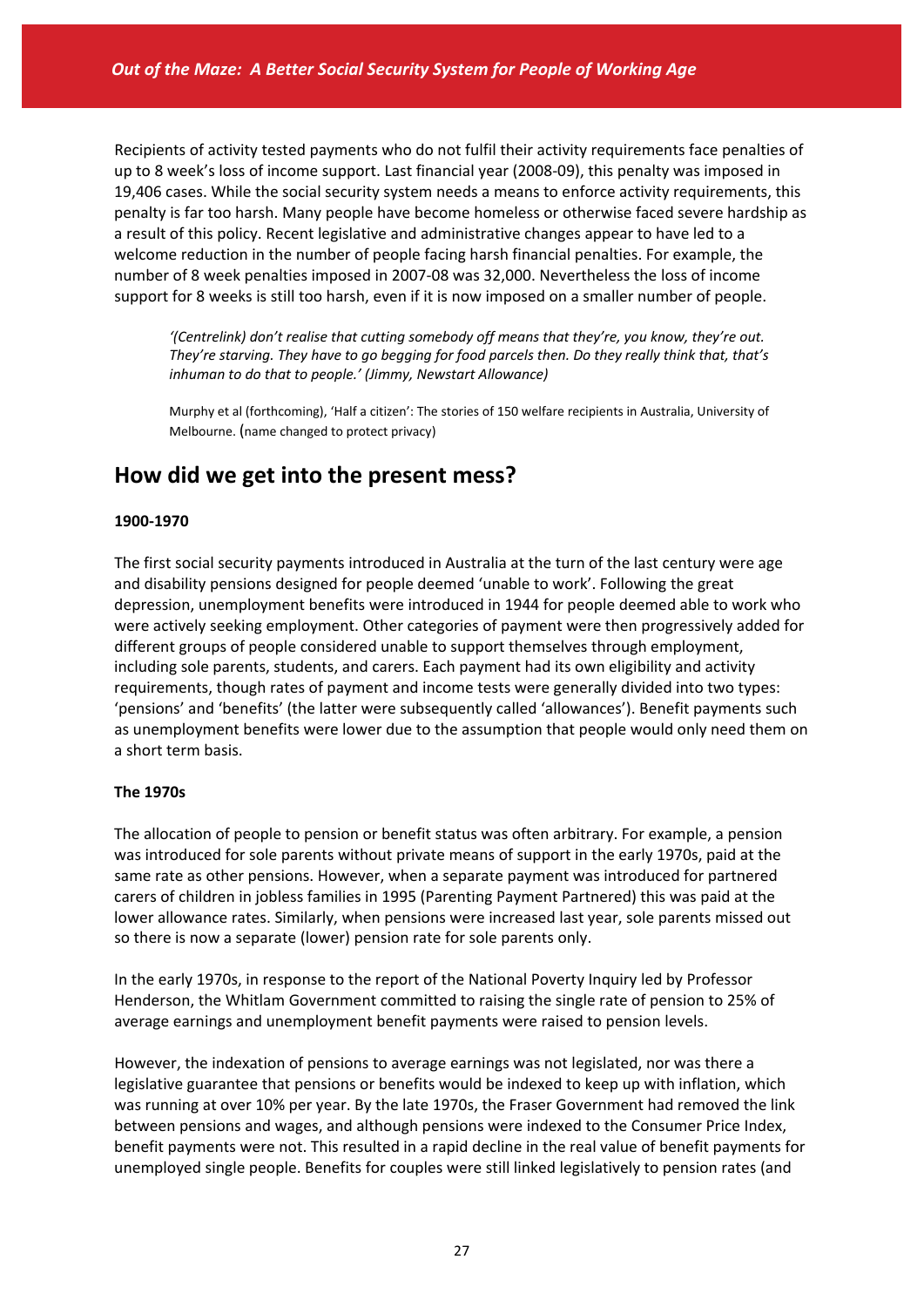Recipients of activity tested payments who do not fulfil their activity requirements face penalties of up to 8 week's loss of income support. Last financial year (2008-09), this penalty was imposed in 19,406 cases. While the social security system needs a means to enforce activity requirements, this penalty is far too harsh. Many people have become homeless or otherwise faced severe hardship as a result of this policy. Recent legislative and administrative changes appear to have led to a welcome reduction in the number of people facing harsh financial penalties. For example, the number of 8 week penalties imposed in 2007-08 was 32,000. Nevertheless the loss of income support for 8 weeks is still too harsh, even if it is now imposed on a smaller number of people.

> *'(Centrelink) don't realise that cutting somebody off means that they're, you know, they're out. They're starving. They have to go begging for food parcels then. Do they really think that, that's inhuman to do that to people.' (Jimmy, Newstart Allowance)*
>
> Murphy et al (forthcoming), 'Half a citizen': The stories of 150 welfare recipients in Australia, University of Melbourne. (name changed to protect privacy)

## How did we get into the present mess?

**1900-1970**

The first social security payments introduced in Australia at the turn of the last century were age and disability pensions designed for people deemed 'unable to work'. Following the great depression, unemployment benefits were introduced in 1944 for people deemed able to work who were actively seeking employment. Other categories of payment were then progressively added for different groups of people considered unable to support themselves through employment, including sole parents, students, and carers. Each payment had its own eligibility and activity requirements, though rates of payment and income tests were generally divided into two types: 'pensions' and 'benefits' (the latter were subsequently called 'allowances'). Benefit payments such as unemployment benefits were lower due to the assumption that people would only need them on a short term basis.

**The 1970s**

The allocation of people to pension or benefit status was often arbitrary. For example, a pension was introduced for sole parents without private means of support in the early 1970s, paid at the same rate as other pensions. However, when a separate payment was introduced for partnered carers of children in jobless families in 1995 (Parenting Payment Partnered) this was paid at the lower allowance rates. Similarly, when pensions were increased last year, sole parents missed out so there is now a separate (lower) pension rate for sole parents only.

In the early 1970s, in response to the report of the National Poverty Inquiry led by Professor Henderson, the Whitlam Government committed to raising the single rate of pension to 25% of average earnings and unemployment benefit payments were raised to pension levels.

However, the indexation of pensions to average earnings was not legislated, nor was there a legislative guarantee that pensions or benefits would be indexed to keep up with inflation, which was running at over 10% per year. By the late 1970s, the Fraser Government had removed the link between pensions and wages, and although pensions were indexed to the Consumer Price Index, benefit payments were not. This resulted in a rapid decline in the real value of benefit payments for unemployed single people. Benefits for couples were still linked legislatively to pension rates (and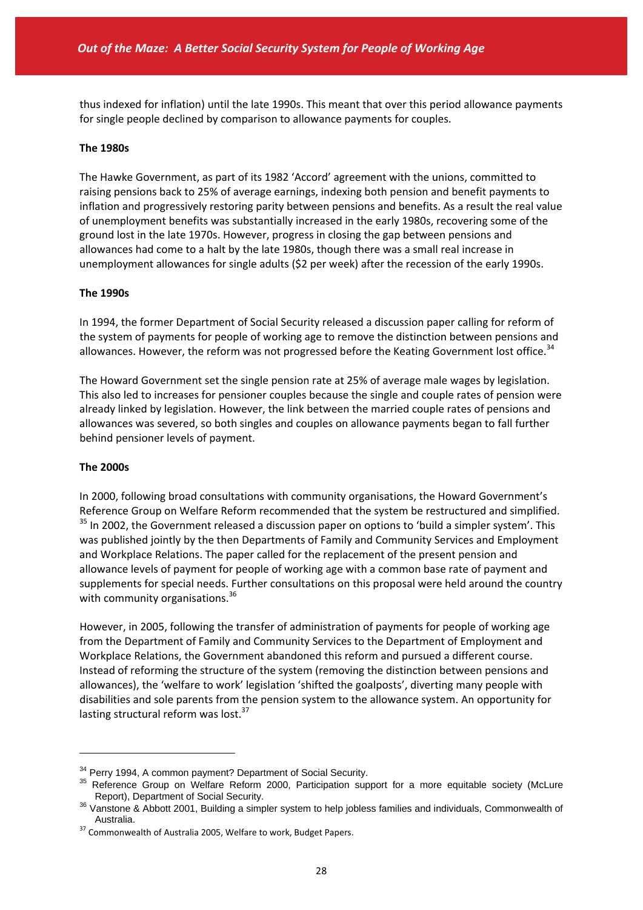thus indexed for inflation) until the late 1990s. This meant that over this period allowance payments for single people declined by comparison to allowance payments for couples.

**The 1980s**

The Hawke Government, as part of its 1982 'Accord' agreement with the unions, committed to raising pensions back to 25% of average earnings, indexing both pension and benefit payments to inflation and progressively restoring parity between pensions and benefits. As a result the real value of unemployment benefits was substantially increased in the early 1980s, recovering some of the ground lost in the late 1970s. However, progress in closing the gap between pensions and allowances had come to a halt by the late 1980s, though there was a small real increase in unemployment allowances for single adults ($2 per week) after the recession of the early 1990s.

**The 1990s**

In 1994, the former Department of Social Security released a discussion paper calling for reform of the system of payments for people of working age to remove the distinction between pensions and allowances. However, the reform was not progressed before the Keating Government lost office.[34]

The Howard Government set the single pension rate at 25% of average male wages by legislation. This also led to increases for pensioner couples because the single and couple rates of pension were already linked by legislation. However, the link between the married couple rates of pensions and allowances was severed, so both singles and couples on allowance payments began to fall further behind pensioner levels of payment.

**The 2000s**

In 2000, following broad consultations with community organisations, the Howard Government's Reference Group on Welfare Reform recommended that the system be restructured and simplified.[35] In 2002, the Government released a discussion paper on options to 'build a simpler system'. This was published jointly by the then Departments of Family and Community Services and Employment and Workplace Relations. The paper called for the replacement of the present pension and allowance levels of payment for people of working age with a common base rate of payment and supplements for special needs. Further consultations on this proposal were held around the country with community organisations.[36]

However, in 2005, following the transfer of administration of payments for people of working age from the Department of Family and Community Services to the Department of Employment and Workplace Relations, the Government abandoned this reform and pursued a different course. Instead of reforming the structure of the system (removing the distinction between pensions and allowances), the 'welfare to work' legislation 'shifted the goalposts', diverting many people with disabilities and sole parents from the pension system to the allowance system. An opportunity for lasting structural reform was lost.[37]

---

[34] Perry 1994, A common payment? Department of Social Security.

[35] Reference Group on Welfare Reform 2000, Participation support for a more equitable society (McLure Report), Department of Social Security.

[36] Vanstone & Abbott 2001, Building a simpler system to help jobless families and individuals, Commonwealth of Australia.

[37] Commonwealth of Australia 2005, Welfare to work, Budget Papers.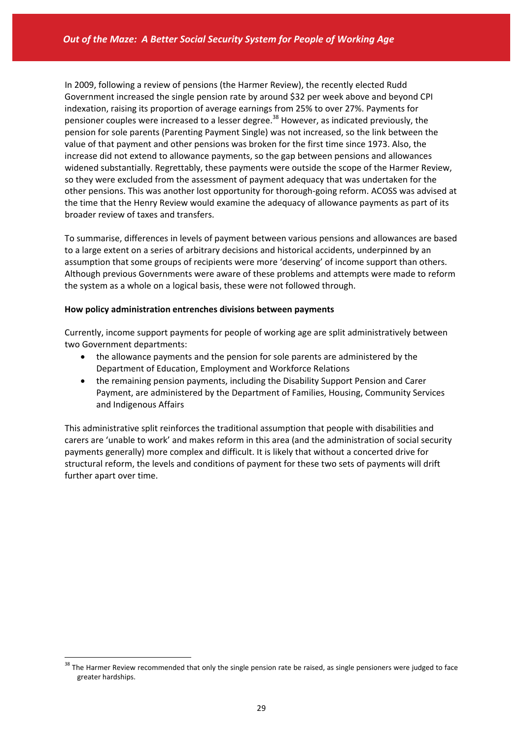In 2009, following a review of pensions (the Harmer Review), the recently elected Rudd Government increased the single pension rate by around $32 per week above and beyond CPI indexation, raising its proportion of average earnings from 25% to over 27%. Payments for pensioner couples were increased to a lesser degree.[38] However, as indicated previously, the pension for sole parents (Parenting Payment Single) was not increased, so the link between the value of that payment and other pensions was broken for the first time since 1973. Also, the increase did not extend to allowance payments, so the gap between pensions and allowances widened substantially. Regrettably, these payments were outside the scope of the Harmer Review, so they were excluded from the assessment of payment adequacy that was undertaken for the other pensions. This was another lost opportunity for thorough-going reform. ACOSS was advised at the time that the Henry Review would examine the adequacy of allowance payments as part of its broader review of taxes and transfers.

To summarise, differences in levels of payment between various pensions and allowances are based to a large extent on a series of arbitrary decisions and historical accidents, underpinned by an assumption that some groups of recipients were more 'deserving' of income support than others. Although previous Governments were aware of these problems and attempts were made to reform the system as a whole on a logical basis, these were not followed through.

**How policy administration entrenches divisions between payments**

Currently, income support payments for people of working age are split administratively between two Government departments:

- the allowance payments and the pension for sole parents are administered by the Department of Education, Employment and Workforce Relations
- the remaining pension payments, including the Disability Support Pension and Carer Payment, are administered by the Department of Families, Housing, Community Services and Indigenous Affairs

This administrative split reinforces the traditional assumption that people with disabilities and carers are 'unable to work' and makes reform in this area (and the administration of social security payments generally) more complex and difficult. It is likely that without a concerted drive for structural reform, the levels and conditions of payment for these two sets of payments will drift further apart over time.

[38] The Harmer Review recommended that only the single pension rate be raised, as single pensioners were judged to face greater hardships.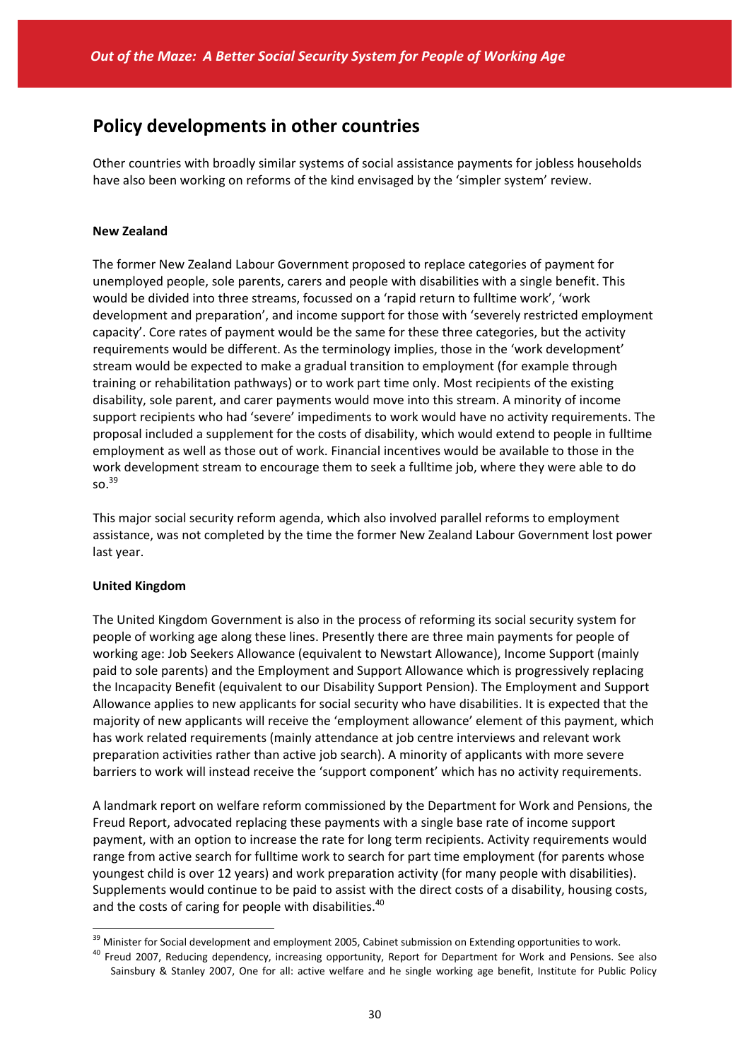## Policy developments in other countries

Other countries with broadly similar systems of social assistance payments for jobless households have also been working on reforms of the kind envisaged by the 'simpler system' review.

**New Zealand**

The former New Zealand Labour Government proposed to replace categories of payment for unemployed people, sole parents, carers and people with disabilities with a single benefit. This would be divided into three streams, focussed on a 'rapid return to fulltime work', 'work development and preparation', and income support for those with 'severely restricted employment capacity'. Core rates of payment would be the same for these three categories, but the activity requirements would be different. As the terminology implies, those in the 'work development' stream would be expected to make a gradual transition to employment (for example through training or rehabilitation pathways) or to work part time only. Most recipients of the existing disability, sole parent, and carer payments would move into this stream. A minority of income support recipients who had 'severe' impediments to work would have no activity requirements. The proposal included a supplement for the costs of disability, which would extend to people in fulltime employment as well as those out of work. Financial incentives would be available to those in the work development stream to encourage them to seek a fulltime job, where they were able to do so.[39]

This major social security reform agenda, which also involved parallel reforms to employment assistance, was not completed by the time the former New Zealand Labour Government lost power last year.

**United Kingdom**

The United Kingdom Government is also in the process of reforming its social security system for people of working age along these lines. Presently there are three main payments for people of working age: Job Seekers Allowance (equivalent to Newstart Allowance), Income Support (mainly paid to sole parents) and the Employment and Support Allowance which is progressively replacing the Incapacity Benefit (equivalent to our Disability Support Pension). The Employment and Support Allowance applies to new applicants for social security who have disabilities. It is expected that the majority of new applicants will receive the 'employment allowance' element of this payment, which has work related requirements (mainly attendance at job centre interviews and relevant work preparation activities rather than active job search). A minority of applicants with more severe barriers to work will instead receive the 'support component' which has no activity requirements.

A landmark report on welfare reform commissioned by the Department for Work and Pensions, the Freud Report, advocated replacing these payments with a single base rate of income support payment, with an option to increase the rate for long term recipients. Activity requirements would range from active search for fulltime work to search for part time employment (for parents whose youngest child is over 12 years) and work preparation activity (for many people with disabilities). Supplements would continue to be paid to assist with the direct costs of a disability, housing costs, and the costs of caring for people with disabilities.[40]

---

[39] Minister for Social development and employment 2005, Cabinet submission on Extending opportunities to work.

[40] Freud 2007, Reducing dependency, increasing opportunity, Report for Department for Work and Pensions. See also Sainsbury & Stanley 2007, One for all: active welfare and he single working age benefit, Institute for Public Policy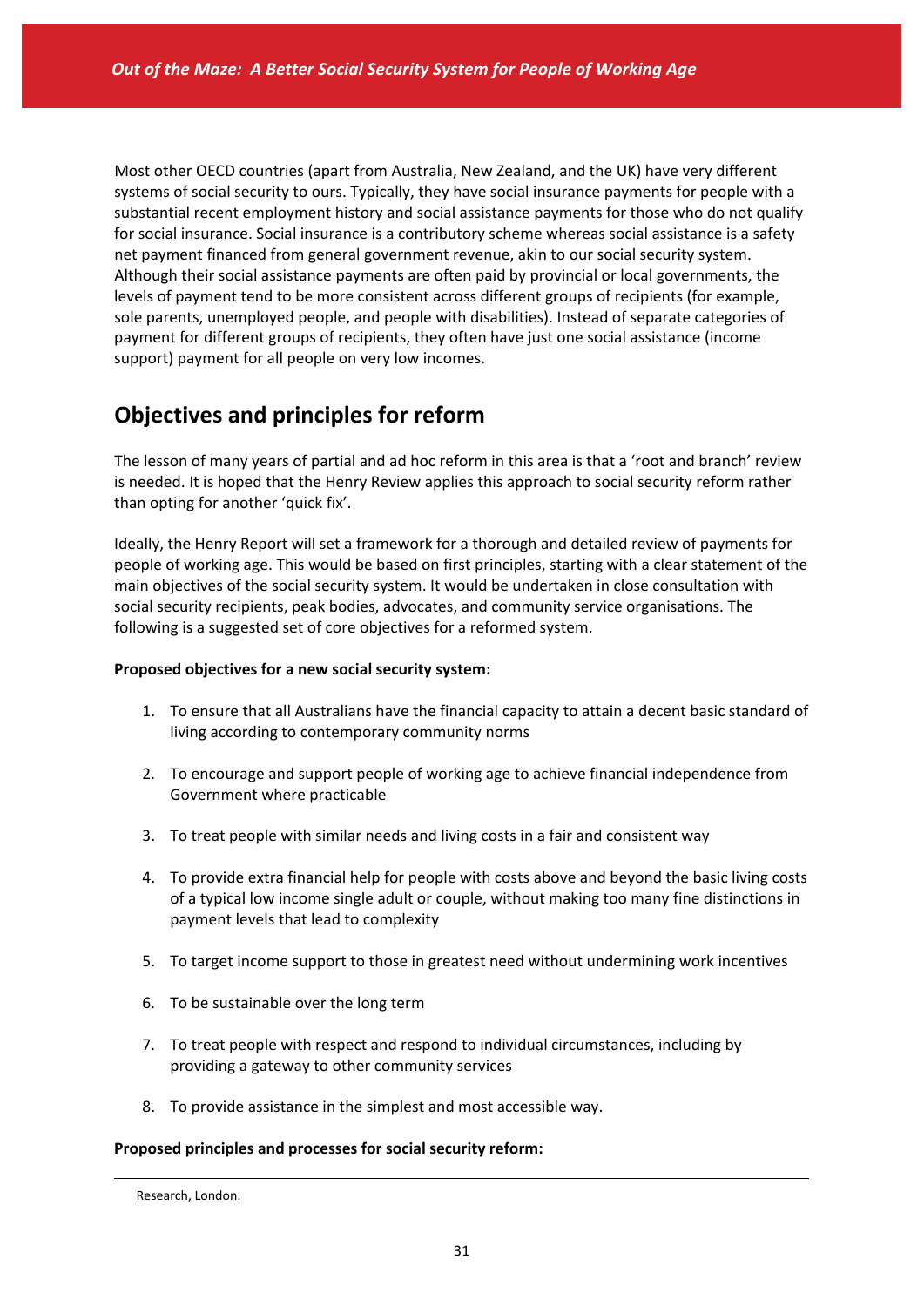Most other OECD countries (apart from Australia, New Zealand, and the UK) have very different systems of social security to ours. Typically, they have social insurance payments for people with a substantial recent employment history and social assistance payments for those who do not qualify for social insurance. Social insurance is a contributory scheme whereas social assistance is a safety net payment financed from general government revenue, akin to our social security system. Although their social assistance payments are often paid by provincial or local governments, the levels of payment tend to be more consistent across different groups of recipients (for example, sole parents, unemployed people, and people with disabilities). Instead of separate categories of payment for different groups of recipients, they often have just one social assistance (income support) payment for all people on very low incomes.

## Objectives and principles for reform

The lesson of many years of partial and ad hoc reform in this area is that a 'root and branch' review is needed. It is hoped that the Henry Review applies this approach to social security reform rather than opting for another 'quick fix'.

Ideally, the Henry Report will set a framework for a thorough and detailed review of payments for people of working age. This would be based on first principles, starting with a clear statement of the main objectives of the social security system. It would be undertaken in close consultation with social security recipients, peak bodies, advocates, and community service organisations. The following is a suggested set of core objectives for a reformed system.

**Proposed objectives for a new social security system:**

1. To ensure that all Australians have the financial capacity to attain a decent basic standard of living according to contemporary community norms
2. To encourage and support people of working age to achieve financial independence from Government where practicable
3. To treat people with similar needs and living costs in a fair and consistent way
4. To provide extra financial help for people with costs above and beyond the basic living costs of a typical low income single adult or couple, without making too many fine distinctions in payment levels that lead to complexity
5. To target income support to those in greatest need without undermining work incentives
6. To be sustainable over the long term
7. To treat people with respect and respond to individual circumstances, including by providing a gateway to other community services
8. To provide assistance in the simplest and most accessible way.

**Proposed principles and processes for social security reform:**

Research, London.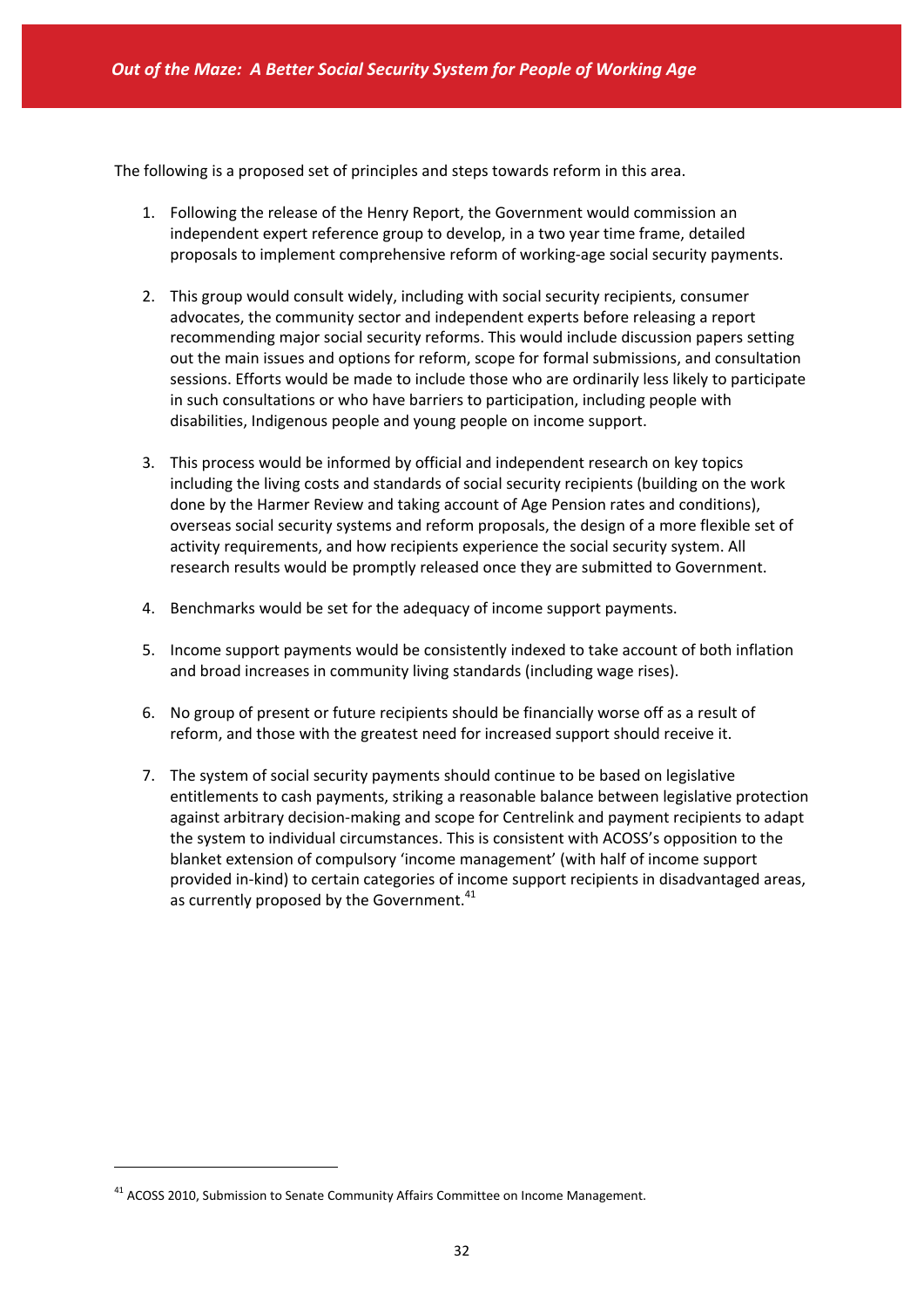The following is a proposed set of principles and steps towards reform in this area.

1. Following the release of the Henry Report, the Government would commission an independent expert reference group to develop, in a two year time frame, detailed proposals to implement comprehensive reform of working-age social security payments.

2. This group would consult widely, including with social security recipients, consumer advocates, the community sector and independent experts before releasing a report recommending major social security reforms. This would include discussion papers setting out the main issues and options for reform, scope for formal submissions, and consultation sessions. Efforts would be made to include those who are ordinarily less likely to participate in such consultations or who have barriers to participation, including people with disabilities, Indigenous people and young people on income support.

3. This process would be informed by official and independent research on key topics including the living costs and standards of social security recipients (building on the work done by the Harmer Review and taking account of Age Pension rates and conditions), overseas social security systems and reform proposals, the design of a more flexible set of activity requirements, and how recipients experience the social security system. All research results would be promptly released once they are submitted to Government.

4. Benchmarks would be set for the adequacy of income support payments.

5. Income support payments would be consistently indexed to take account of both inflation and broad increases in community living standards (including wage rises).

6. No group of present or future recipients should be financially worse off as a result of reform, and those with the greatest need for increased support should receive it.

7. The system of social security payments should continue to be based on legislative entitlements to cash payments, striking a reasonable balance between legislative protection against arbitrary decision-making and scope for Centrelink and payment recipients to adapt the system to individual circumstances. This is consistent with ACOSS's opposition to the blanket extension of compulsory 'income management' (with half of income support provided in-kind) to certain categories of income support recipients in disadvantaged areas, as currently proposed by the Government.[41]

[41] ACOSS 2010, Submission to Senate Community Affairs Committee on Income Management.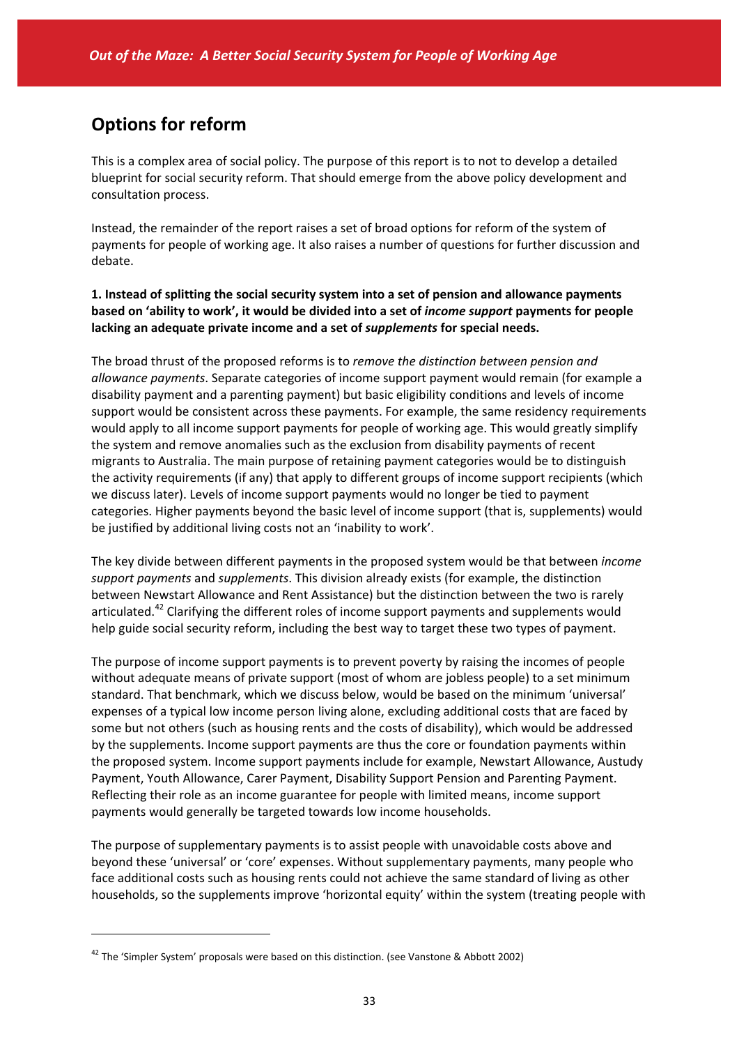## Options for reform

This is a complex area of social policy. The purpose of this report is to not to develop a detailed blueprint for social security reform. That should emerge from the above policy development and consultation process.

Instead, the remainder of the report raises a set of broad options for reform of the system of payments for people of working age. It also raises a number of questions for further discussion and debate.

**1. Instead of splitting the social security system into a set of pension and allowance payments based on 'ability to work', it would be divided into a set of *income support* payments for people lacking an adequate private income and a set of *supplements* for special needs.**

The broad thrust of the proposed reforms is to *remove the distinction between pension and allowance payments*. Separate categories of income support payment would remain (for example a disability payment and a parenting payment) but basic eligibility conditions and levels of income support would be consistent across these payments. For example, the same residency requirements would apply to all income support payments for people of working age. This would greatly simplify the system and remove anomalies such as the exclusion from disability payments of recent migrants to Australia. The main purpose of retaining payment categories would be to distinguish the activity requirements (if any) that apply to different groups of income support recipients (which we discuss later). Levels of income support payments would no longer be tied to payment categories. Higher payments beyond the basic level of income support (that is, supplements) would be justified by additional living costs not an 'inability to work'.

The key divide between different payments in the proposed system would be that between *income support payments* and *supplements*. This division already exists (for example, the distinction between Newstart Allowance and Rent Assistance) but the distinction between the two is rarely articulated.[42] Clarifying the different roles of income support payments and supplements would help guide social security reform, including the best way to target these two types of payment.

The purpose of income support payments is to prevent poverty by raising the incomes of people without adequate means of private support (most of whom are jobless people) to a set minimum standard. That benchmark, which we discuss below, would be based on the minimum 'universal' expenses of a typical low income person living alone, excluding additional costs that are faced by some but not others (such as housing rents and the costs of disability), which would be addressed by the supplements. Income support payments are thus the core or foundation payments within the proposed system. Income support payments include for example, Newstart Allowance, Austudy Payment, Youth Allowance, Carer Payment, Disability Support Pension and Parenting Payment. Reflecting their role as an income guarantee for people with limited means, income support payments would generally be targeted towards low income households.

The purpose of supplementary payments is to assist people with unavoidable costs above and beyond these 'universal' or 'core' expenses. Without supplementary payments, many people who face additional costs such as housing rents could not achieve the same standard of living as other households, so the supplements improve 'horizontal equity' within the system (treating people with

[42] The 'Simpler System' proposals were based on this distinction. (see Vanstone & Abbott 2002)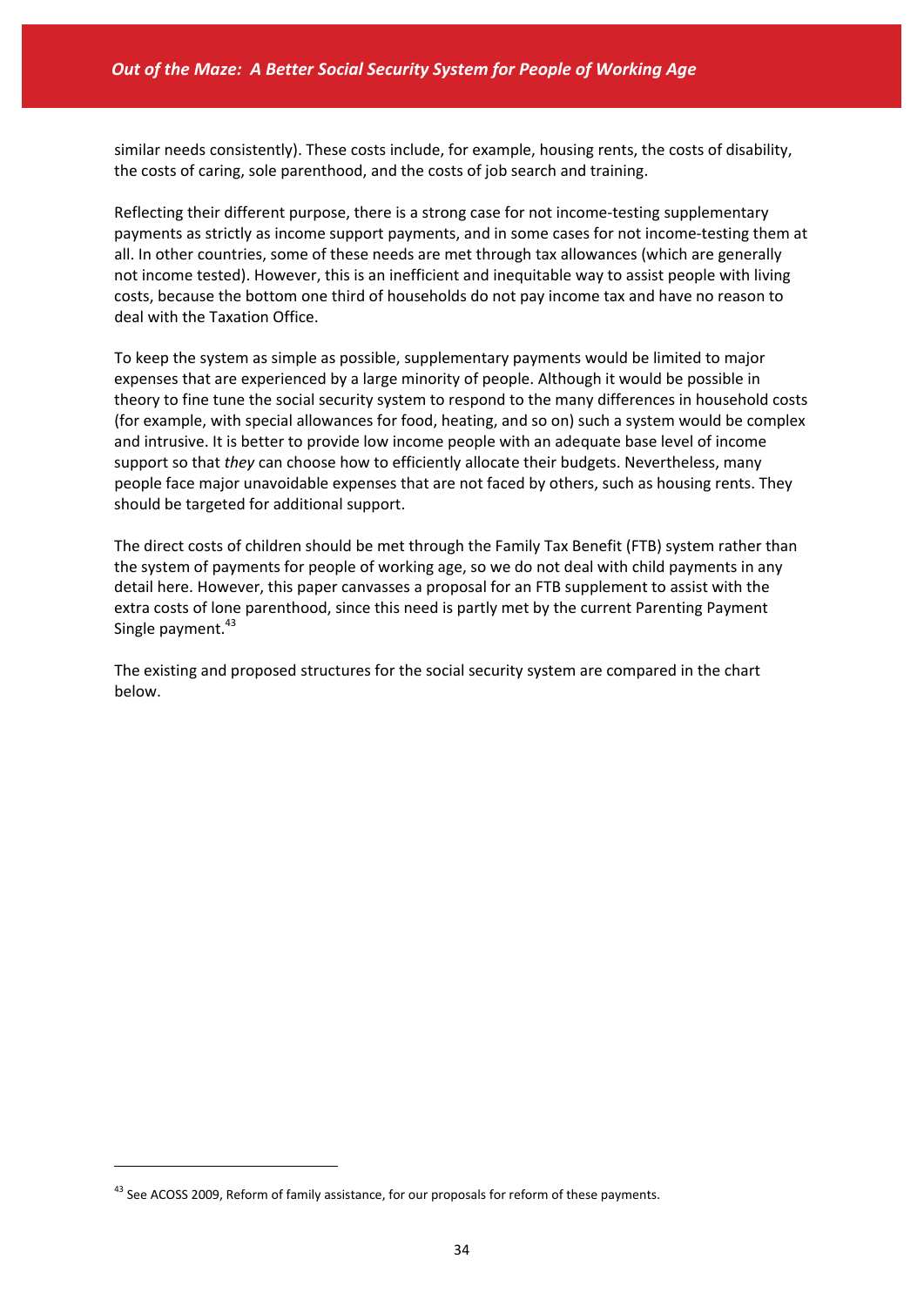similar needs consistently). These costs include, for example, housing rents, the costs of disability, the costs of caring, sole parenthood, and the costs of job search and training.

Reflecting their different purpose, there is a strong case for not income-testing supplementary payments as strictly as income support payments, and in some cases for not income-testing them at all. In other countries, some of these needs are met through tax allowances (which are generally not income tested). However, this is an inefficient and inequitable way to assist people with living costs, because the bottom one third of households do not pay income tax and have no reason to deal with the Taxation Office.

To keep the system as simple as possible, supplementary payments would be limited to major expenses that are experienced by a large minority of people. Although it would be possible in theory to fine tune the social security system to respond to the many differences in household costs (for example, with special allowances for food, heating, and so on) such a system would be complex and intrusive. It is better to provide low income people with an adequate base level of income support so that *they* can choose how to efficiently allocate their budgets. Nevertheless, many people face major unavoidable expenses that are not faced by others, such as housing rents. They should be targeted for additional support.

The direct costs of children should be met through the Family Tax Benefit (FTB) system rather than the system of payments for people of working age, so we do not deal with child payments in any detail here. However, this paper canvasses a proposal for an FTB supplement to assist with the extra costs of lone parenthood, since this need is partly met by the current Parenting Payment Single payment.[43]

The existing and proposed structures for the social security system are compared in the chart below.

[43] See ACOSS 2009, Reform of family assistance, for our proposals for reform of these payments.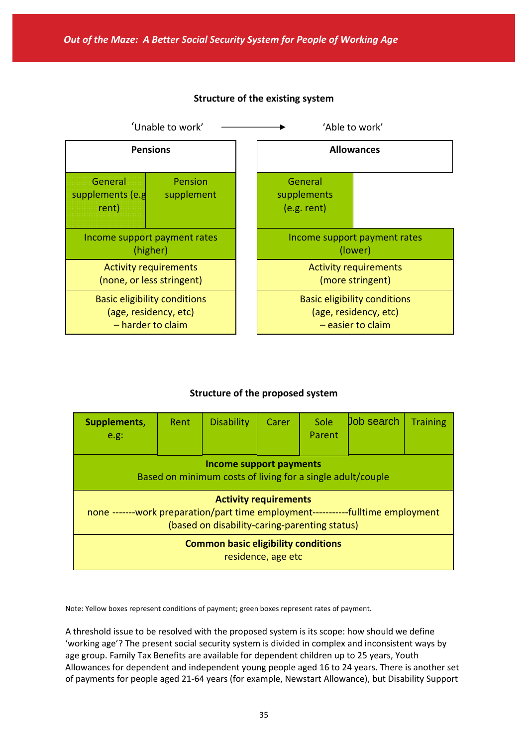**Structure of the existing system**

'Unable to work' → 'Able to work'

| Pensions | | Allowances | |
|---|---|---|---|
| General supplements (e.g rent) | Pension supplement | General supplements (e.g. rent) | |
| Income support payment rates (higher) | | Income support payment rates (lower) | |
| Activity requirements (none, or less stringent) | | Activity requirements (more stringent) | |
| Basic eligibility conditions (age, residency, etc) – harder to claim | | Basic eligibility conditions (age, residency, etc) – easier to claim | |

**Structure of the proposed system**

| **Supplements**, e.g: | Rent | Disability | Carer | Sole Parent | Job search | Training |
|---|---|---|---|---|---|---|
| **Income support payments** Based on minimum costs of living for a single adult/couple | | | | | | |
| **Activity requirements** none -------work preparation/part time employment-----------fulltime employment (based on disability-caring-parenting status) | | | | | | |
| **Common basic eligibility conditions** residence, age etc | | | | | | |

Note: Yellow boxes represent conditions of payment; green boxes represent rates of payment.

A threshold issue to be resolved with the proposed system is its scope: how should we define 'working age'? The present social security system is divided in complex and inconsistent ways by age group. Family Tax Benefits are available for dependent children up to 25 years, Youth Allowances for dependent and independent young people aged 16 to 24 years. There is another set of payments for people aged 21-64 years (for example, Newstart Allowance), but Disability Support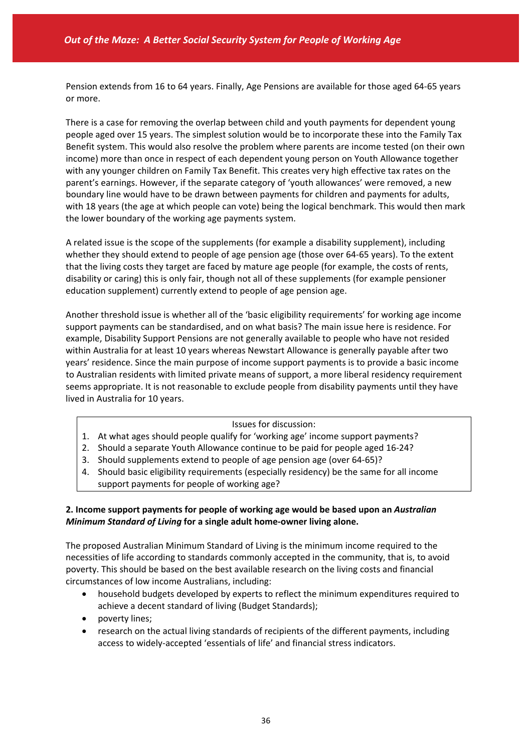Pension extends from 16 to 64 years. Finally, Age Pensions are available for those aged 64-65 years or more.

There is a case for removing the overlap between child and youth payments for dependent young people aged over 15 years. The simplest solution would be to incorporate these into the Family Tax Benefit system. This would also resolve the problem where parents are income tested (on their own income) more than once in respect of each dependent young person on Youth Allowance together with any younger children on Family Tax Benefit. This creates very high effective tax rates on the parent's earnings. However, if the separate category of 'youth allowances' were removed, a new boundary line would have to be drawn between payments for children and payments for adults, with 18 years (the age at which people can vote) being the logical benchmark. This would then mark the lower boundary of the working age payments system.

A related issue is the scope of the supplements (for example a disability supplement), including whether they should extend to people of age pension age (those over 64-65 years). To the extent that the living costs they target are faced by mature age people (for example, the costs of rents, disability or caring) this is only fair, though not all of these supplements (for example pensioner education supplement) currently extend to people of age pension age.

Another threshold issue is whether all of the 'basic eligibility requirements' for working age income support payments can be standardised, and on what basis? The main issue here is residence. For example, Disability Support Pensions are not generally available to people who have not resided within Australia for at least 10 years whereas Newstart Allowance is generally payable after two years' residence. Since the main purpose of income support payments is to provide a basic income to Australian residents with limited private means of support, a more liberal residency requirement seems appropriate. It is not reasonable to exclude people from disability payments until they have lived in Australia for 10 years.

> Issues for discussion:
>
> 1. At what ages should people qualify for 'working age' income support payments?
> 2. Should a separate Youth Allowance continue to be paid for people aged 16-24?
> 3. Should supplements extend to people of age pension age (over 64-65)?
> 4. Should basic eligibility requirements (especially residency) be the same for all income support payments for people of working age?

**2. Income support payments for people of working age would be based upon an *Australian Minimum Standard of Living* for a single adult home-owner living alone.**

The proposed Australian Minimum Standard of Living is the minimum income required to the necessities of life according to standards commonly accepted in the community, that is, to avoid poverty. This should be based on the best available research on the living costs and financial circumstances of low income Australians, including:

- household budgets developed by experts to reflect the minimum expenditures required to achieve a decent standard of living (Budget Standards);
- poverty lines;
- research on the actual living standards of recipients of the different payments, including access to widely-accepted 'essentials of life' and financial stress indicators.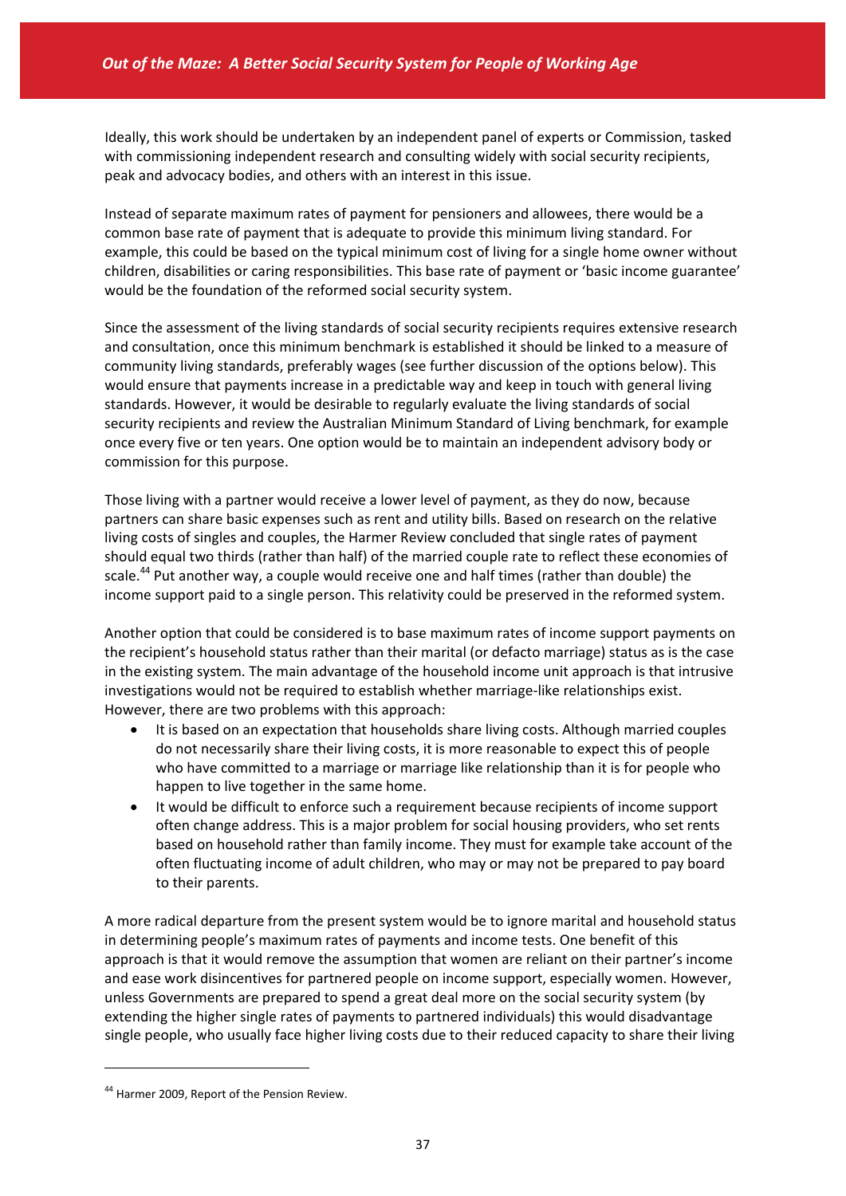Ideally, this work should be undertaken by an independent panel of experts or Commission, tasked with commissioning independent research and consulting widely with social security recipients, peak and advocacy bodies, and others with an interest in this issue.

Instead of separate maximum rates of payment for pensioners and allowees, there would be a common base rate of payment that is adequate to provide this minimum living standard. For example, this could be based on the typical minimum cost of living for a single home owner without children, disabilities or caring responsibilities. This base rate of payment or 'basic income guarantee' would be the foundation of the reformed social security system.

Since the assessment of the living standards of social security recipients requires extensive research and consultation, once this minimum benchmark is established it should be linked to a measure of community living standards, preferably wages (see further discussion of the options below). This would ensure that payments increase in a predictable way and keep in touch with general living standards. However, it would be desirable to regularly evaluate the living standards of social security recipients and review the Australian Minimum Standard of Living benchmark, for example once every five or ten years. One option would be to maintain an independent advisory body or commission for this purpose.

Those living with a partner would receive a lower level of payment, as they do now, because partners can share basic expenses such as rent and utility bills. Based on research on the relative living costs of singles and couples, the Harmer Review concluded that single rates of payment should equal two thirds (rather than half) of the married couple rate to reflect these economies of scale.[44] Put another way, a couple would receive one and half times (rather than double) the income support paid to a single person. This relativity could be preserved in the reformed system.

Another option that could be considered is to base maximum rates of income support payments on the recipient's household status rather than their marital (or defacto marriage) status as is the case in the existing system. The main advantage of the household income unit approach is that intrusive investigations would not be required to establish whether marriage-like relationships exist. However, there are two problems with this approach:

- It is based on an expectation that households share living costs. Although married couples do not necessarily share their living costs, it is more reasonable to expect this of people who have committed to a marriage or marriage like relationship than it is for people who happen to live together in the same home.
- It would be difficult to enforce such a requirement because recipients of income support often change address. This is a major problem for social housing providers, who set rents based on household rather than family income. They must for example take account of the often fluctuating income of adult children, who may or may not be prepared to pay board to their parents.

A more radical departure from the present system would be to ignore marital and household status in determining people's maximum rates of payments and income tests. One benefit of this approach is that it would remove the assumption that women are reliant on their partner's income and ease work disincentives for partnered people on income support, especially women. However, unless Governments are prepared to spend a great deal more on the social security system (by extending the higher single rates of payments to partnered individuals) this would disadvantage single people, who usually face higher living costs due to their reduced capacity to share their living

---

[44] Harmer 2009, Report of the Pension Review.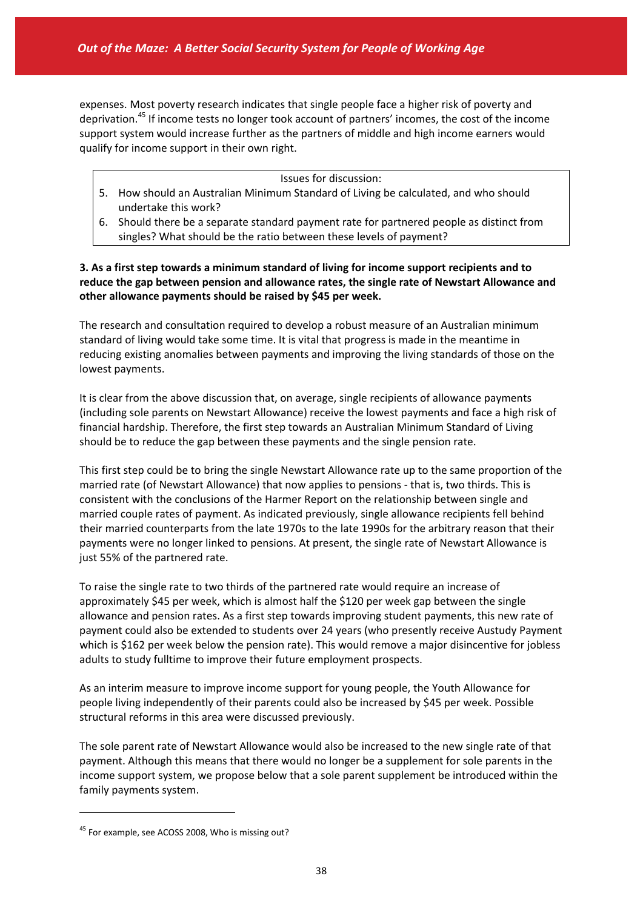expenses. Most poverty research indicates that single people face a higher risk of poverty and deprivation.[45] If income tests no longer took account of partners' incomes, the cost of the income support system would increase further as the partners of middle and high income earners would qualify for income support in their own right.

> Issues for discussion:
>
> 5. How should an Australian Minimum Standard of Living be calculated, and who should undertake this work?
> 6. Should there be a separate standard payment rate for partnered people as distinct from singles? What should be the ratio between these levels of payment?

**3. As a first step towards a minimum standard of living for income support recipients and to reduce the gap between pension and allowance rates, the single rate of Newstart Allowance and other allowance payments should be raised by $45 per week.**

The research and consultation required to develop a robust measure of an Australian minimum standard of living would take some time. It is vital that progress is made in the meantime in reducing existing anomalies between payments and improving the living standards of those on the lowest payments.

It is clear from the above discussion that, on average, single recipients of allowance payments (including sole parents on Newstart Allowance) receive the lowest payments and face a high risk of financial hardship. Therefore, the first step towards an Australian Minimum Standard of Living should be to reduce the gap between these payments and the single pension rate.

This first step could be to bring the single Newstart Allowance rate up to the same proportion of the married rate (of Newstart Allowance) that now applies to pensions - that is, two thirds. This is consistent with the conclusions of the Harmer Report on the relationship between single and married couple rates of payment. As indicated previously, single allowance recipients fell behind their married counterparts from the late 1970s to the late 1990s for the arbitrary reason that their payments were no longer linked to pensions. At present, the single rate of Newstart Allowance is just 55% of the partnered rate.

To raise the single rate to two thirds of the partnered rate would require an increase of approximately $45 per week, which is almost half the $120 per week gap between the single allowance and pension rates. As a first step towards improving student payments, this new rate of payment could also be extended to students over 24 years (who presently receive Austudy Payment which is $162 per week below the pension rate). This would remove a major disincentive for jobless adults to study fulltime to improve their future employment prospects.

As an interim measure to improve income support for young people, the Youth Allowance for people living independently of their parents could also be increased by $45 per week. Possible structural reforms in this area were discussed previously.

The sole parent rate of Newstart Allowance would also be increased to the new single rate of that payment. Although this means that there would no longer be a supplement for sole parents in the income support system, we propose below that a sole parent supplement be introduced within the family payments system.

---

[45] For example, see ACOSS 2008, Who is missing out?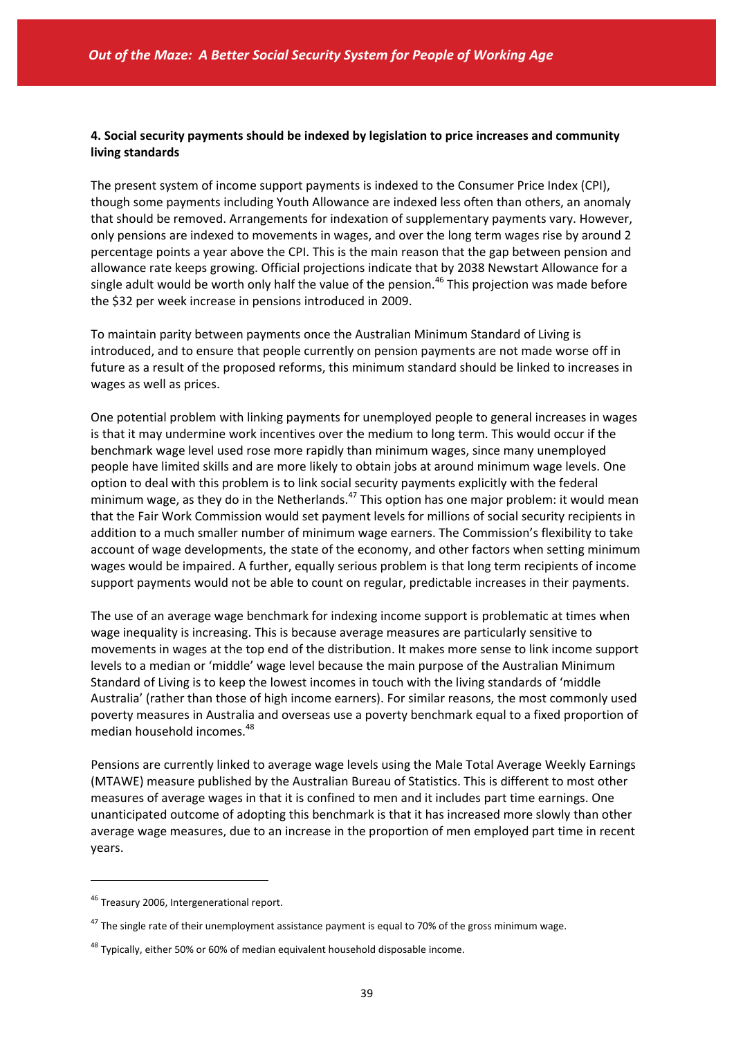**4. Social security payments should be indexed by legislation to price increases and community living standards**

The present system of income support payments is indexed to the Consumer Price Index (CPI), though some payments including Youth Allowance are indexed less often than others, an anomaly that should be removed. Arrangements for indexation of supplementary payments vary. However, only pensions are indexed to movements in wages, and over the long term wages rise by around 2 percentage points a year above the CPI. This is the main reason that the gap between pension and allowance rate keeps growing. Official projections indicate that by 2038 Newstart Allowance for a single adult would be worth only half the value of the pension.[46] This projection was made before the $32 per week increase in pensions introduced in 2009.

To maintain parity between payments once the Australian Minimum Standard of Living is introduced, and to ensure that people currently on pension payments are not made worse off in future as a result of the proposed reforms, this minimum standard should be linked to increases in wages as well as prices.

One potential problem with linking payments for unemployed people to general increases in wages is that it may undermine work incentives over the medium to long term. This would occur if the benchmark wage level used rose more rapidly than minimum wages, since many unemployed people have limited skills and are more likely to obtain jobs at around minimum wage levels. One option to deal with this problem is to link social security payments explicitly with the federal minimum wage, as they do in the Netherlands.[47] This option has one major problem: it would mean that the Fair Work Commission would set payment levels for millions of social security recipients in addition to a much smaller number of minimum wage earners. The Commission's flexibility to take account of wage developments, the state of the economy, and other factors when setting minimum wages would be impaired. A further, equally serious problem is that long term recipients of income support payments would not be able to count on regular, predictable increases in their payments.

The use of an average wage benchmark for indexing income support is problematic at times when wage inequality is increasing. This is because average measures are particularly sensitive to movements in wages at the top end of the distribution. It makes more sense to link income support levels to a median or 'middle' wage level because the main purpose of the Australian Minimum Standard of Living is to keep the lowest incomes in touch with the living standards of 'middle Australia' (rather than those of high income earners). For similar reasons, the most commonly used poverty measures in Australia and overseas use a poverty benchmark equal to a fixed proportion of median household incomes.[48]

Pensions are currently linked to average wage levels using the Male Total Average Weekly Earnings (MTAWE) measure published by the Australian Bureau of Statistics. This is different to most other measures of average wages in that it is confined to men and it includes part time earnings. One unanticipated outcome of adopting this benchmark is that it has increased more slowly than other average wage measures, due to an increase in the proportion of men employed part time in recent years.

---

[46] Treasury 2006, Intergenerational report.

[47] The single rate of their unemployment assistance payment is equal to 70% of the gross minimum wage.

[48] Typically, either 50% or 60% of median equivalent household disposable income.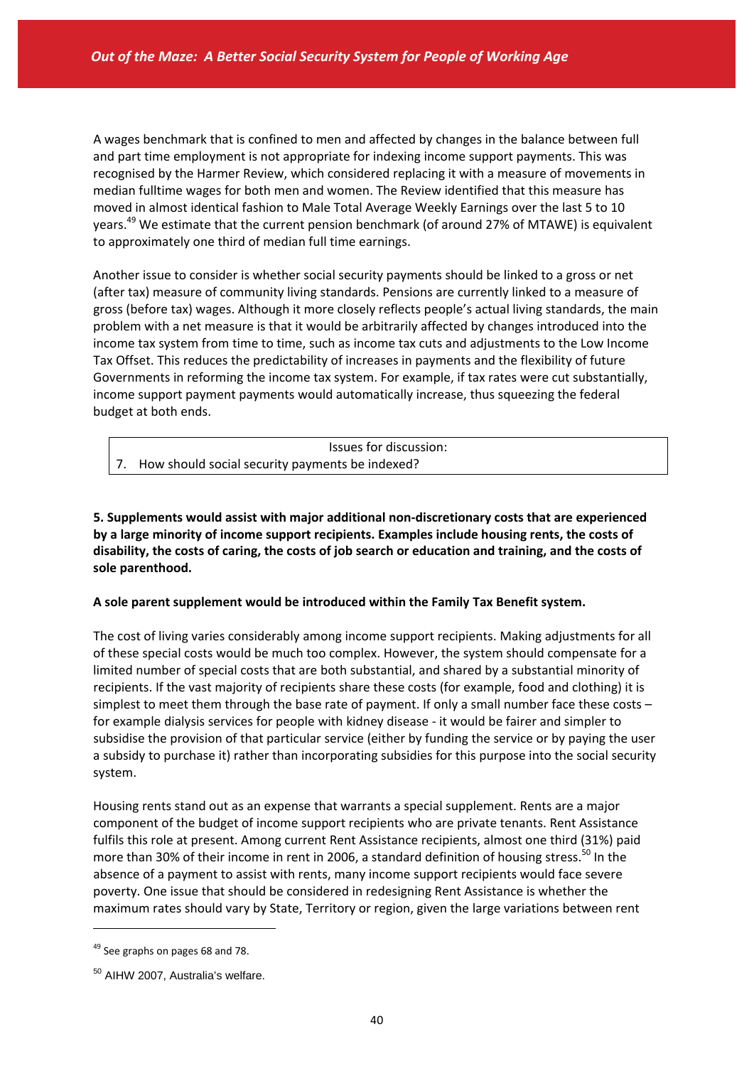A wages benchmark that is confined to men and affected by changes in the balance between full and part time employment is not appropriate for indexing income support payments. This was recognised by the Harmer Review, which considered replacing it with a measure of movements in median fulltime wages for both men and women. The Review identified that this measure has moved in almost identical fashion to Male Total Average Weekly Earnings over the last 5 to 10 years.[49] We estimate that the current pension benchmark (of around 27% of MTAWE) is equivalent to approximately one third of median full time earnings.

Another issue to consider is whether social security payments should be linked to a gross or net (after tax) measure of community living standards. Pensions are currently linked to a measure of gross (before tax) wages. Although it more closely reflects people's actual living standards, the main problem with a net measure is that it would be arbitrarily affected by changes introduced into the income tax system from time to time, such as income tax cuts and adjustments to the Low Income Tax Offset. This reduces the predictability of increases in payments and the flexibility of future Governments in reforming the income tax system. For example, if tax rates were cut substantially, income support payment payments would automatically increase, thus squeezing the federal budget at both ends.

| Issues for discussion: |
|---|
| 7. How should social security payments be indexed? |

**5. Supplements would assist with major additional non-discretionary costs that are experienced by a large minority of income support recipients. Examples include housing rents, the costs of disability, the costs of caring, the costs of job search or education and training, and the costs of sole parenthood.**

**A sole parent supplement would be introduced within the Family Tax Benefit system.**

The cost of living varies considerably among income support recipients. Making adjustments for all of these special costs would be much too complex. However, the system should compensate for a limited number of special costs that are both substantial, and shared by a substantial minority of recipients. If the vast majority of recipients share these costs (for example, food and clothing) it is simplest to meet them through the base rate of payment. If only a small number face these costs – for example dialysis services for people with kidney disease - it would be fairer and simpler to subsidise the provision of that particular service (either by funding the service or by paying the user a subsidy to purchase it) rather than incorporating subsidies for this purpose into the social security system.

Housing rents stand out as an expense that warrants a special supplement. Rents are a major component of the budget of income support recipients who are private tenants. Rent Assistance fulfils this role at present. Among current Rent Assistance recipients, almost one third (31%) paid more than 30% of their income in rent in 2006, a standard definition of housing stress.[50] In the absence of a payment to assist with rents, many income support recipients would face severe poverty. One issue that should be considered in redesigning Rent Assistance is whether the maximum rates should vary by State, Territory or region, given the large variations between rent

[49] See graphs on pages 68 and 78.

[50] AIHW 2007, Australia's welfare.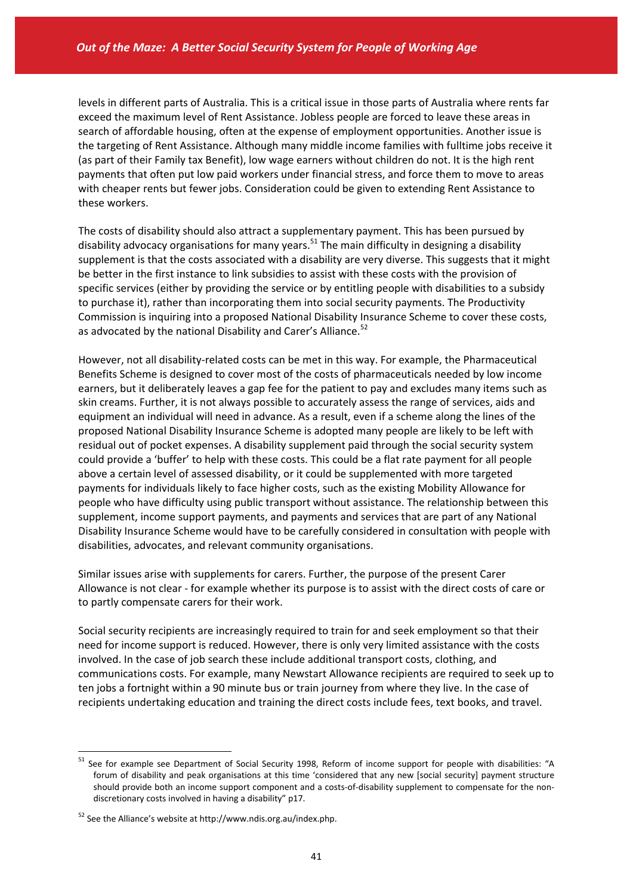levels in different parts of Australia. This is a critical issue in those parts of Australia where rents far exceed the maximum level of Rent Assistance. Jobless people are forced to leave these areas in search of affordable housing, often at the expense of employment opportunities. Another issue is the targeting of Rent Assistance. Although many middle income families with fulltime jobs receive it (as part of their Family tax Benefit), low wage earners without children do not. It is the high rent payments that often put low paid workers under financial stress, and force them to move to areas with cheaper rents but fewer jobs. Consideration could be given to extending Rent Assistance to these workers.

The costs of disability should also attract a supplementary payment. This has been pursued by disability advocacy organisations for many years.[51] The main difficulty in designing a disability supplement is that the costs associated with a disability are very diverse. This suggests that it might be better in the first instance to link subsidies to assist with these costs with the provision of specific services (either by providing the service or by entitling people with disabilities to a subsidy to purchase it), rather than incorporating them into social security payments. The Productivity Commission is inquiring into a proposed National Disability Insurance Scheme to cover these costs, as advocated by the national Disability and Carer's Alliance.[52]

However, not all disability-related costs can be met in this way. For example, the Pharmaceutical Benefits Scheme is designed to cover most of the costs of pharmaceuticals needed by low income earners, but it deliberately leaves a gap fee for the patient to pay and excludes many items such as skin creams. Further, it is not always possible to accurately assess the range of services, aids and equipment an individual will need in advance. As a result, even if a scheme along the lines of the proposed National Disability Insurance Scheme is adopted many people are likely to be left with residual out of pocket expenses. A disability supplement paid through the social security system could provide a 'buffer' to help with these costs. This could be a flat rate payment for all people above a certain level of assessed disability, or it could be supplemented with more targeted payments for individuals likely to face higher costs, such as the existing Mobility Allowance for people who have difficulty using public transport without assistance. The relationship between this supplement, income support payments, and payments and services that are part of any National Disability Insurance Scheme would have to be carefully considered in consultation with people with disabilities, advocates, and relevant community organisations.

Similar issues arise with supplements for carers. Further, the purpose of the present Carer Allowance is not clear - for example whether its purpose is to assist with the direct costs of care or to partly compensate carers for their work.

Social security recipients are increasingly required to train for and seek employment so that their need for income support is reduced. However, there is only very limited assistance with the costs involved. In the case of job search these include additional transport costs, clothing, and communications costs. For example, many Newstart Allowance recipients are required to seek up to ten jobs a fortnight within a 90 minute bus or train journey from where they live. In the case of recipients undertaking education and training the direct costs include fees, text books, and travel.

---

[51] See for example see Department of Social Security 1998, Reform of income support for people with disabilities: "A forum of disability and peak organisations at this time 'considered that any new [social security] payment structure should provide both an income support component and a costs-of-disability supplement to compensate for the non-discretionary costs involved in having a disability" p17.

[52] See the Alliance's website at http://www.ndis.org.au/index.php.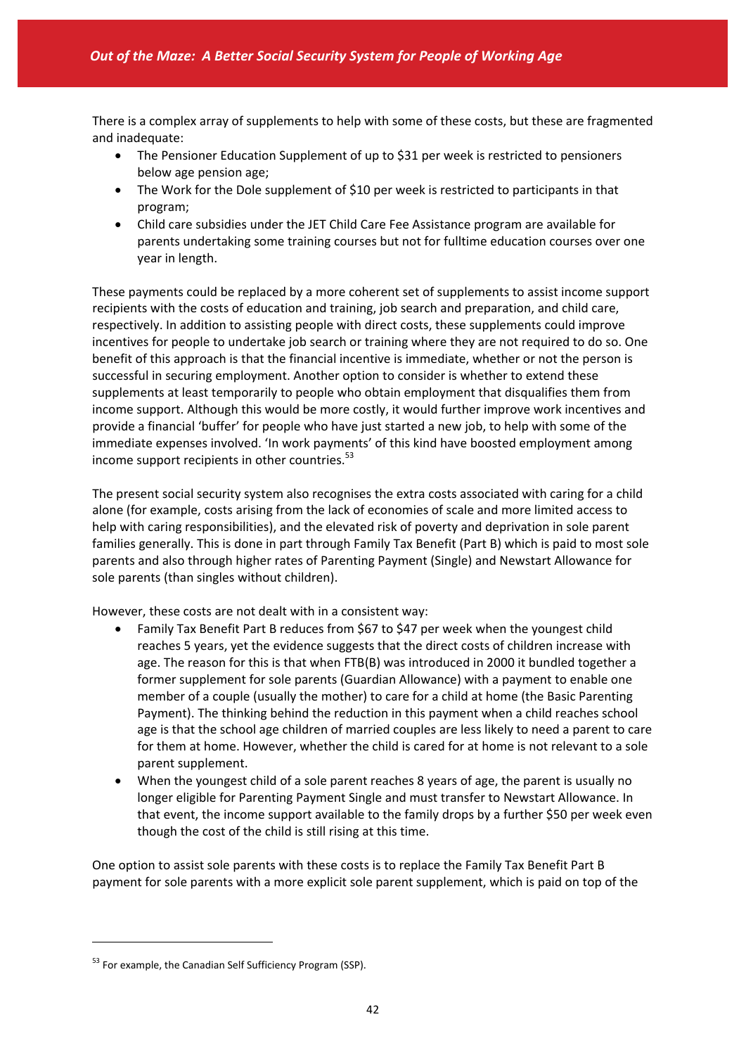There is a complex array of supplements to help with some of these costs, but these are fragmented and inadequate:

- The Pensioner Education Supplement of up to $31 per week is restricted to pensioners below age pension age;
- The Work for the Dole supplement of $10 per week is restricted to participants in that program;
- Child care subsidies under the JET Child Care Fee Assistance program are available for parents undertaking some training courses but not for fulltime education courses over one year in length.

These payments could be replaced by a more coherent set of supplements to assist income support recipients with the costs of education and training, job search and preparation, and child care, respectively. In addition to assisting people with direct costs, these supplements could improve incentives for people to undertake job search or training where they are not required to do so. One benefit of this approach is that the financial incentive is immediate, whether or not the person is successful in securing employment. Another option to consider is whether to extend these supplements at least temporarily to people who obtain employment that disqualifies them from income support. Although this would be more costly, it would further improve work incentives and provide a financial 'buffer' for people who have just started a new job, to help with some of the immediate expenses involved. 'In work payments' of this kind have boosted employment among income support recipients in other countries.[53]

The present social security system also recognises the extra costs associated with caring for a child alone (for example, costs arising from the lack of economies of scale and more limited access to help with caring responsibilities), and the elevated risk of poverty and deprivation in sole parent families generally. This is done in part through Family Tax Benefit (Part B) which is paid to most sole parents and also through higher rates of Parenting Payment (Single) and Newstart Allowance for sole parents (than singles without children).

However, these costs are not dealt with in a consistent way:

- Family Tax Benefit Part B reduces from $67 to $47 per week when the youngest child reaches 5 years, yet the evidence suggests that the direct costs of children increase with age. The reason for this is that when FTB(B) was introduced in 2000 it bundled together a former supplement for sole parents (Guardian Allowance) with a payment to enable one member of a couple (usually the mother) to care for a child at home (the Basic Parenting Payment). The thinking behind the reduction in this payment when a child reaches school age is that the school age children of married couples are less likely to need a parent to care for them at home. However, whether the child is cared for at home is not relevant to a sole parent supplement.
- When the youngest child of a sole parent reaches 8 years of age, the parent is usually no longer eligible for Parenting Payment Single and must transfer to Newstart Allowance. In that event, the income support available to the family drops by a further $50 per week even though the cost of the child is still rising at this time.

One option to assist sole parents with these costs is to replace the Family Tax Benefit Part B payment for sole parents with a more explicit sole parent supplement, which is paid on top of the

---

[53] For example, the Canadian Self Sufficiency Program (SSP).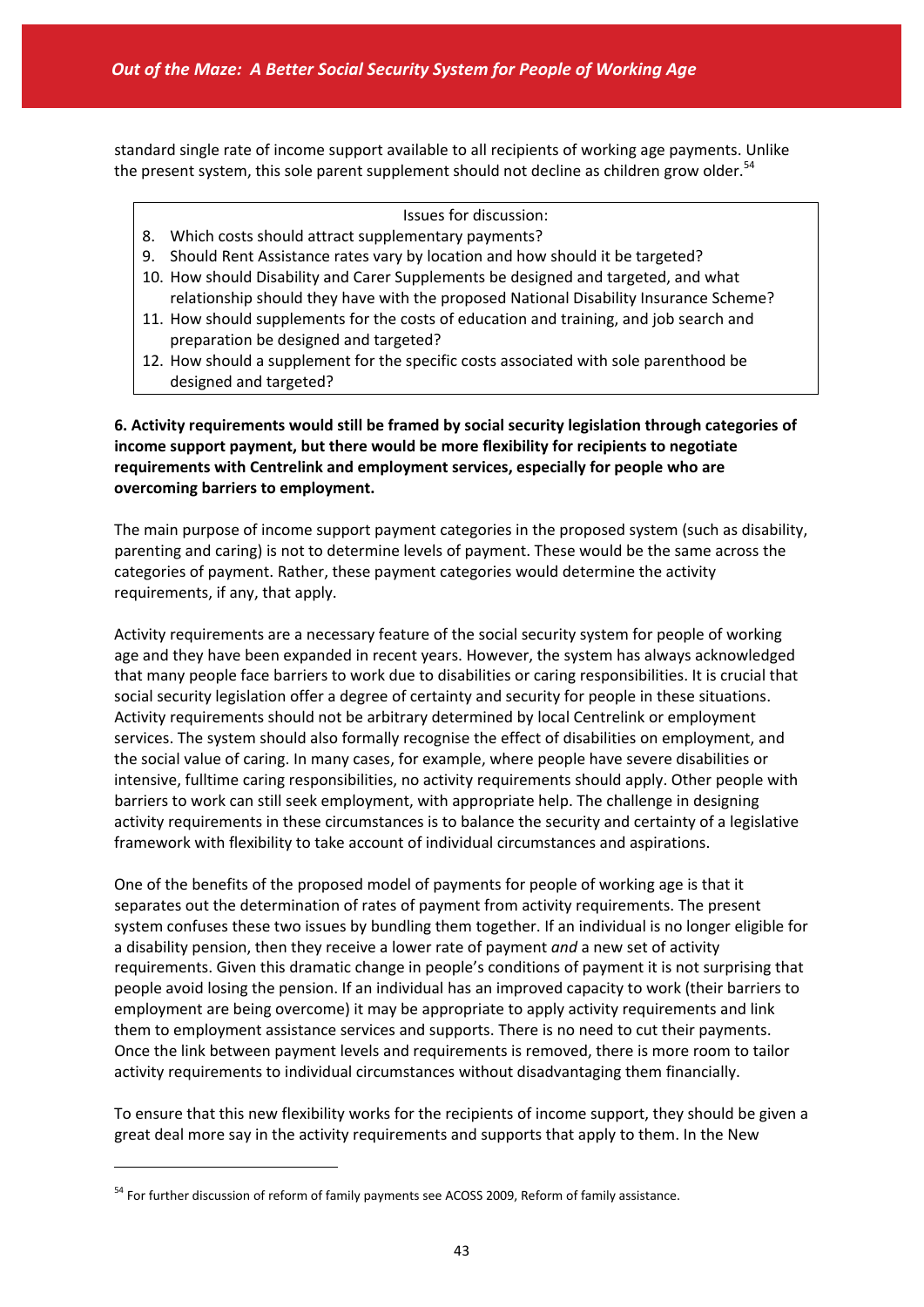standard single rate of income support available to all recipients of working age payments. Unlike the present system, this sole parent supplement should not decline as children grow older.[54]

> Issues for discussion:
>
> 8. Which costs should attract supplementary payments?
> 9. Should Rent Assistance rates vary by location and how should it be targeted?
> 10. How should Disability and Carer Supplements be designed and targeted, and what relationship should they have with the proposed National Disability Insurance Scheme?
> 11. How should supplements for the costs of education and training, and job search and preparation be designed and targeted?
> 12. How should a supplement for the specific costs associated with sole parenthood be designed and targeted?

**6. Activity requirements would still be framed by social security legislation through categories of income support payment, but there would be more flexibility for recipients to negotiate requirements with Centrelink and employment services, especially for people who are overcoming barriers to employment.**

The main purpose of income support payment categories in the proposed system (such as disability, parenting and caring) is not to determine levels of payment. These would be the same across the categories of payment. Rather, these payment categories would determine the activity requirements, if any, that apply.

Activity requirements are a necessary feature of the social security system for people of working age and they have been expanded in recent years. However, the system has always acknowledged that many people face barriers to work due to disabilities or caring responsibilities. It is crucial that social security legislation offer a degree of certainty and security for people in these situations. Activity requirements should not be arbitrary determined by local Centrelink or employment services. The system should also formally recognise the effect of disabilities on employment, and the social value of caring. In many cases, for example, where people have severe disabilities or intensive, fulltime caring responsibilities, no activity requirements should apply. Other people with barriers to work can still seek employment, with appropriate help. The challenge in designing activity requirements in these circumstances is to balance the security and certainty of a legislative framework with flexibility to take account of individual circumstances and aspirations.

One of the benefits of the proposed model of payments for people of working age is that it separates out the determination of rates of payment from activity requirements. The present system confuses these two issues by bundling them together. If an individual is no longer eligible for a disability pension, then they receive a lower rate of payment *and* a new set of activity requirements. Given this dramatic change in people's conditions of payment it is not surprising that people avoid losing the pension. If an individual has an improved capacity to work (their barriers to employment are being overcome) it may be appropriate to apply activity requirements and link them to employment assistance services and supports. There is no need to cut their payments. Once the link between payment levels and requirements is removed, there is more room to tailor activity requirements to individual circumstances without disadvantaging them financially.

To ensure that this new flexibility works for the recipients of income support, they should be given a great deal more say in the activity requirements and supports that apply to them. In the New

[54] For further discussion of reform of family payments see ACOSS 2009, Reform of family assistance.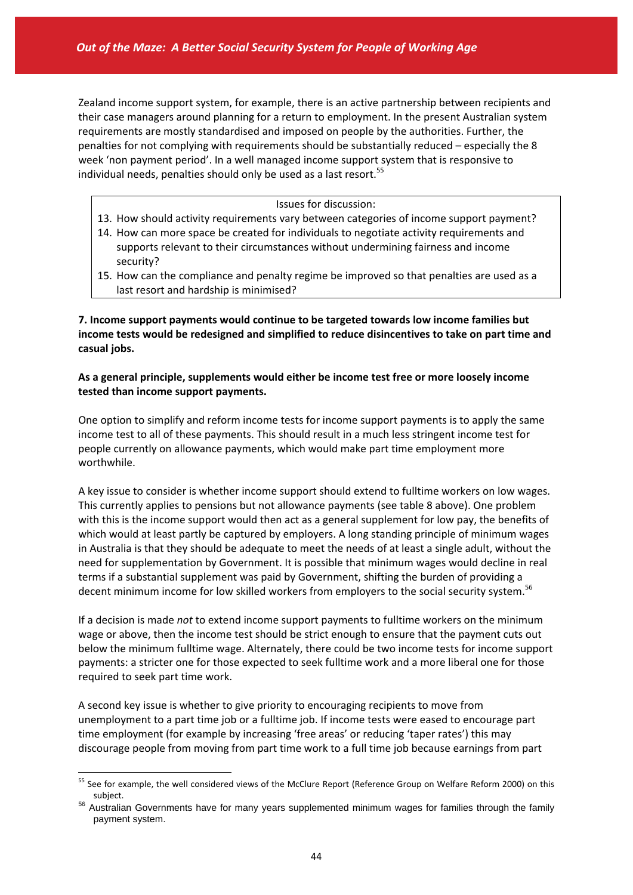Zealand income support system, for example, there is an active partnership between recipients and their case managers around planning for a return to employment. In the present Australian system requirements are mostly standardised and imposed on people by the authorities. Further, the penalties for not complying with requirements should be substantially reduced – especially the 8 week 'non payment period'. In a well managed income support system that is responsive to individual needs, penalties should only be used as a last resort.[55]

> Issues for discussion:
>
> 13. How should activity requirements vary between categories of income support payment?
> 14. How can more space be created for individuals to negotiate activity requirements and supports relevant to their circumstances without undermining fairness and income security?
> 15. How can the compliance and penalty regime be improved so that penalties are used as a last resort and hardship is minimised?

**7. Income support payments would continue to be targeted towards low income families but income tests would be redesigned and simplified to reduce disincentives to take on part time and casual jobs.**

**As a general principle, supplements would either be income test free or more loosely income tested than income support payments.**

One option to simplify and reform income tests for income support payments is to apply the same income test to all of these payments. This should result in a much less stringent income test for people currently on allowance payments, which would make part time employment more worthwhile.

A key issue to consider is whether income support should extend to fulltime workers on low wages. This currently applies to pensions but not allowance payments (see table 8 above). One problem with this is the income support would then act as a general supplement for low pay, the benefits of which would at least partly be captured by employers. A long standing principle of minimum wages in Australia is that they should be adequate to meet the needs of at least a single adult, without the need for supplementation by Government. It is possible that minimum wages would decline in real terms if a substantial supplement was paid by Government, shifting the burden of providing a decent minimum income for low skilled workers from employers to the social security system.[56]

If a decision is made *not* to extend income support payments to fulltime workers on the minimum wage or above, then the income test should be strict enough to ensure that the payment cuts out below the minimum fulltime wage. Alternately, there could be two income tests for income support payments: a stricter one for those expected to seek fulltime work and a more liberal one for those required to seek part time work.

A second key issue is whether to give priority to encouraging recipients to move from unemployment to a part time job or a fulltime job. If income tests were eased to encourage part time employment (for example by increasing 'free areas' or reducing 'taper rates') this may discourage people from moving from part time work to a full time job because earnings from part

---

[55] See for example, the well considered views of the McClure Report (Reference Group on Welfare Reform 2000) on this subject.

[56] Australian Governments have for many years supplemented minimum wages for families through the family payment system.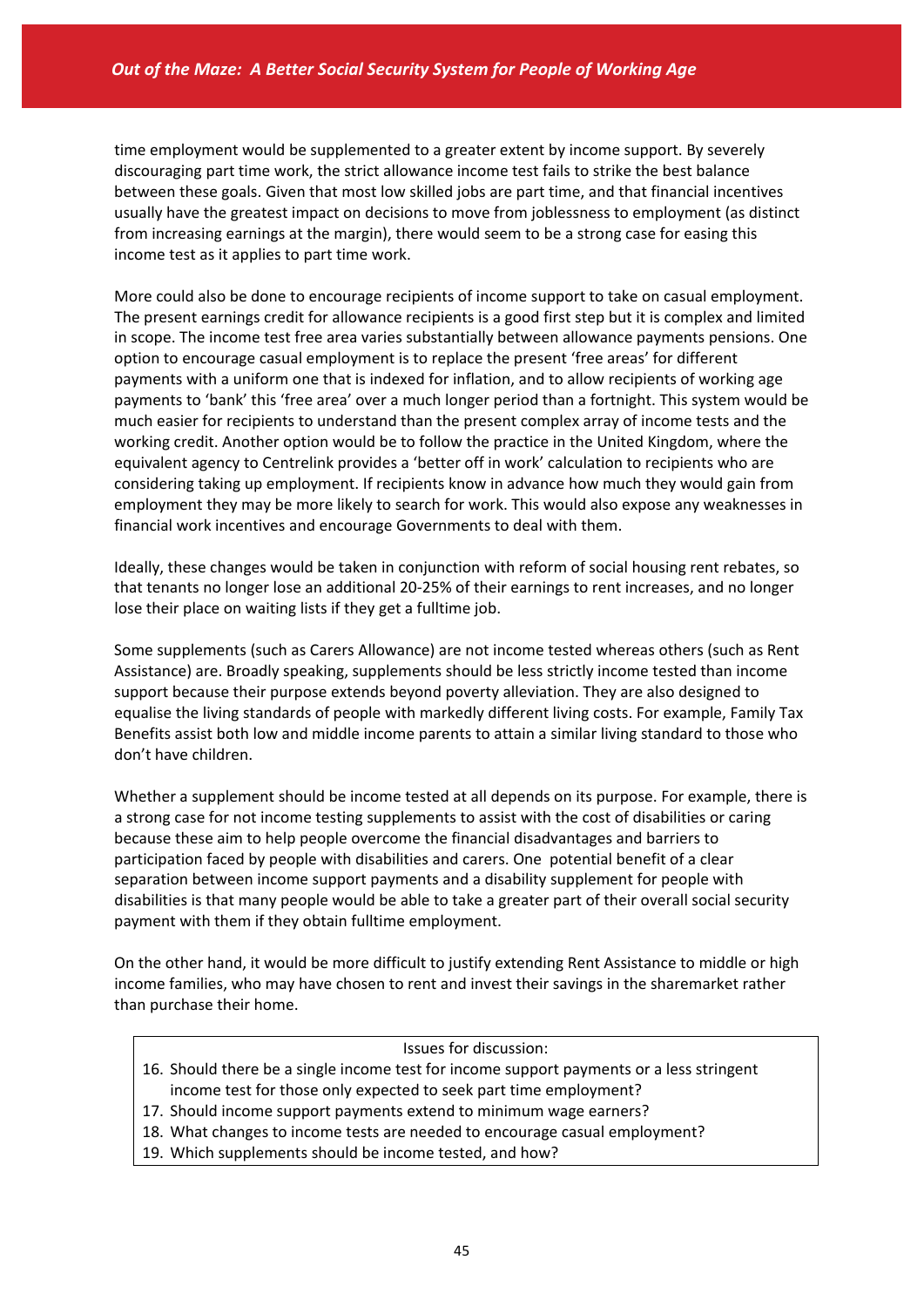time employment would be supplemented to a greater extent by income support. By severely discouraging part time work, the strict allowance income test fails to strike the best balance between these goals. Given that most low skilled jobs are part time, and that financial incentives usually have the greatest impact on decisions to move from joblessness to employment (as distinct from increasing earnings at the margin), there would seem to be a strong case for easing this income test as it applies to part time work.

More could also be done to encourage recipients of income support to take on casual employment. The present earnings credit for allowance recipients is a good first step but it is complex and limited in scope. The income test free area varies substantially between allowance payments pensions. One option to encourage casual employment is to replace the present 'free areas' for different payments with a uniform one that is indexed for inflation, and to allow recipients of working age payments to 'bank' this 'free area' over a much longer period than a fortnight. This system would be much easier for recipients to understand than the present complex array of income tests and the working credit. Another option would be to follow the practice in the United Kingdom, where the equivalent agency to Centrelink provides a 'better off in work' calculation to recipients who are considering taking up employment. If recipients know in advance how much they would gain from employment they may be more likely to search for work. This would also expose any weaknesses in financial work incentives and encourage Governments to deal with them.

Ideally, these changes would be taken in conjunction with reform of social housing rent rebates, so that tenants no longer lose an additional 20-25% of their earnings to rent increases, and no longer lose their place on waiting lists if they get a fulltime job.

Some supplements (such as Carers Allowance) are not income tested whereas others (such as Rent Assistance) are. Broadly speaking, supplements should be less strictly income tested than income support because their purpose extends beyond poverty alleviation. They are also designed to equalise the living standards of people with markedly different living costs. For example, Family Tax Benefits assist both low and middle income parents to attain a similar living standard to those who don't have children.

Whether a supplement should be income tested at all depends on its purpose. For example, there is a strong case for not income testing supplements to assist with the cost of disabilities or caring because these aim to help people overcome the financial disadvantages and barriers to participation faced by people with disabilities and carers. One potential benefit of a clear separation between income support payments and a disability supplement for people with disabilities is that many people would be able to take a greater part of their overall social security payment with them if they obtain fulltime employment.

On the other hand, it would be more difficult to justify extending Rent Assistance to middle or high income families, who may have chosen to rent and invest their savings in the sharemarket rather than purchase their home.

Issues for discussion:

16. Should there be a single income test for income support payments or a less stringent income test for those only expected to seek part time employment?
17. Should income support payments extend to minimum wage earners?
18. What changes to income tests are needed to encourage casual employment?
19. Which supplements should be income tested, and how?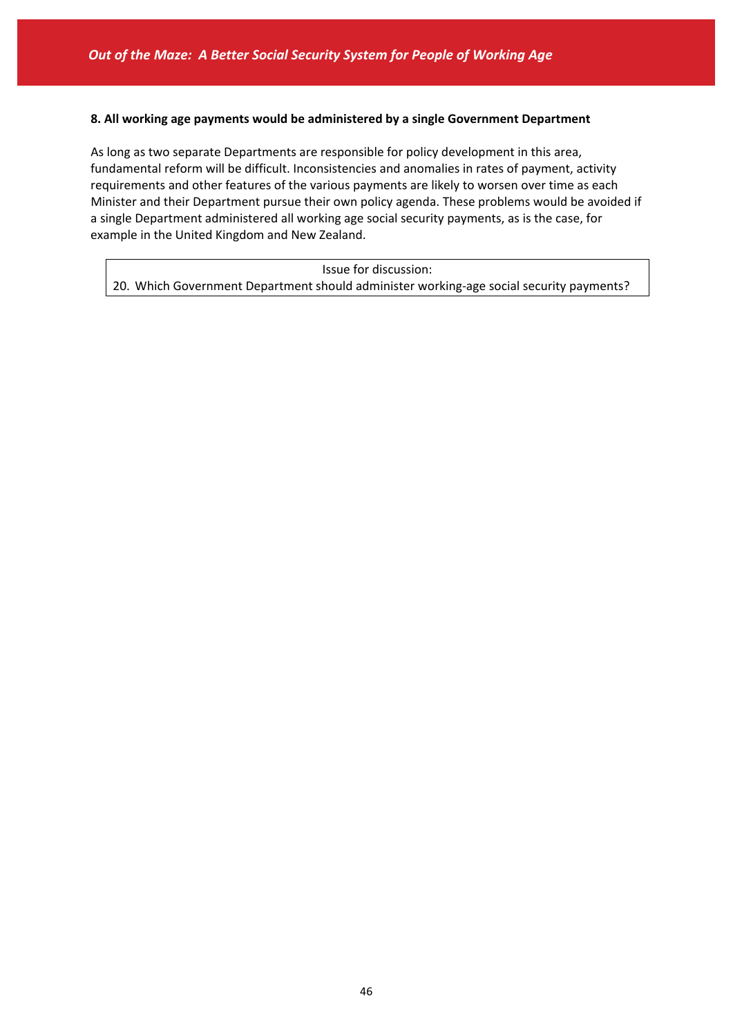**8. All working age payments would be administered by a single Government Department**

As long as two separate Departments are responsible for policy development in this area, fundamental reform will be difficult. Inconsistencies and anomalies in rates of payment, activity requirements and other features of the various payments are likely to worsen over time as each Minister and their Department pursue their own policy agenda. These problems would be avoided if a single Department administered all working age social security payments, as is the case, for example in the United Kingdom and New Zealand.

| Issue for discussion: |
|---|
| 20. Which Government Department should administer working-age social security payments? |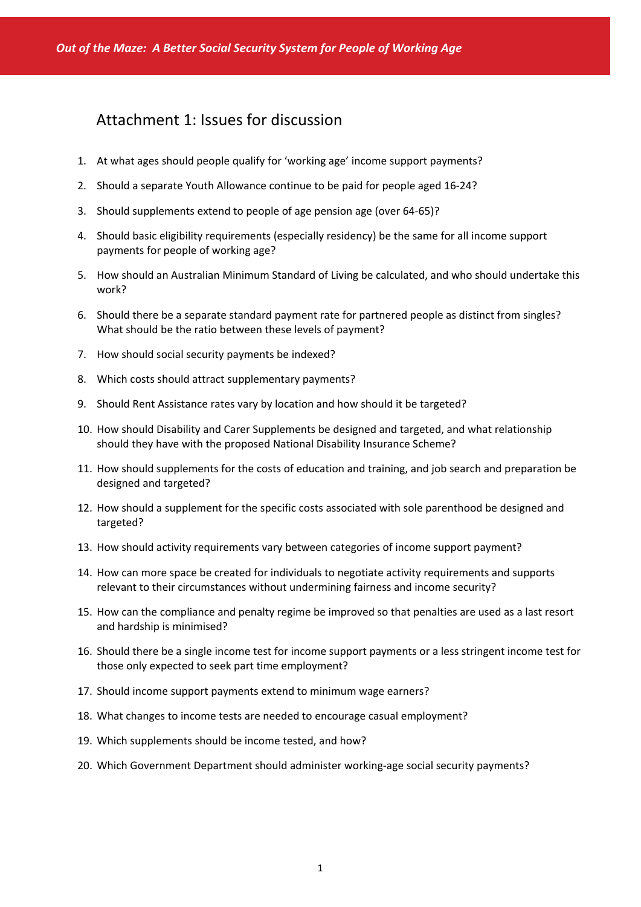## Attachment 1: Issues for discussion

1. At what ages should people qualify for 'working age' income support payments?
2. Should a separate Youth Allowance continue to be paid for people aged 16-24?
3. Should supplements extend to people of age pension age (over 64-65)?
4. Should basic eligibility requirements (especially residency) be the same for all income support payments for people of working age?
5. How should an Australian Minimum Standard of Living be calculated, and who should undertake this work?
6. Should there be a separate standard payment rate for partnered people as distinct from singles? What should be the ratio between these levels of payment?
7. How should social security payments be indexed?
8. Which costs should attract supplementary payments?
9. Should Rent Assistance rates vary by location and how should it be targeted?
10. How should Disability and Carer Supplements be designed and targeted, and what relationship should they have with the proposed National Disability Insurance Scheme?
11. How should supplements for the costs of education and training, and job search and preparation be designed and targeted?
12. How should a supplement for the specific costs associated with sole parenthood be designed and targeted?
13. How should activity requirements vary between categories of income support payment?
14. How can more space be created for individuals to negotiate activity requirements and supports relevant to their circumstances without undermining fairness and income security?
15. How can the compliance and penalty regime be improved so that penalties are used as a last resort and hardship is minimised?
16. Should there be a single income test for income support payments or a less stringent income test for those only expected to seek part time employment?
17. Should income support payments extend to minimum wage earners?
18. What changes to income tests are needed to encourage casual employment?
19. Which supplements should be income tested, and how?
20. Which Government Department should administer working-age social security payments?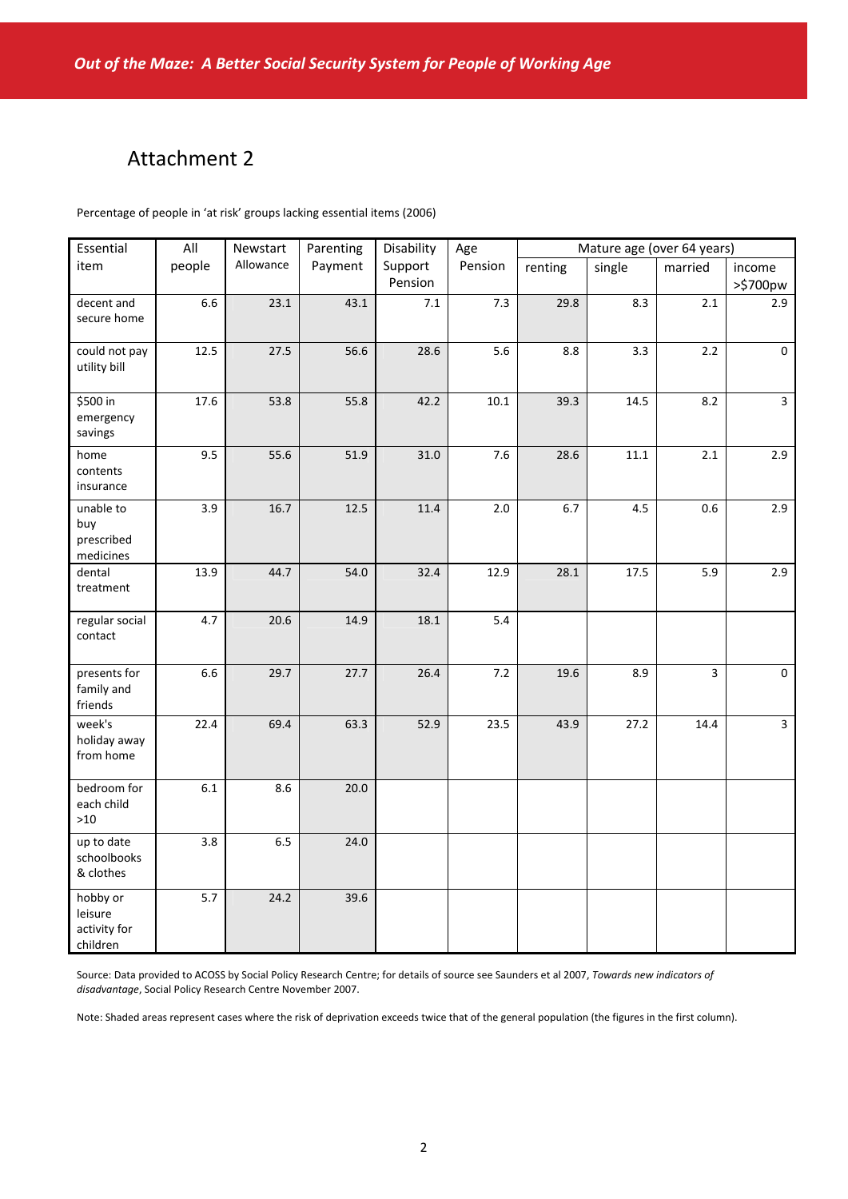# Attachment 2

Percentage of people in 'at risk' groups lacking essential items (2006)

| Essential item | All people | Newstart Allowance | Parenting Payment | Disability Support Pension | Age Pension | Mature age (over 64 years) | | | |
|---|---|---|---|---|---|---|---|---|---|
| | | | | | | renting | single | married | income >$700pw |
| decent and secure home | 6.6 | 23.1 | 43.1 | 7.1 | 7.3 | 29.8 | 8.3 | 2.1 | 2.9 |
| could not pay utility bill | 12.5 | 27.5 | 56.6 | 28.6 | 5.6 | 8.8 | 3.3 | 2.2 | 0 |
| $500 in emergency savings | 17.6 | 53.8 | 55.8 | 42.2 | 10.1 | 39.3 | 14.5 | 8.2 | 3 |
| home contents insurance | 9.5 | 55.6 | 51.9 | 31.0 | 7.6 | 28.6 | 11.1 | 2.1 | 2.9 |
| unable to buy prescribed medicines | 3.9 | 16.7 | 12.5 | 11.4 | 2.0 | 6.7 | 4.5 | 0.6 | 2.9 |
| dental treatment | 13.9 | 44.7 | 54.0 | 32.4 | 12.9 | 28.1 | 17.5 | 5.9 | 2.9 |
| regular social contact | 4.7 | 20.6 | 14.9 | 18.1 | 5.4 | | | | |
| presents for family and friends | 6.6 | 29.7 | 27.7 | 26.4 | 7.2 | 19.6 | 8.9 | 3 | 0 |
| week's holiday away from home | 22.4 | 69.4 | 63.3 | 52.9 | 23.5 | 43.9 | 27.2 | 14.4 | 3 |
| bedroom for each child >10 | 6.1 | 8.6 | 20.0 | | | | | | |
| up to date schoolbooks & clothes | 3.8 | 6.5 | 24.0 | | | | | | |
| hobby or leisure activity for children | 5.7 | 24.2 | 39.6 | | | | | | |

Source: Data provided to ACOSS by Social Policy Research Centre; for details of source see Saunders et al 2007, *Towards new indicators of disadvantage*, Social Policy Research Centre November 2007.

Note: Shaded areas represent cases where the risk of deprivation exceeds twice that of the general population (the figures in the first column).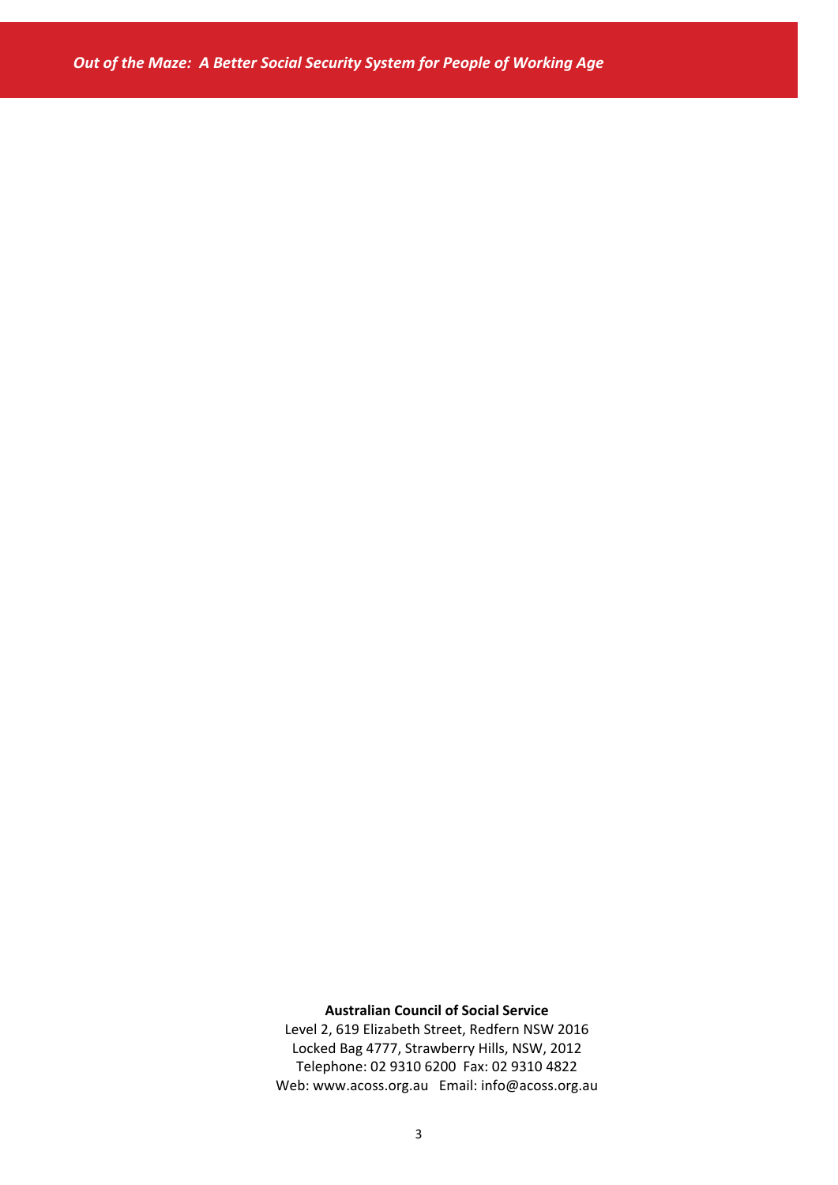**Australian Council of Social Service**

Level 2, 619 Elizabeth Street, Redfern NSW 2016

Locked Bag 4777, Strawberry Hills, NSW, 2012

Telephone: 02 9310 6200 Fax: 02 9310 4822

Web: www.acoss.org.au Email: info@acoss.org.au